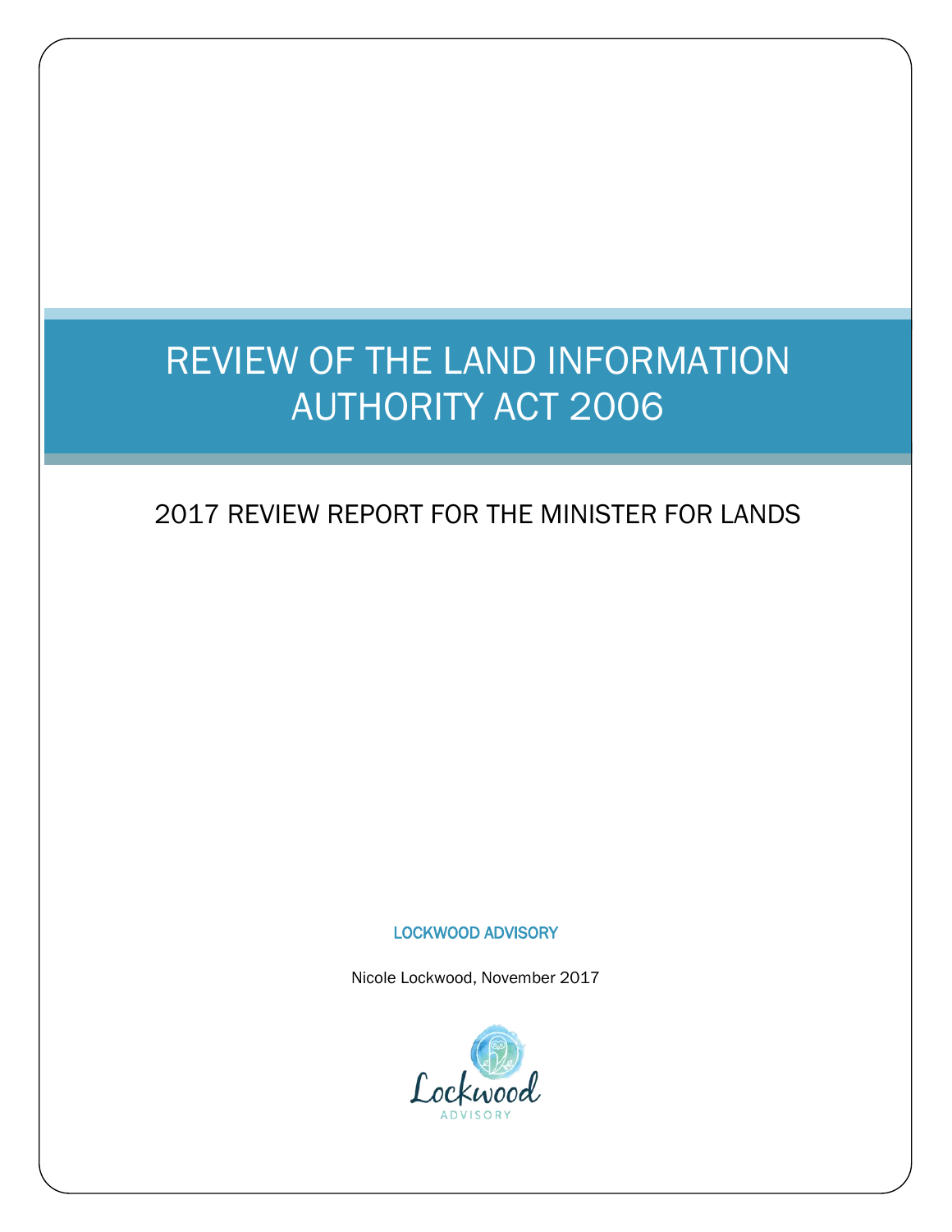# REVIEW OF THE LAND INFORMATION AUTHORITY ACT 2006

## 2017 REVIEW REPORT FOR THE MINISTER FOR LANDS

LOCKWOOD ADVISORY

Nicole Lockwood, November 2017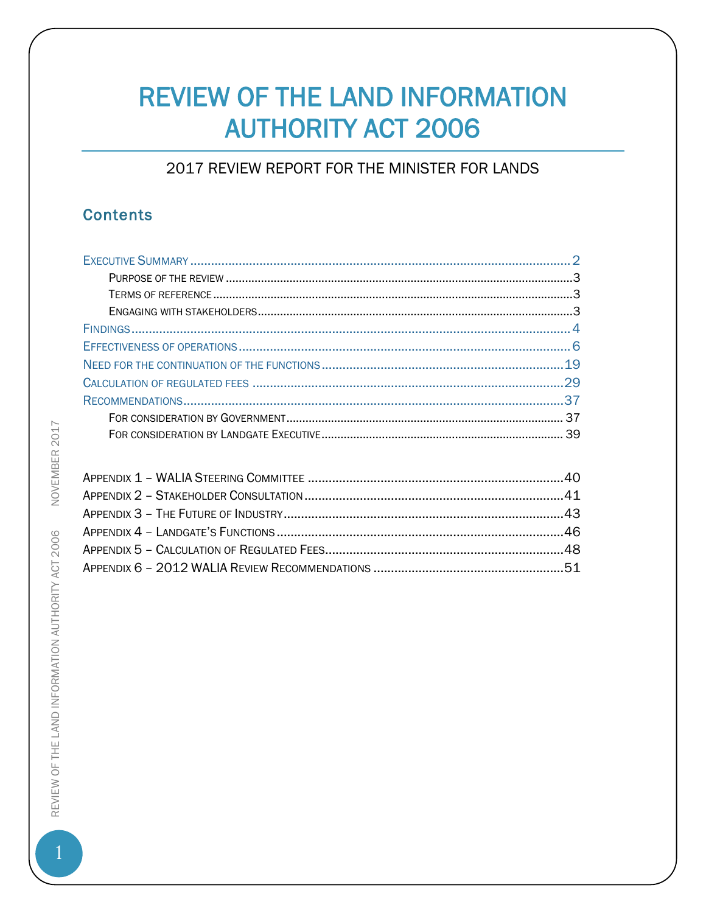# REVIEW OF THE LAND INFORMATION AUTHORITY ACT 2006

## 2017 REVIEW REPORT FOR THE MINISTER FOR LANDS

### Contents

- Executive Summary ..... 2
  - Purpose of the review ..... 3
  - Terms of reference ..... 3
  - Engaging with stakeholders ..... 3
- Findings ..... 4
- Effectiveness of operations ..... 6
- Need for the continuation of the functions ..... 19
- Calculation of regulated fees ..... 29
- Recommendations ..... 37
  - For consideration by Government ..... 37
  - For consideration by Landgate Executive ..... 39

- Appendix 1 – WALIA Steering Committee ..... 40
- Appendix 2 – Stakeholder Consultation ..... 41
- Appendix 3 – The Future of Industry ..... 43
- Appendix 4 – Landgate's Functions ..... 46
- Appendix 5 – Calculation of Regulated Fees ..... 48
- Appendix 6 – 2012 WALIA Review Recommendations ..... 51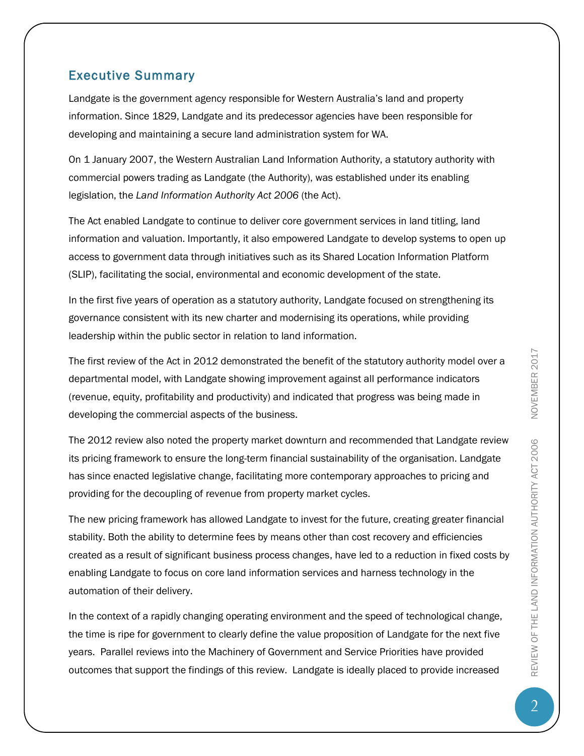## Executive Summary

Landgate is the government agency responsible for Western Australia's land and property information. Since 1829, Landgate and its predecessor agencies have been responsible for developing and maintaining a secure land administration system for WA.

On 1 January 2007, the Western Australian Land Information Authority, a statutory authority with commercial powers trading as Landgate (the Authority), was established under its enabling legislation, the *Land Information Authority Act 2006* (the Act).

The Act enabled Landgate to continue to deliver core government services in land titling, land information and valuation. Importantly, it also empowered Landgate to develop systems to open up access to government data through initiatives such as its Shared Location Information Platform (SLIP), facilitating the social, environmental and economic development of the state.

In the first five years of operation as a statutory authority, Landgate focused on strengthening its governance consistent with its new charter and modernising its operations, while providing leadership within the public sector in relation to land information.

The first review of the Act in 2012 demonstrated the benefit of the statutory authority model over a departmental model, with Landgate showing improvement against all performance indicators (revenue, equity, profitability and productivity) and indicated that progress was being made in developing the commercial aspects of the business.

The 2012 review also noted the property market downturn and recommended that Landgate review its pricing framework to ensure the long-term financial sustainability of the organisation. Landgate has since enacted legislative change, facilitating more contemporary approaches to pricing and providing for the decoupling of revenue from property market cycles.

The new pricing framework has allowed Landgate to invest for the future, creating greater financial stability. Both the ability to determine fees by means other than cost recovery and efficiencies created as a result of significant business process changes, have led to a reduction in fixed costs by enabling Landgate to focus on core land information services and harness technology in the automation of their delivery.

In the context of a rapidly changing operating environment and the speed of technological change, the time is ripe for government to clearly define the value proposition of Landgate for the next five years. Parallel reviews into the Machinery of Government and Service Priorities have provided outcomes that support the findings of this review. Landgate is ideally placed to provide increased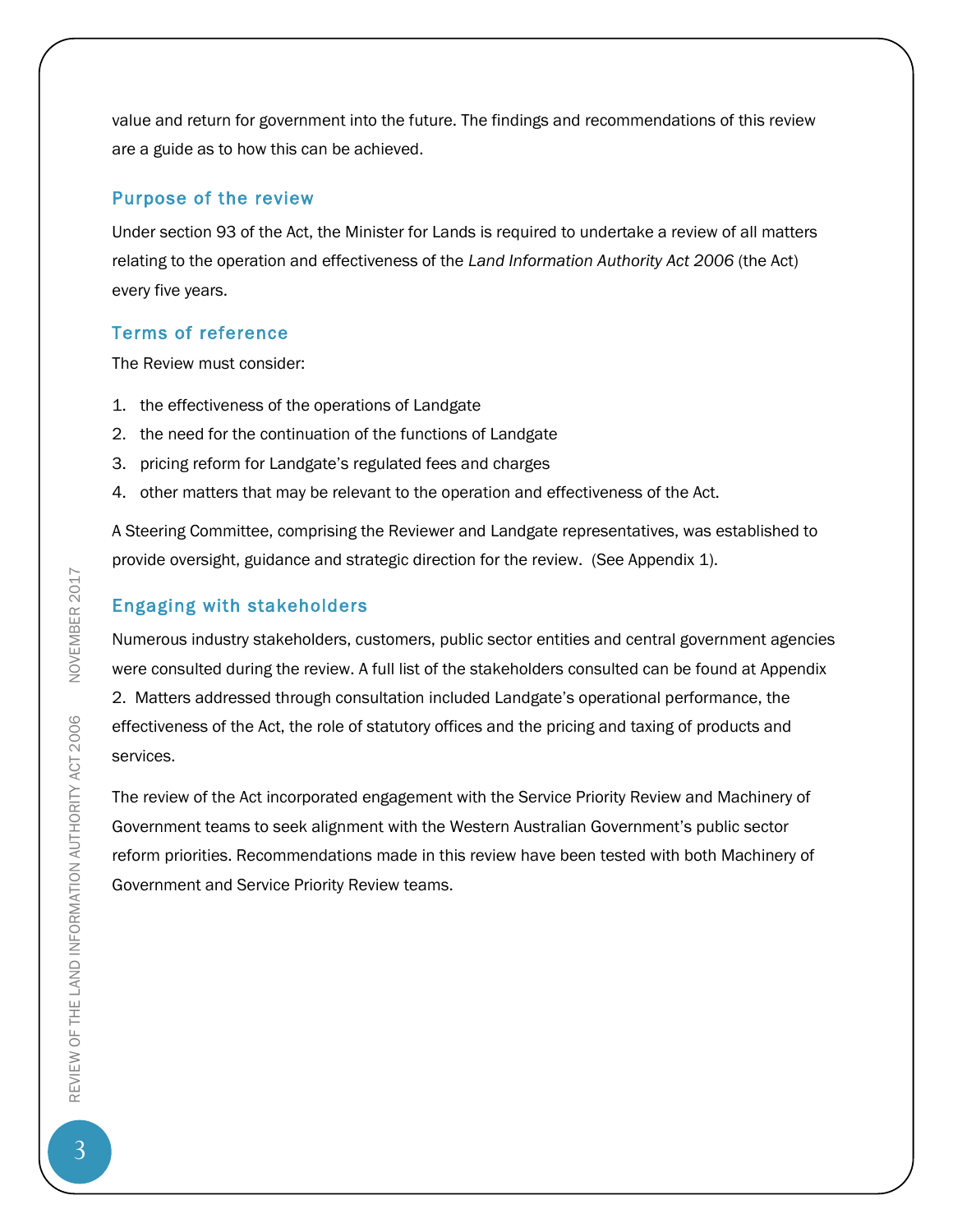value and return for government into the future. The findings and recommendations of this review are a guide as to how this can be achieved.

## Purpose of the review

Under section 93 of the Act, the Minister for Lands is required to undertake a review of all matters relating to the operation and effectiveness of the *Land Information Authority Act 2006* (the Act) every five years.

## Terms of reference

The Review must consider:

1. the effectiveness of the operations of Landgate
2. the need for the continuation of the functions of Landgate
3. pricing reform for Landgate's regulated fees and charges
4. other matters that may be relevant to the operation and effectiveness of the Act.

A Steering Committee, comprising the Reviewer and Landgate representatives, was established to provide oversight, guidance and strategic direction for the review. (See Appendix 1).

## Engaging with stakeholders

Numerous industry stakeholders, customers, public sector entities and central government agencies were consulted during the review. A full list of the stakeholders consulted can be found at Appendix 2. Matters addressed through consultation included Landgate's operational performance, the effectiveness of the Act, the role of statutory offices and the pricing and taxing of products and services.

The review of the Act incorporated engagement with the Service Priority Review and Machinery of Government teams to seek alignment with the Western Australian Government's public sector reform priorities. Recommendations made in this review have been tested with both Machinery of Government and Service Priority Review teams.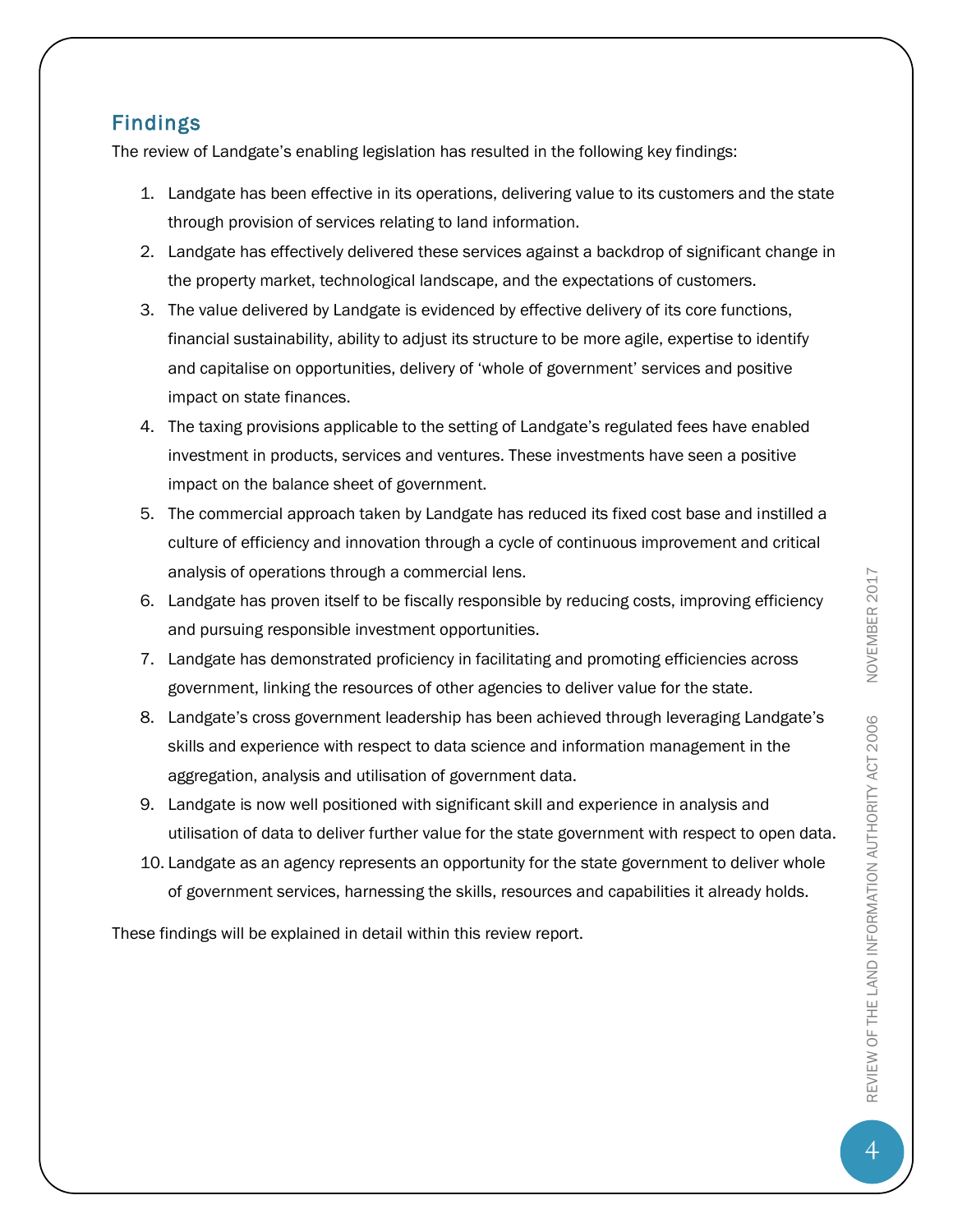## Findings

The review of Landgate's enabling legislation has resulted in the following key findings:

1. Landgate has been effective in its operations, delivering value to its customers and the state through provision of services relating to land information.
2. Landgate has effectively delivered these services against a backdrop of significant change in the property market, technological landscape, and the expectations of customers.
3. The value delivered by Landgate is evidenced by effective delivery of its core functions, financial sustainability, ability to adjust its structure to be more agile, expertise to identify and capitalise on opportunities, delivery of 'whole of government' services and positive impact on state finances.
4. The taxing provisions applicable to the setting of Landgate's regulated fees have enabled investment in products, services and ventures. These investments have seen a positive impact on the balance sheet of government.
5. The commercial approach taken by Landgate has reduced its fixed cost base and instilled a culture of efficiency and innovation through a cycle of continuous improvement and critical analysis of operations through a commercial lens.
6. Landgate has proven itself to be fiscally responsible by reducing costs, improving efficiency and pursuing responsible investment opportunities.
7. Landgate has demonstrated proficiency in facilitating and promoting efficiencies across government, linking the resources of other agencies to deliver value for the state.
8. Landgate's cross government leadership has been achieved through leveraging Landgate's skills and experience with respect to data science and information management in the aggregation, analysis and utilisation of government data.
9. Landgate is now well positioned with significant skill and experience in analysis and utilisation of data to deliver further value for the state government with respect to open data.
10. Landgate as an agency represents an opportunity for the state government to deliver whole of government services, harnessing the skills, resources and capabilities it already holds.

These findings will be explained in detail within this review report.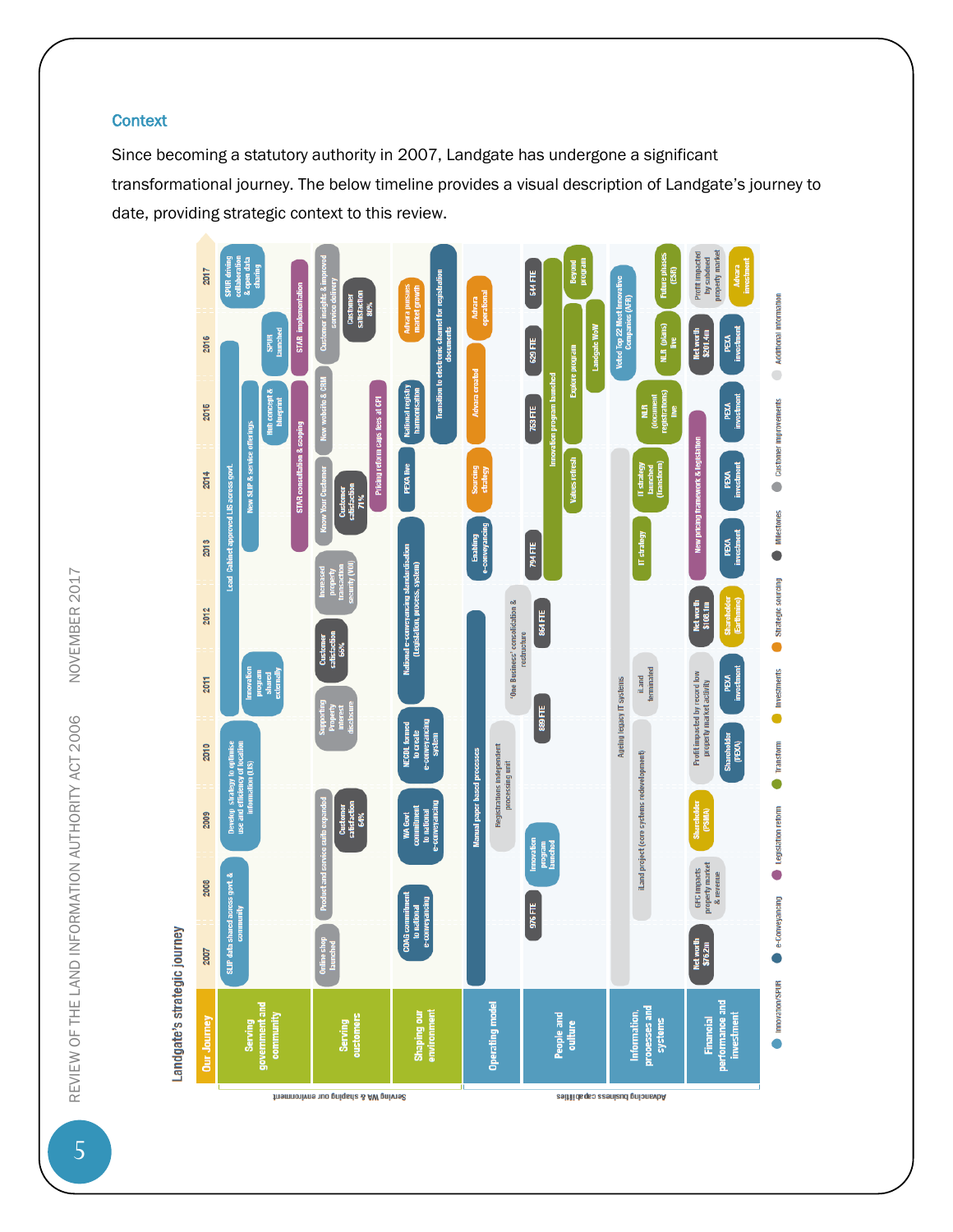## Context

Since becoming a statutory authority in 2007, Landgate has undergone a significant transformational journey. The below timeline provides a visual description of Landgate's journey to date, providing strategic context to this review.

### Landgate's strategic journey

| Our Journey | 2007 | 2008 | 2009 | 2010 | 2011 | 2012 | 2013 | 2014 | 2015 | 2016 | 2017 |
|---|---|---|---|---|---|---|---|---|---|---|---|
| **Serving WA & shaping our environment** | | | | | | | | | | | |
| Serving government and community | SLIP data shared across govt & community | | Develop strategy to optimise use and efficiency of location information (LIS) | Lead Cabinet approved LIS across govt. | Innovation program shared externally | | | New SLIP & service offerings | Hub concept & blueprint | SPUR launched | SPUR driving collaboration & open data sharing |
| Serving customers | Online shop launched | Product and service suite expanded | Customer satisfaction 64% | Supporting Property interest disclosure | Customer satisfaction 65% | Increased property transaction security (VOI) | Know Your Customer; Customer satisfaction 71%; STAR consultation & scoping; Pricing reform caps fees at CPI | | New website & CRM | Customer insights & improved service delivery; STAR implementation | Customer satisfaction 80% |
| Shaping our environment | COAG commitment to national e-conveyancing | | WA Govt commitment to national e-conveyancing | NECDL formed to create e-conveyancing system | National e-conveyancing standardisation (Legislation, process, system) | | | PEXA live | National registry harmonisation | Transition to electronic channel for registration documents | Advara pursues market growth |
| **Advancing business capabilities** | | | | | | | | | | | |
| Operating model | Manual paper based processes | | Registrations independent processing unit | | 'One Business' consolidation & restructure | | Enabling e-conveyancing | Sourcing strategy | Advara created | | Advara operational |
| People and culture | 976 FTE | Innovation program launched | | 889 FTE | | 864 FTE | 794 FTE | Innovation program launched; Values refresh | 763 FTE; Explore program | 629 FTE; Landgate WoW | 544 FTE; Beyond program |
| Information, processes and systems | Ageing legacy IT systems; iLand project (core systems redevelopment) | | | | iLand terminated | | IT strategy | IT strategy launched (Transform) | NLR (document registrations) live | NLR (plans) live; Voted Top 22 Most Innovative Companies (AFR) | Future phases (ESR) |
| Financial performance and investment | Net worth $76.2m | GFC impacts property market & revenue | Shareholder (PSMA) | Profit impacted by record low property market activity; Shareholder (PEXA) | PEXA investment | Net worth $108.1m; Shareholder (Earthmine) | PEXA investment; New pricing framework & legislation | PEXA investment | PEXA investment | Net worth $201.4m; PEXA investment | Profit impacted by subdued property market; Advara investment |

Legend: Innovation/SPUR; e-Conveyancing; Legislation reform; Transform; Investments; Strategic sourcing; Milestones; Customer improvements; Additional information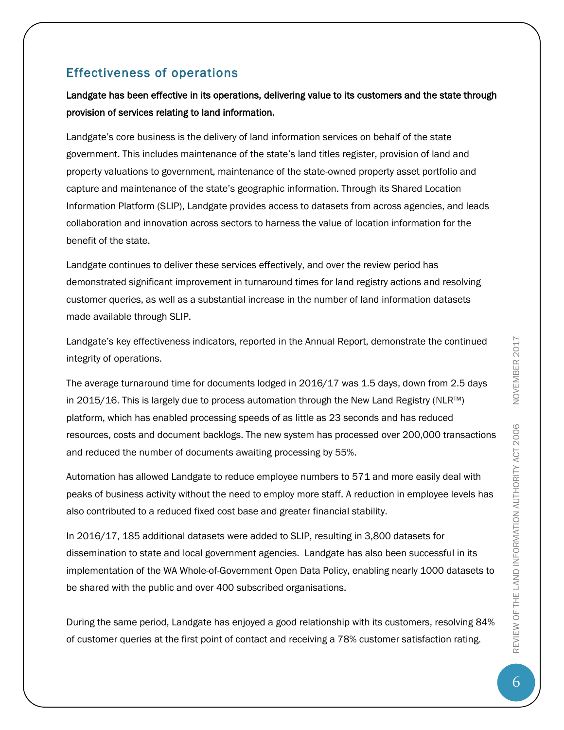## Effectiveness of operations

**Landgate has been effective in its operations, delivering value to its customers and the state through provision of services relating to land information.**

Landgate's core business is the delivery of land information services on behalf of the state government. This includes maintenance of the state's land titles register, provision of land and property valuations to government, maintenance of the state-owned property asset portfolio and capture and maintenance of the state's geographic information. Through its Shared Location Information Platform (SLIP), Landgate provides access to datasets from across agencies, and leads collaboration and innovation across sectors to harness the value of location information for the benefit of the state.

Landgate continues to deliver these services effectively, and over the review period has demonstrated significant improvement in turnaround times for land registry actions and resolving customer queries, as well as a substantial increase in the number of land information datasets made available through SLIP.

Landgate's key effectiveness indicators, reported in the Annual Report, demonstrate the continued integrity of operations.

The average turnaround time for documents lodged in 2016/17 was 1.5 days, down from 2.5 days in 2015/16. This is largely due to process automation through the New Land Registry (NLR™) platform, which has enabled processing speeds of as little as 23 seconds and has reduced resources, costs and document backlogs. The new system has processed over 200,000 transactions and reduced the number of documents awaiting processing by 55%.

Automation has allowed Landgate to reduce employee numbers to 571 and more easily deal with peaks of business activity without the need to employ more staff. A reduction in employee levels has also contributed to a reduced fixed cost base and greater financial stability.

In 2016/17, 185 additional datasets were added to SLIP, resulting in 3,800 datasets for dissemination to state and local government agencies. Landgate has also been successful in its implementation of the WA Whole-of-Government Open Data Policy, enabling nearly 1000 datasets to be shared with the public and over 400 subscribed organisations.

During the same period, Landgate has enjoyed a good relationship with its customers, resolving 84% of customer queries at the first point of contact and receiving a 78% customer satisfaction rating.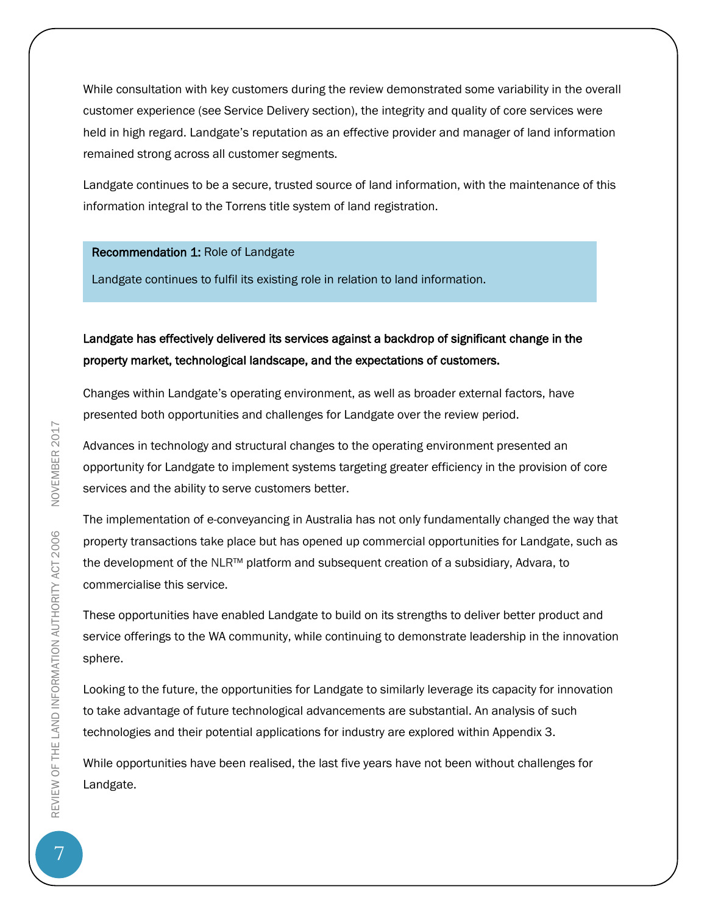While consultation with key customers during the review demonstrated some variability in the overall customer experience (see Service Delivery section), the integrity and quality of core services were held in high regard. Landgate's reputation as an effective provider and manager of land information remained strong across all customer segments.

Landgate continues to be a secure, trusted source of land information, with the maintenance of this information integral to the Torrens title system of land registration.

> **Recommendation 1:** Role of Landgate
>
> Landgate continues to fulfil its existing role in relation to land information.

**Landgate has effectively delivered its services against a backdrop of significant change in the property market, technological landscape, and the expectations of customers.**

Changes within Landgate's operating environment, as well as broader external factors, have presented both opportunities and challenges for Landgate over the review period.

Advances in technology and structural changes to the operating environment presented an opportunity for Landgate to implement systems targeting greater efficiency in the provision of core services and the ability to serve customers better.

The implementation of e-conveyancing in Australia has not only fundamentally changed the way that property transactions take place but has opened up commercial opportunities for Landgate, such as the development of the NLR™ platform and subsequent creation of a subsidiary, Advara, to commercialise this service.

These opportunities have enabled Landgate to build on its strengths to deliver better product and service offerings to the WA community, while continuing to demonstrate leadership in the innovation sphere.

Looking to the future, the opportunities for Landgate to similarly leverage its capacity for innovation to take advantage of future technological advancements are substantial. An analysis of such technologies and their potential applications for industry are explored within Appendix 3.

While opportunities have been realised, the last five years have not been without challenges for Landgate.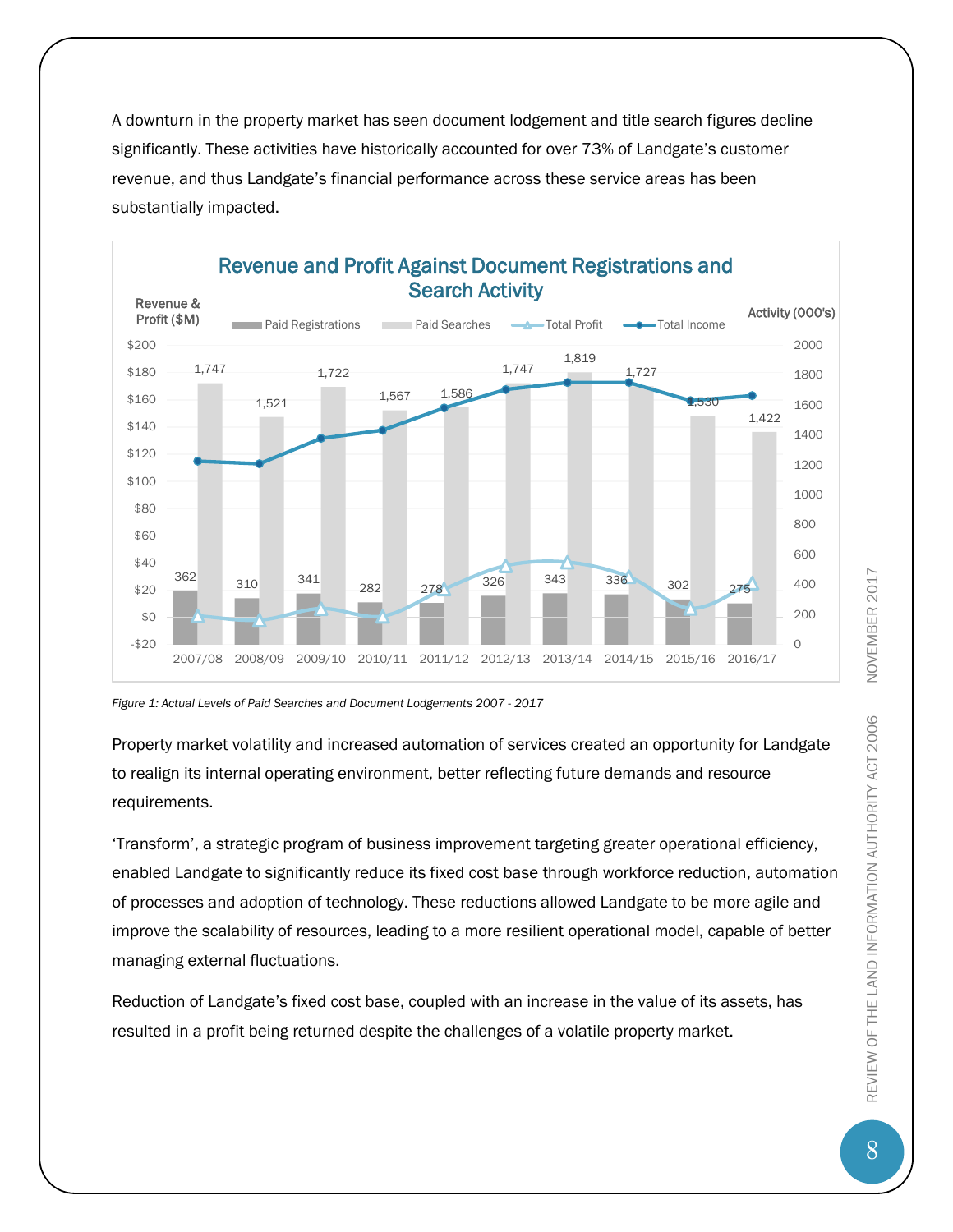A downturn in the property market has seen document lodgement and title search figures decline significantly. These activities have historically accounted for over 73% of Landgate's customer revenue, and thus Landgate's financial performance across these service areas has been substantially impacted.

*Figure 1: Actual Levels of Paid Searches and Document Lodgements 2007 - 2017*

Property market volatility and increased automation of services created an opportunity for Landgate to realign its internal operating environment, better reflecting future demands and resource requirements.

'Transform', a strategic program of business improvement targeting greater operational efficiency, enabled Landgate to significantly reduce its fixed cost base through workforce reduction, automation of processes and adoption of technology. These reductions allowed Landgate to be more agile and improve the scalability of resources, leading to a more resilient operational model, capable of better managing external fluctuations.

Reduction of Landgate's fixed cost base, coupled with an increase in the value of its assets, has resulted in a profit being returned despite the challenges of a volatile property market.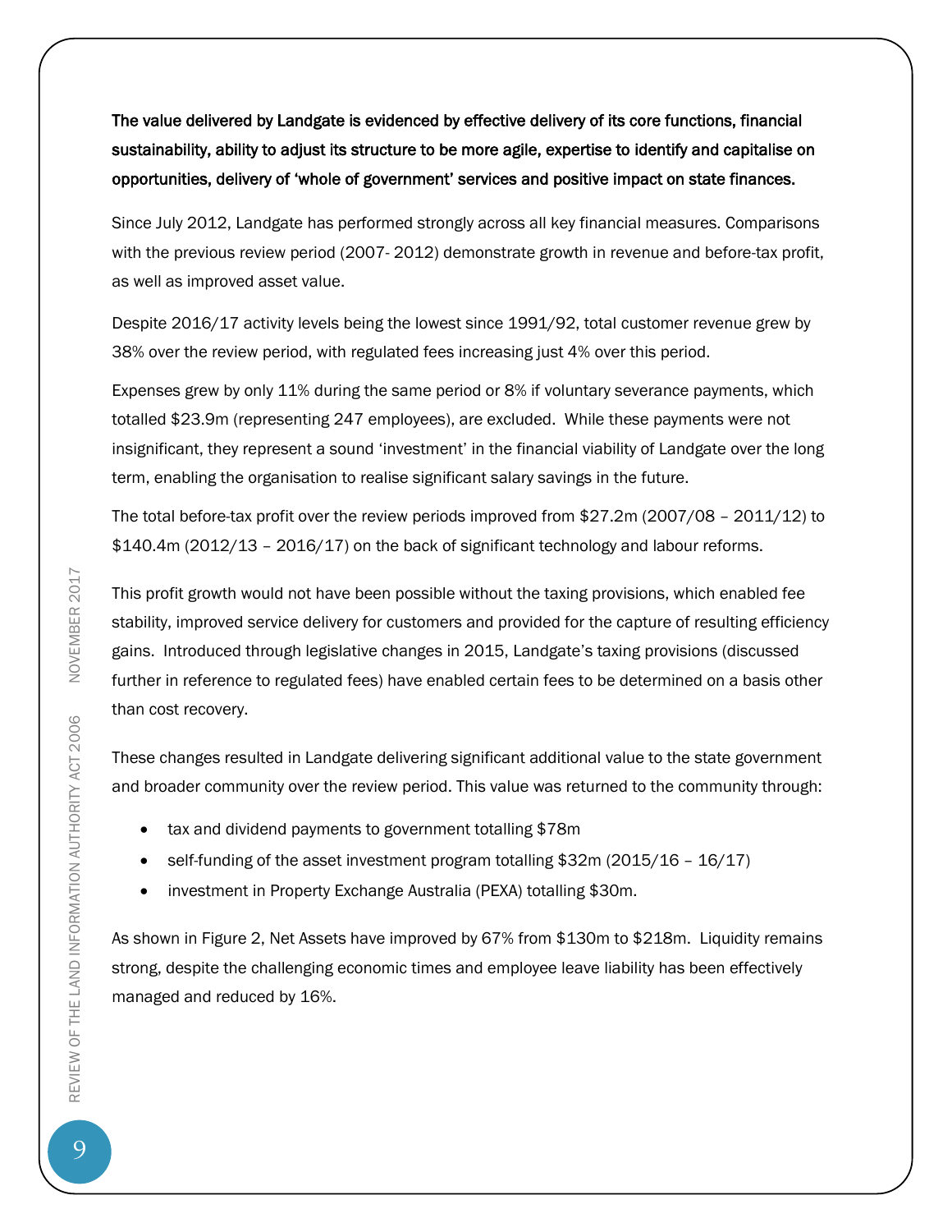**The value delivered by Landgate is evidenced by effective delivery of its core functions, financial sustainability, ability to adjust its structure to be more agile, expertise to identify and capitalise on opportunities, delivery of 'whole of government' services and positive impact on state finances.**

Since July 2012, Landgate has performed strongly across all key financial measures. Comparisons with the previous review period (2007- 2012) demonstrate growth in revenue and before-tax profit, as well as improved asset value.

Despite 2016/17 activity levels being the lowest since 1991/92, total customer revenue grew by 38% over the review period, with regulated fees increasing just 4% over this period.

Expenses grew by only 11% during the same period or 8% if voluntary severance payments, which totalled $23.9m (representing 247 employees), are excluded. While these payments were not insignificant, they represent a sound 'investment' in the financial viability of Landgate over the long term, enabling the organisation to realise significant salary savings in the future.

The total before-tax profit over the review periods improved from $27.2m (2007/08 – 2011/12) to $140.4m (2012/13 – 2016/17) on the back of significant technology and labour reforms.

This profit growth would not have been possible without the taxing provisions, which enabled fee stability, improved service delivery for customers and provided for the capture of resulting efficiency gains. Introduced through legislative changes in 2015, Landgate's taxing provisions (discussed further in reference to regulated fees) have enabled certain fees to be determined on a basis other than cost recovery.

These changes resulted in Landgate delivering significant additional value to the state government and broader community over the review period. This value was returned to the community through:

- tax and dividend payments to government totalling $78m
- self-funding of the asset investment program totalling $32m (2015/16 – 16/17)
- investment in Property Exchange Australia (PEXA) totalling $30m.

As shown in Figure 2, Net Assets have improved by 67% from $130m to $218m. Liquidity remains strong, despite the challenging economic times and employee leave liability has been effectively managed and reduced by 16%.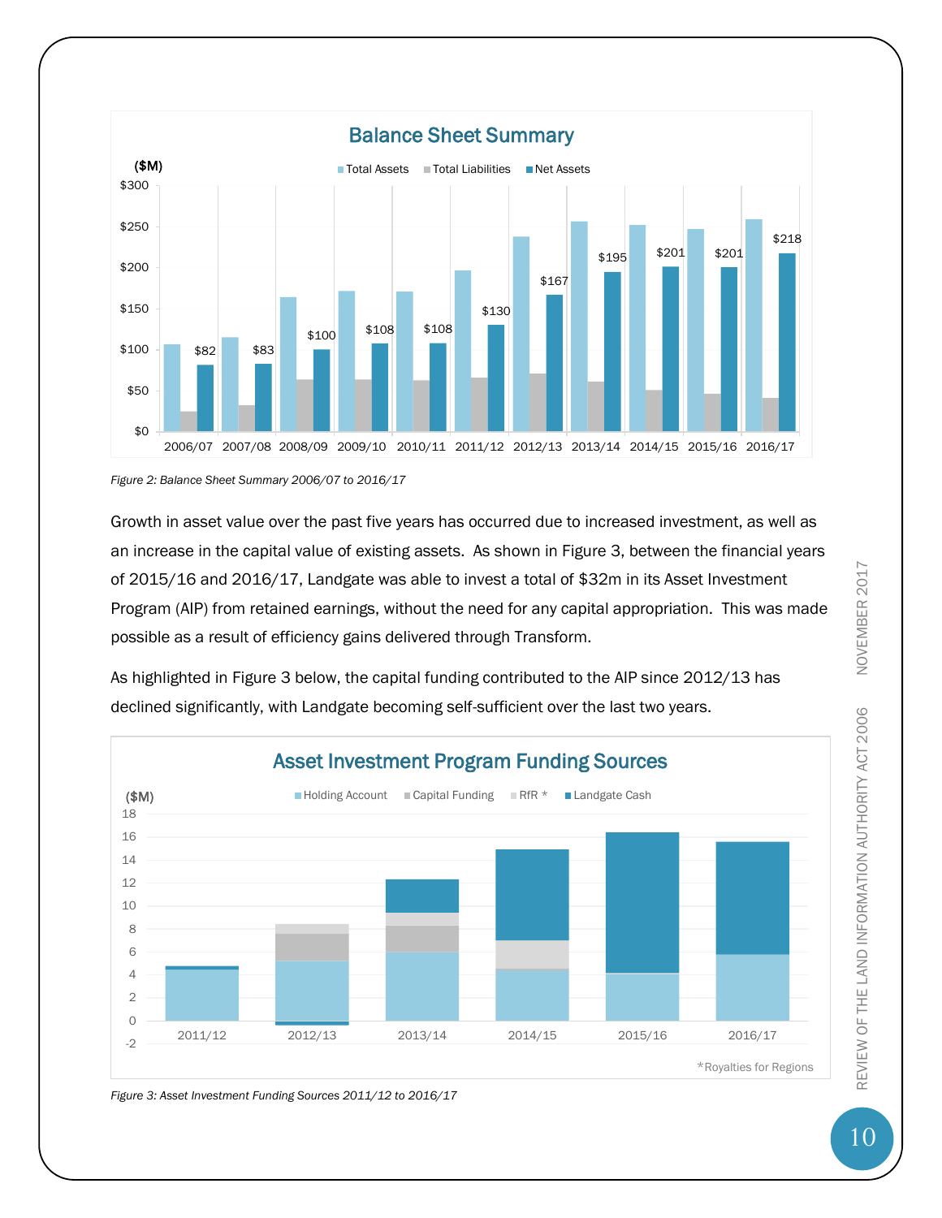Figure 2: Balance Sheet Summary 2006/07 to 2016/17

Growth in asset value over the past five years has occurred due to increased investment, as well as an increase in the capital value of existing assets. As shown in Figure 3, between the financial years of 2015/16 and 2016/17, Landgate was able to invest a total of $32m in its Asset Investment Program (AIP) from retained earnings, without the need for any capital appropriation. This was made possible as a result of efficiency gains delivered through Transform.

As highlighted in Figure 3 below, the capital funding contributed to the AIP since 2012/13 has declined significantly, with Landgate becoming self-sufficient over the last two years.

Figure 3: Asset Investment Funding Sources 2011/12 to 2016/17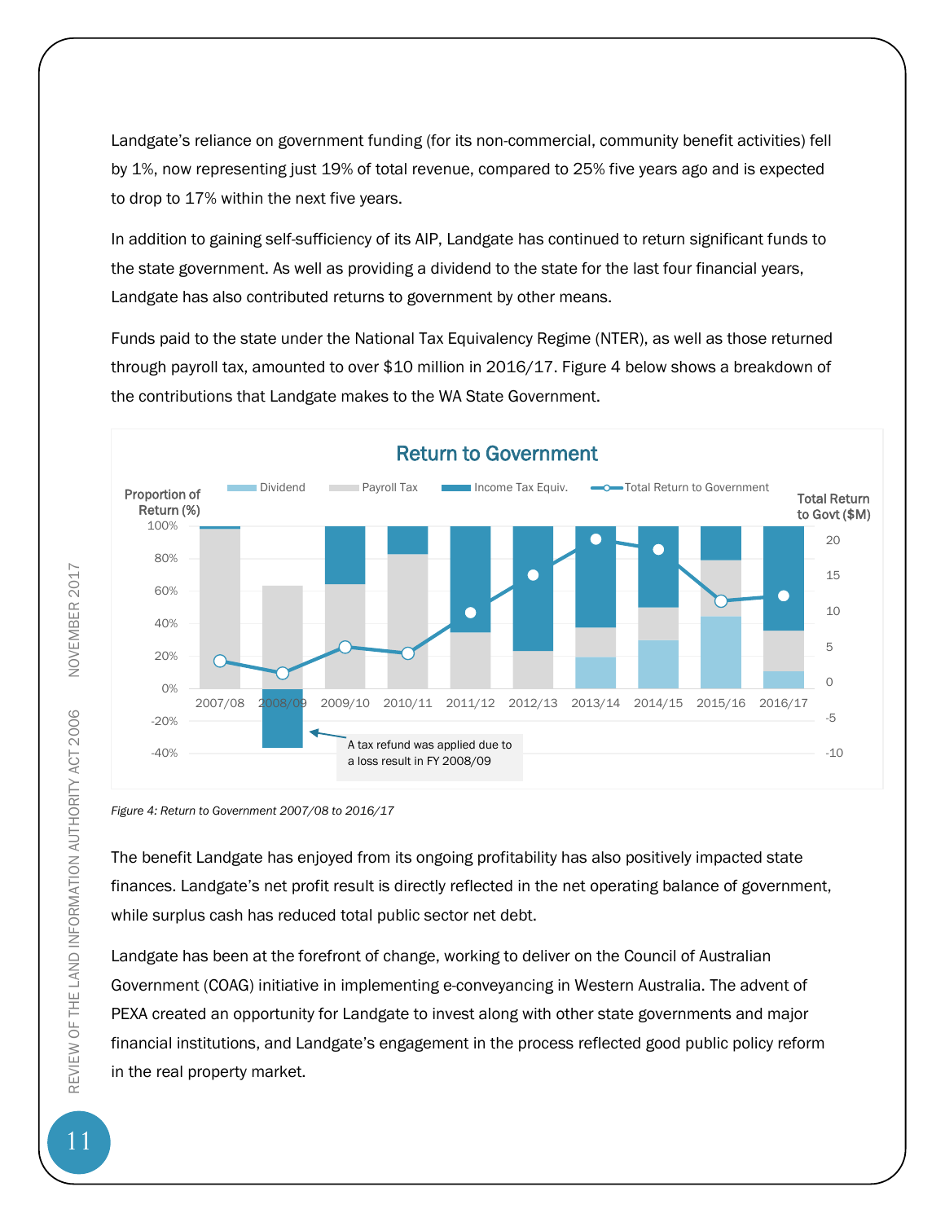Landgate's reliance on government funding (for its non-commercial, community benefit activities) fell by 1%, now representing just 19% of total revenue, compared to 25% five years ago and is expected to drop to 17% within the next five years.

In addition to gaining self-sufficiency of its AIP, Landgate has continued to return significant funds to the state government. As well as providing a dividend to the state for the last four financial years, Landgate has also contributed returns to government by other means.

Funds paid to the state under the National Tax Equivalency Regime (NTER), as well as those returned through payroll tax, amounted to over $10 million in 2016/17. Figure 4 below shows a breakdown of the contributions that Landgate makes to the WA State Government.

*Figure 4: Return to Government 2007/08 to 2016/17*

The benefit Landgate has enjoyed from its ongoing profitability has also positively impacted state finances. Landgate's net profit result is directly reflected in the net operating balance of government, while surplus cash has reduced total public sector net debt.

Landgate has been at the forefront of change, working to deliver on the Council of Australian Government (COAG) initiative in implementing e-conveyancing in Western Australia. The advent of PEXA created an opportunity for Landgate to invest along with other state governments and major financial institutions, and Landgate's engagement in the process reflected good public policy reform in the real property market.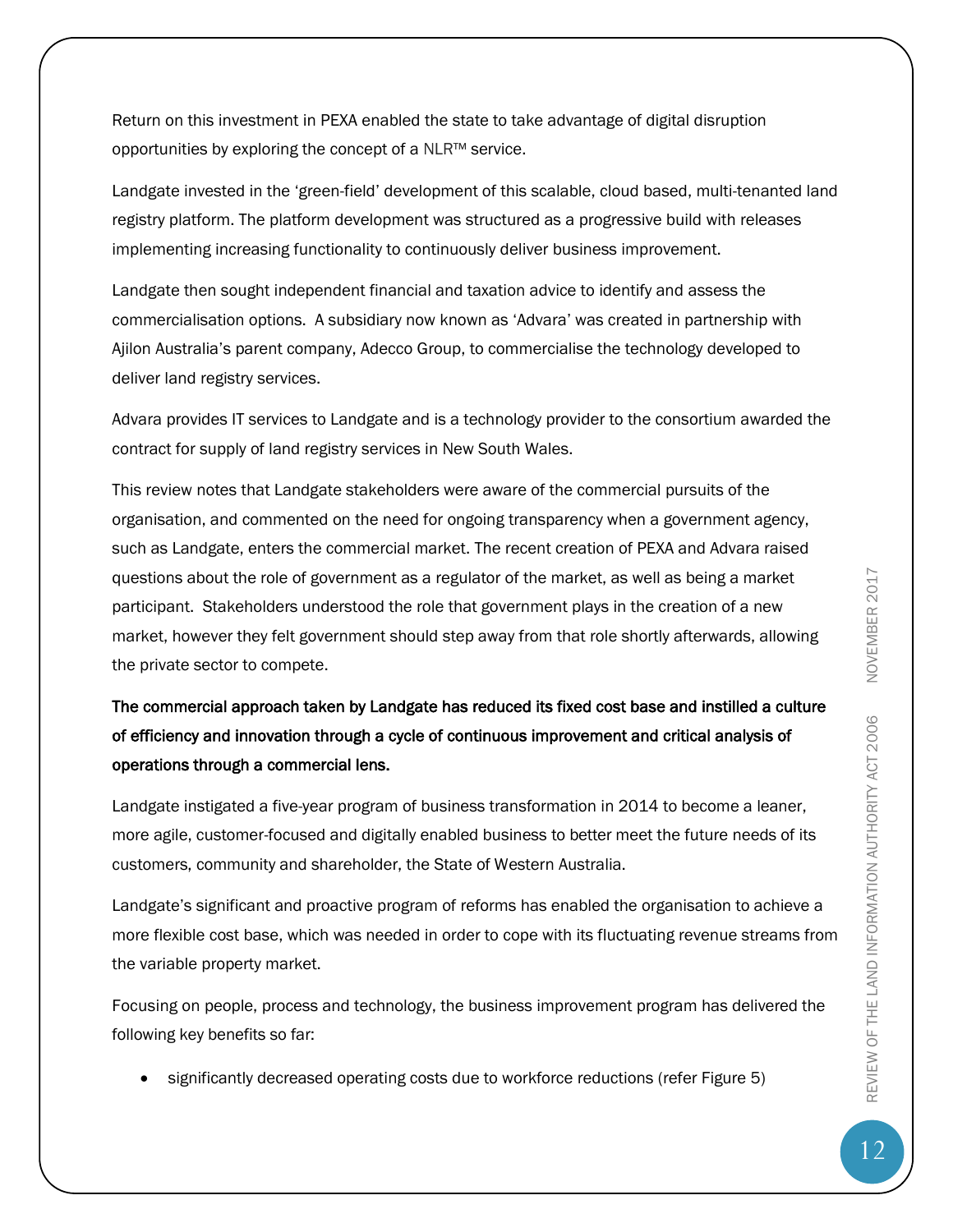Return on this investment in PEXA enabled the state to take advantage of digital disruption opportunities by exploring the concept of a NLR™ service.

Landgate invested in the 'green-field' development of this scalable, cloud based, multi-tenanted land registry platform. The platform development was structured as a progressive build with releases implementing increasing functionality to continuously deliver business improvement.

Landgate then sought independent financial and taxation advice to identify and assess the commercialisation options. A subsidiary now known as 'Advara' was created in partnership with Ajilon Australia's parent company, Adecco Group, to commercialise the technology developed to deliver land registry services.

Advara provides IT services to Landgate and is a technology provider to the consortium awarded the contract for supply of land registry services in New South Wales.

This review notes that Landgate stakeholders were aware of the commercial pursuits of the organisation, and commented on the need for ongoing transparency when a government agency, such as Landgate, enters the commercial market. The recent creation of PEXA and Advara raised questions about the role of government as a regulator of the market, as well as being a market participant. Stakeholders understood the role that government plays in the creation of a new market, however they felt government should step away from that role shortly afterwards, allowing the private sector to compete.

**The commercial approach taken by Landgate has reduced its fixed cost base and instilled a culture of efficiency and innovation through a cycle of continuous improvement and critical analysis of operations through a commercial lens.**

Landgate instigated a five-year program of business transformation in 2014 to become a leaner, more agile, customer-focused and digitally enabled business to better meet the future needs of its customers, community and shareholder, the State of Western Australia.

Landgate's significant and proactive program of reforms has enabled the organisation to achieve a more flexible cost base, which was needed in order to cope with its fluctuating revenue streams from the variable property market.

Focusing on people, process and technology, the business improvement program has delivered the following key benefits so far:

- significantly decreased operating costs due to workforce reductions (refer Figure 5)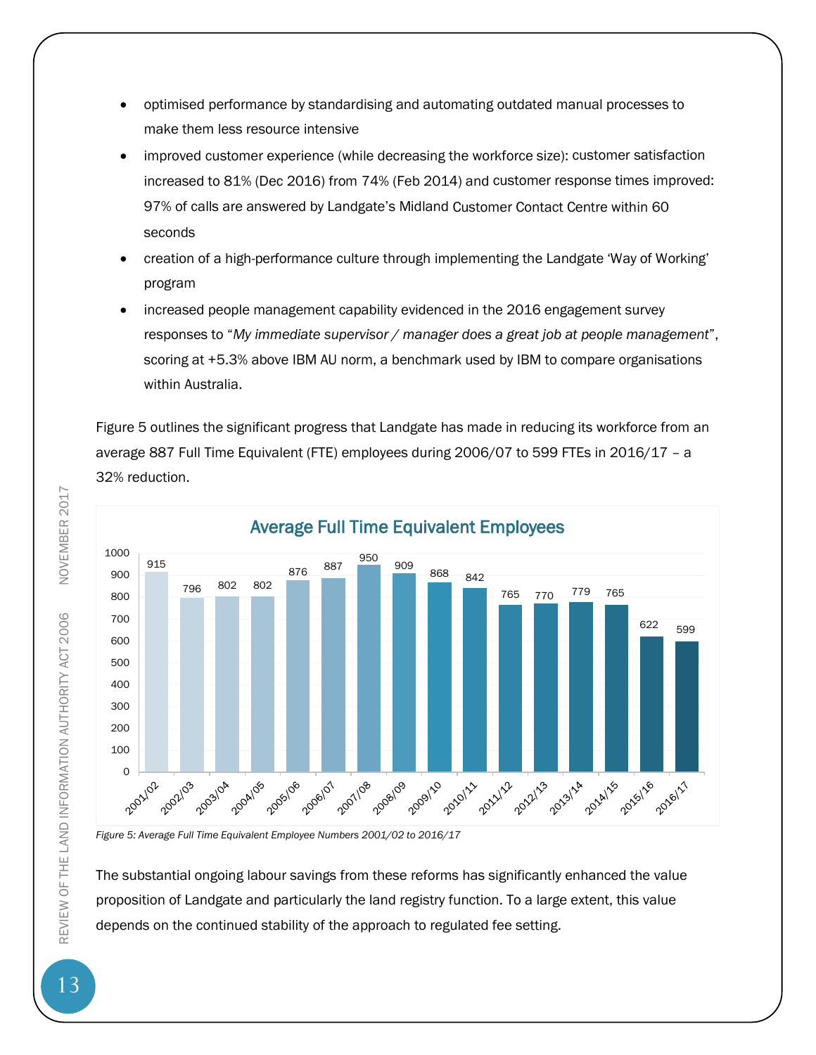- optimised performance by standardising and automating outdated manual processes to make them less resource intensive
- improved customer experience (while decreasing the workforce size): customer satisfaction increased to 81% (Dec 2016) from 74% (Feb 2014) and customer response times improved: 97% of calls are answered by Landgate's Midland Customer Contact Centre within 60 seconds
- creation of a high-performance culture through implementing the Landgate 'Way of Working' program
- increased people management capability evidenced in the 2016 engagement survey responses to "*My immediate supervisor / manager does a great job at people management*", scoring at +5.3% above IBM AU norm, a benchmark used by IBM to compare organisations within Australia.

Figure 5 outlines the significant progress that Landgate has made in reducing its workforce from an average 887 Full Time Equivalent (FTE) employees during 2006/07 to 599 FTEs in 2016/17 – a 32% reduction.

**Average Full Time Equivalent Employees**

| Year | FTE |
|---|---|
| 2001/02 | 915 |
| 2002/03 | 796 |
| 2003/04 | 802 |
| 2004/05 | 802 |
| 2005/06 | 876 |
| 2006/07 | 887 |
| 2007/08 | 950 |
| 2008/09 | 909 |
| 2009/10 | 868 |
| 2010/11 | 842 |
| 2011/12 | 765 |
| 2012/13 | 770 |
| 2013/14 | 779 |
| 2014/15 | 765 |
| 2015/16 | 622 |
| 2016/17 | 599 |

*Figure 5: Average Full Time Equivalent Employee Numbers 2001/02 to 2016/17*

The substantial ongoing labour savings from these reforms has significantly enhanced the value proposition of Landgate and particularly the land registry function. To a large extent, this value depends on the continued stability of the approach to regulated fee setting.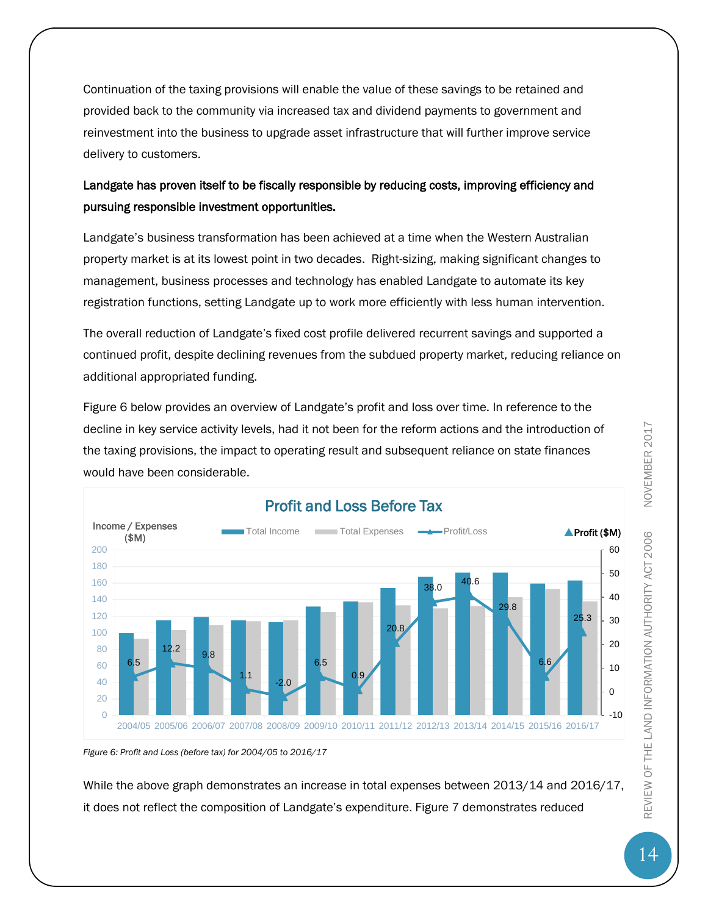Continuation of the taxing provisions will enable the value of these savings to be retained and provided back to the community via increased tax and dividend payments to government and reinvestment into the business to upgrade asset infrastructure that will further improve service delivery to customers.

**Landgate has proven itself to be fiscally responsible by reducing costs, improving efficiency and pursuing responsible investment opportunities.**

Landgate's business transformation has been achieved at a time when the Western Australian property market is at its lowest point in two decades. Right-sizing, making significant changes to management, business processes and technology has enabled Landgate to automate its key registration functions, setting Landgate up to work more efficiently with less human intervention.

The overall reduction of Landgate's fixed cost profile delivered recurrent savings and supported a continued profit, despite declining revenues from the subdued property market, reducing reliance on additional appropriated funding.

Figure 6 below provides an overview of Landgate's profit and loss over time. In reference to the decline in key service activity levels, had it not been for the reform actions and the introduction of the taxing provisions, the impact to operating result and subsequent reliance on state finances would have been considerable.

**Profit and Loss Before Tax**

| Year | Profit/Loss ($M) |
|---|---|
| 2004/05 | 6.5 |
| 2005/06 | 12.2 |
| 2006/07 | 9.8 |
| 2007/08 | 1.1 |
| 2008/09 | -2.0 |
| 2009/10 | 6.5 |
| 2010/11 | 0.9 |
| 2011/12 | 20.8 |
| 2012/13 | 38.0 |
| 2013/14 | 40.6 |
| 2014/15 | 29.8 |
| 2015/16 | 6.6 |
| 2016/17 | 25.3 |

*Figure 6: Profit and Loss (before tax) for 2004/05 to 2016/17*

While the above graph demonstrates an increase in total expenses between 2013/14 and 2016/17, it does not reflect the composition of Landgate's expenditure. Figure 7 demonstrates reduced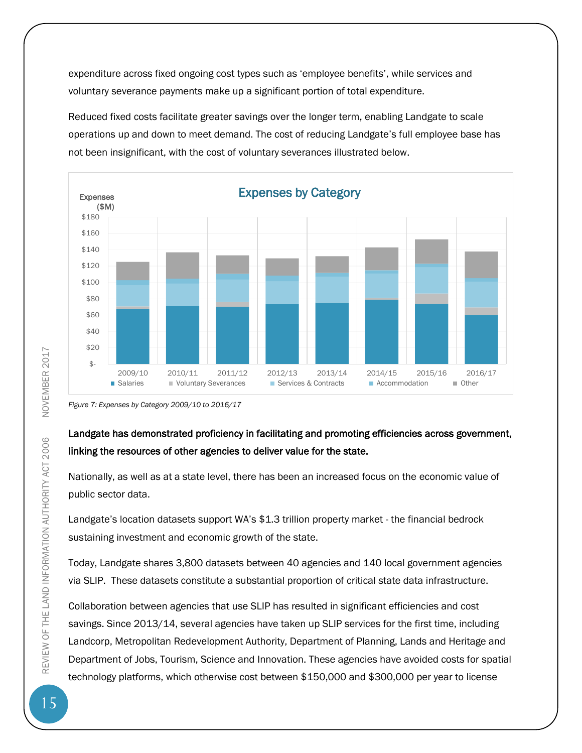expenditure across fixed ongoing cost types such as 'employee benefits', while services and voluntary severance payments make up a significant portion of total expenditure.

Reduced fixed costs facilitate greater savings over the longer term, enabling Landgate to scale operations up and down to meet demand. The cost of reducing Landgate's full employee base has not been insignificant, with the cost of voluntary severances illustrated below.

*Figure 7: Expenses by Category 2009/10 to 2016/17*

**Landgate has demonstrated proficiency in facilitating and promoting efficiencies across government, linking the resources of other agencies to deliver value for the state.**

Nationally, as well as at a state level, there has been an increased focus on the economic value of public sector data.

Landgate's location datasets support WA's $1.3 trillion property market - the financial bedrock sustaining investment and economic growth of the state.

Today, Landgate shares 3,800 datasets between 40 agencies and 140 local government agencies via SLIP. These datasets constitute a substantial proportion of critical state data infrastructure.

Collaboration between agencies that use SLIP has resulted in significant efficiencies and cost savings. Since 2013/14, several agencies have taken up SLIP services for the first time, including Landcorp, Metropolitan Redevelopment Authority, Department of Planning, Lands and Heritage and Department of Jobs, Tourism, Science and Innovation. These agencies have avoided costs for spatial technology platforms, which otherwise cost between $150,000 and $300,000 per year to license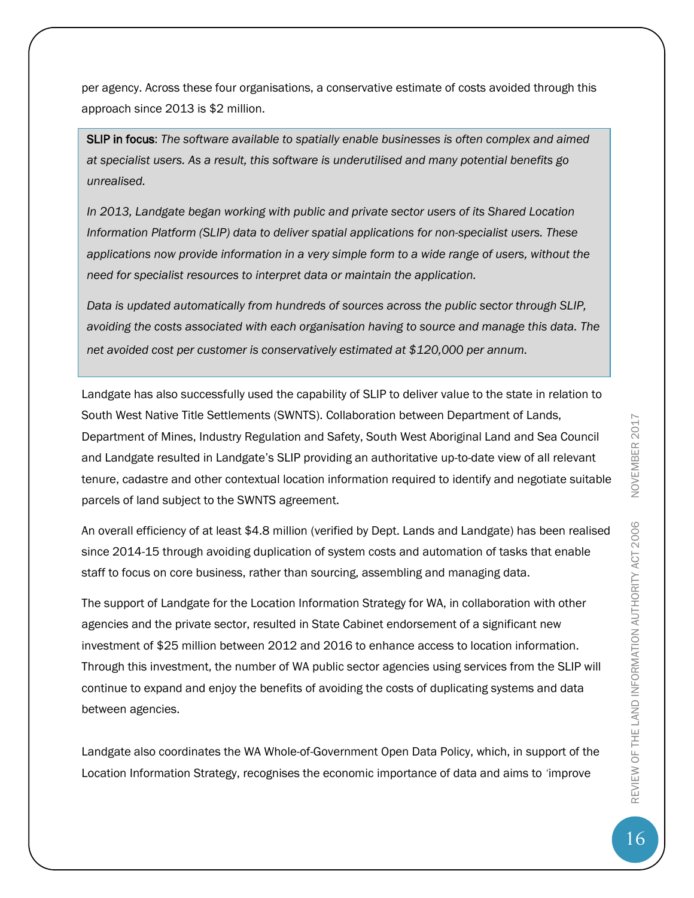per agency. Across these four organisations, a conservative estimate of costs avoided through this approach since 2013 is $2 million.

> **SLIP in focus**: *The software available to spatially enable businesses is often complex and aimed at specialist users. As a result, this software is underutilised and many potential benefits go unrealised.*
>
> *In 2013, Landgate began working with public and private sector users of its Shared Location Information Platform (SLIP) data to deliver spatial applications for non-specialist users. These applications now provide information in a very simple form to a wide range of users, without the need for specialist resources to interpret data or maintain the application.*
>
> *Data is updated automatically from hundreds of sources across the public sector through SLIP, avoiding the costs associated with each organisation having to source and manage this data. The net avoided cost per customer is conservatively estimated at $120,000 per annum.*

Landgate has also successfully used the capability of SLIP to deliver value to the state in relation to South West Native Title Settlements (SWNTS). Collaboration between Department of Lands, Department of Mines, Industry Regulation and Safety, South West Aboriginal Land and Sea Council and Landgate resulted in Landgate's SLIP providing an authoritative up-to-date view of all relevant tenure, cadastre and other contextual location information required to identify and negotiate suitable parcels of land subject to the SWNTS agreement.

An overall efficiency of at least $4.8 million (verified by Dept. Lands and Landgate) has been realised since 2014-15 through avoiding duplication of system costs and automation of tasks that enable staff to focus on core business, rather than sourcing, assembling and managing data.

The support of Landgate for the Location Information Strategy for WA, in collaboration with other agencies and the private sector, resulted in State Cabinet endorsement of a significant new investment of $25 million between 2012 and 2016 to enhance access to location information. Through this investment, the number of WA public sector agencies using services from the SLIP will continue to expand and enjoy the benefits of avoiding the costs of duplicating systems and data between agencies.

Landgate also coordinates the WA Whole-of-Government Open Data Policy, which, in support of the Location Information Strategy, recognises the economic importance of data and aims to 'improve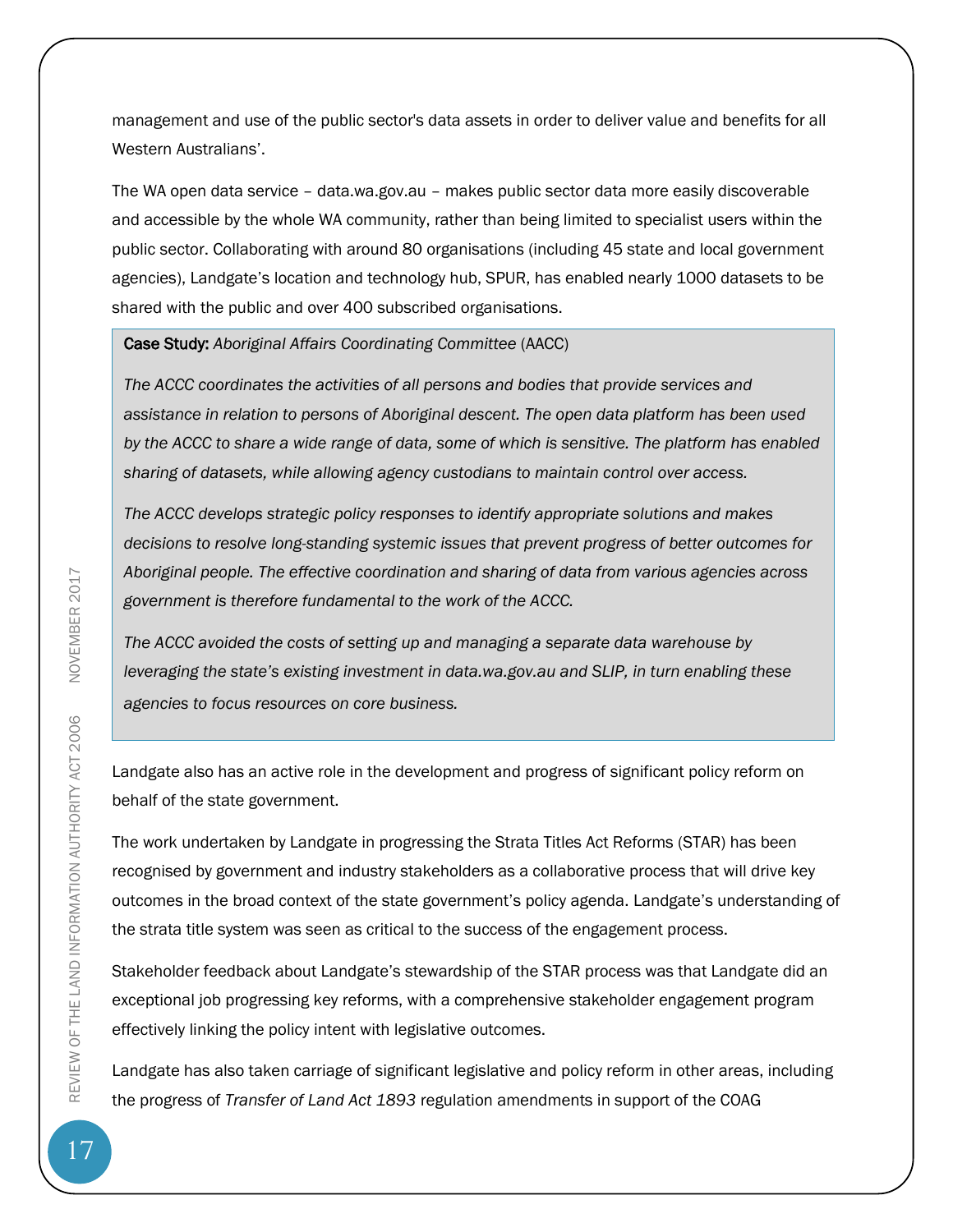management and use of the public sector's data assets in order to deliver value and benefits for all Western Australians'.

The WA open data service – data.wa.gov.au – makes public sector data more easily discoverable and accessible by the whole WA community, rather than being limited to specialist users within the public sector. Collaborating with around 80 organisations (including 45 state and local government agencies), Landgate's location and technology hub, SPUR, has enabled nearly 1000 datasets to be shared with the public and over 400 subscribed organisations.

> **Case Study:** *Aboriginal Affairs Coordinating Committee* (AACC)
>
> *The ACCC coordinates the activities of all persons and bodies that provide services and assistance in relation to persons of Aboriginal descent. The open data platform has been used by the ACCC to share a wide range of data, some of which is sensitive. The platform has enabled sharing of datasets, while allowing agency custodians to maintain control over access.*
>
> *The ACCC develops strategic policy responses to identify appropriate solutions and makes decisions to resolve long-standing systemic issues that prevent progress of better outcomes for Aboriginal people. The effective coordination and sharing of data from various agencies across government is therefore fundamental to the work of the ACCC.*
>
> *The ACCC avoided the costs of setting up and managing a separate data warehouse by leveraging the state's existing investment in data.wa.gov.au and SLIP, in turn enabling these agencies to focus resources on core business.*

Landgate also has an active role in the development and progress of significant policy reform on behalf of the state government.

The work undertaken by Landgate in progressing the Strata Titles Act Reforms (STAR) has been recognised by government and industry stakeholders as a collaborative process that will drive key outcomes in the broad context of the state government's policy agenda. Landgate's understanding of the strata title system was seen as critical to the success of the engagement process.

Stakeholder feedback about Landgate's stewardship of the STAR process was that Landgate did an exceptional job progressing key reforms, with a comprehensive stakeholder engagement program effectively linking the policy intent with legislative outcomes.

Landgate has also taken carriage of significant legislative and policy reform in other areas, including the progress of *Transfer of Land Act 1893* regulation amendments in support of the COAG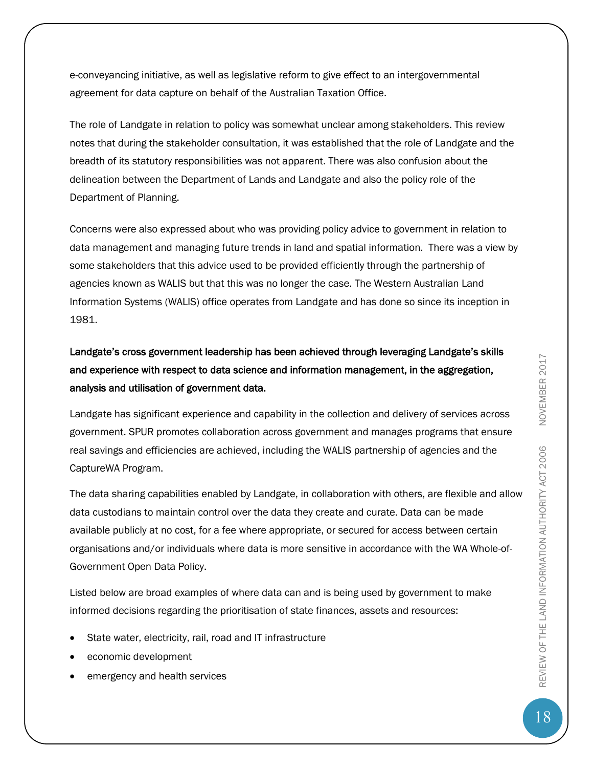e-conveyancing initiative, as well as legislative reform to give effect to an intergovernmental agreement for data capture on behalf of the Australian Taxation Office.

The role of Landgate in relation to policy was somewhat unclear among stakeholders. This review notes that during the stakeholder consultation, it was established that the role of Landgate and the breadth of its statutory responsibilities was not apparent. There was also confusion about the delineation between the Department of Lands and Landgate and also the policy role of the Department of Planning.

Concerns were also expressed about who was providing policy advice to government in relation to data management and managing future trends in land and spatial information. There was a view by some stakeholders that this advice used to be provided efficiently through the partnership of agencies known as WALIS but that this was no longer the case. The Western Australian Land Information Systems (WALIS) office operates from Landgate and has done so since its inception in 1981.

**Landgate's cross government leadership has been achieved through leveraging Landgate's skills and experience with respect to data science and information management, in the aggregation, analysis and utilisation of government data.**

Landgate has significant experience and capability in the collection and delivery of services across government. SPUR promotes collaboration across government and manages programs that ensure real savings and efficiencies are achieved, including the WALIS partnership of agencies and the CaptureWA Program.

The data sharing capabilities enabled by Landgate, in collaboration with others, are flexible and allow data custodians to maintain control over the data they create and curate. Data can be made available publicly at no cost, for a fee where appropriate, or secured for access between certain organisations and/or individuals where data is more sensitive in accordance with the WA Whole-of-Government Open Data Policy.

Listed below are broad examples of where data can and is being used by government to make informed decisions regarding the prioritisation of state finances, assets and resources:

- State water, electricity, rail, road and IT infrastructure
- economic development
- emergency and health services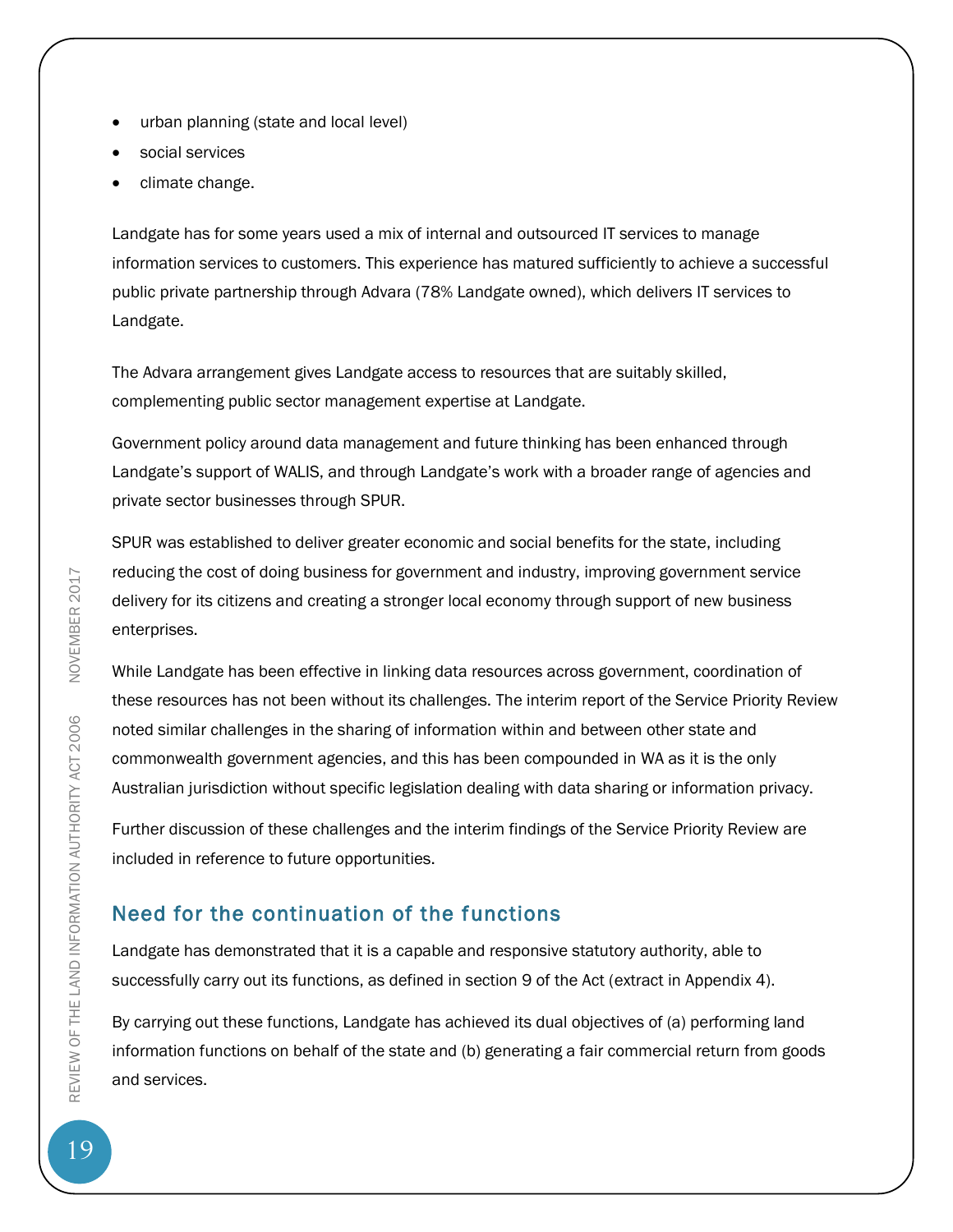- urban planning (state and local level)
- social services
- climate change.

Landgate has for some years used a mix of internal and outsourced IT services to manage information services to customers. This experience has matured sufficiently to achieve a successful public private partnership through Advara (78% Landgate owned), which delivers IT services to Landgate.

The Advara arrangement gives Landgate access to resources that are suitably skilled, complementing public sector management expertise at Landgate.

Government policy around data management and future thinking has been enhanced through Landgate's support of WALIS, and through Landgate's work with a broader range of agencies and private sector businesses through SPUR.

SPUR was established to deliver greater economic and social benefits for the state, including reducing the cost of doing business for government and industry, improving government service delivery for its citizens and creating a stronger local economy through support of new business enterprises.

While Landgate has been effective in linking data resources across government, coordination of these resources has not been without its challenges. The interim report of the Service Priority Review noted similar challenges in the sharing of information within and between other state and commonwealth government agencies, and this has been compounded in WA as it is the only Australian jurisdiction without specific legislation dealing with data sharing or information privacy.

Further discussion of these challenges and the interim findings of the Service Priority Review are included in reference to future opportunities.

## Need for the continuation of the functions

Landgate has demonstrated that it is a capable and responsive statutory authority, able to successfully carry out its functions, as defined in section 9 of the Act (extract in Appendix 4).

By carrying out these functions, Landgate has achieved its dual objectives of (a) performing land information functions on behalf of the state and (b) generating a fair commercial return from goods and services.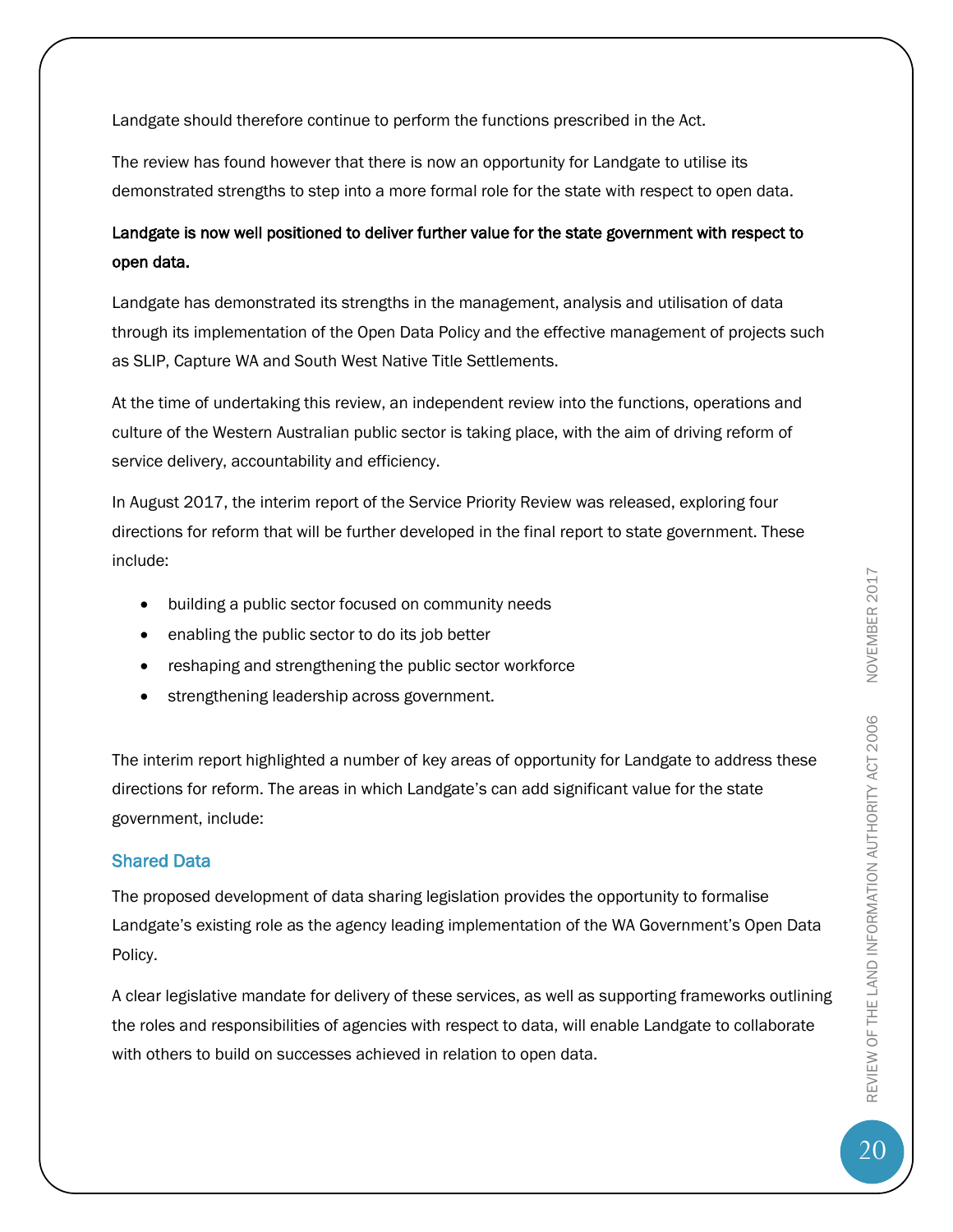Landgate should therefore continue to perform the functions prescribed in the Act.

The review has found however that there is now an opportunity for Landgate to utilise its demonstrated strengths to step into a more formal role for the state with respect to open data.

**Landgate is now well positioned to deliver further value for the state government with respect to open data.**

Landgate has demonstrated its strengths in the management, analysis and utilisation of data through its implementation of the Open Data Policy and the effective management of projects such as SLIP, Capture WA and South West Native Title Settlements.

At the time of undertaking this review, an independent review into the functions, operations and culture of the Western Australian public sector is taking place, with the aim of driving reform of service delivery, accountability and efficiency.

In August 2017, the interim report of the Service Priority Review was released, exploring four directions for reform that will be further developed in the final report to state government. These include:

- building a public sector focused on community needs
- enabling the public sector to do its job better
- reshaping and strengthening the public sector workforce
- strengthening leadership across government.

The interim report highlighted a number of key areas of opportunity for Landgate to address these directions for reform. The areas in which Landgate's can add significant value for the state government, include:

### Shared Data

The proposed development of data sharing legislation provides the opportunity to formalise Landgate's existing role as the agency leading implementation of the WA Government's Open Data Policy.

A clear legislative mandate for delivery of these services, as well as supporting frameworks outlining the roles and responsibilities of agencies with respect to data, will enable Landgate to collaborate with others to build on successes achieved in relation to open data.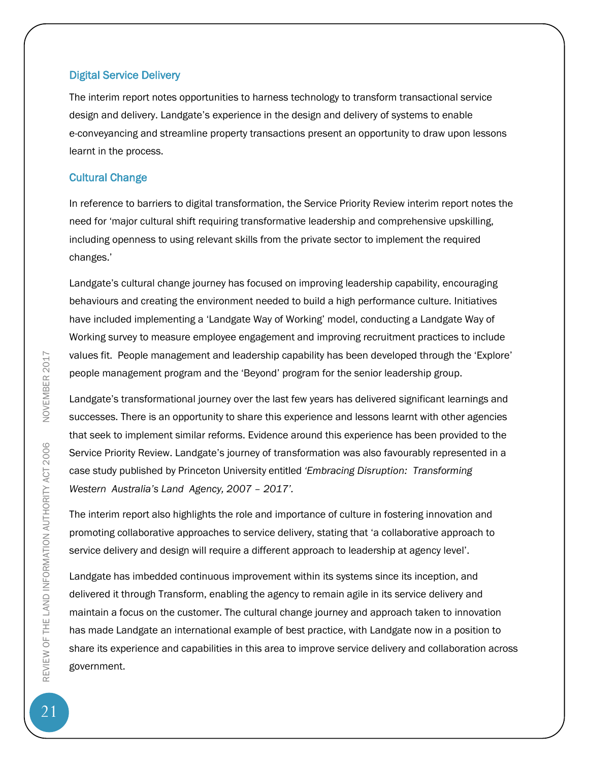### Digital Service Delivery

The interim report notes opportunities to harness technology to transform transactional service design and delivery. Landgate's experience in the design and delivery of systems to enable e-conveyancing and streamline property transactions present an opportunity to draw upon lessons learnt in the process.

### Cultural Change

In reference to barriers to digital transformation, the Service Priority Review interim report notes the need for 'major cultural shift requiring transformative leadership and comprehensive upskilling, including openness to using relevant skills from the private sector to implement the required changes.'

Landgate's cultural change journey has focused on improving leadership capability, encouraging behaviours and creating the environment needed to build a high performance culture. Initiatives have included implementing a 'Landgate Way of Working' model, conducting a Landgate Way of Working survey to measure employee engagement and improving recruitment practices to include values fit. People management and leadership capability has been developed through the 'Explore' people management program and the 'Beyond' program for the senior leadership group.

Landgate's transformational journey over the last few years has delivered significant learnings and successes. There is an opportunity to share this experience and lessons learnt with other agencies that seek to implement similar reforms. Evidence around this experience has been provided to the Service Priority Review. Landgate's journey of transformation was also favourably represented in a case study published by Princeton University entitled *'Embracing Disruption: Transforming Western Australia's Land Agency, 2007 – 2017'.*

The interim report also highlights the role and importance of culture in fostering innovation and promoting collaborative approaches to service delivery, stating that 'a collaborative approach to service delivery and design will require a different approach to leadership at agency level'.

Landgate has imbedded continuous improvement within its systems since its inception, and delivered it through Transform, enabling the agency to remain agile in its service delivery and maintain a focus on the customer. The cultural change journey and approach taken to innovation has made Landgate an international example of best practice, with Landgate now in a position to share its experience and capabilities in this area to improve service delivery and collaboration across government.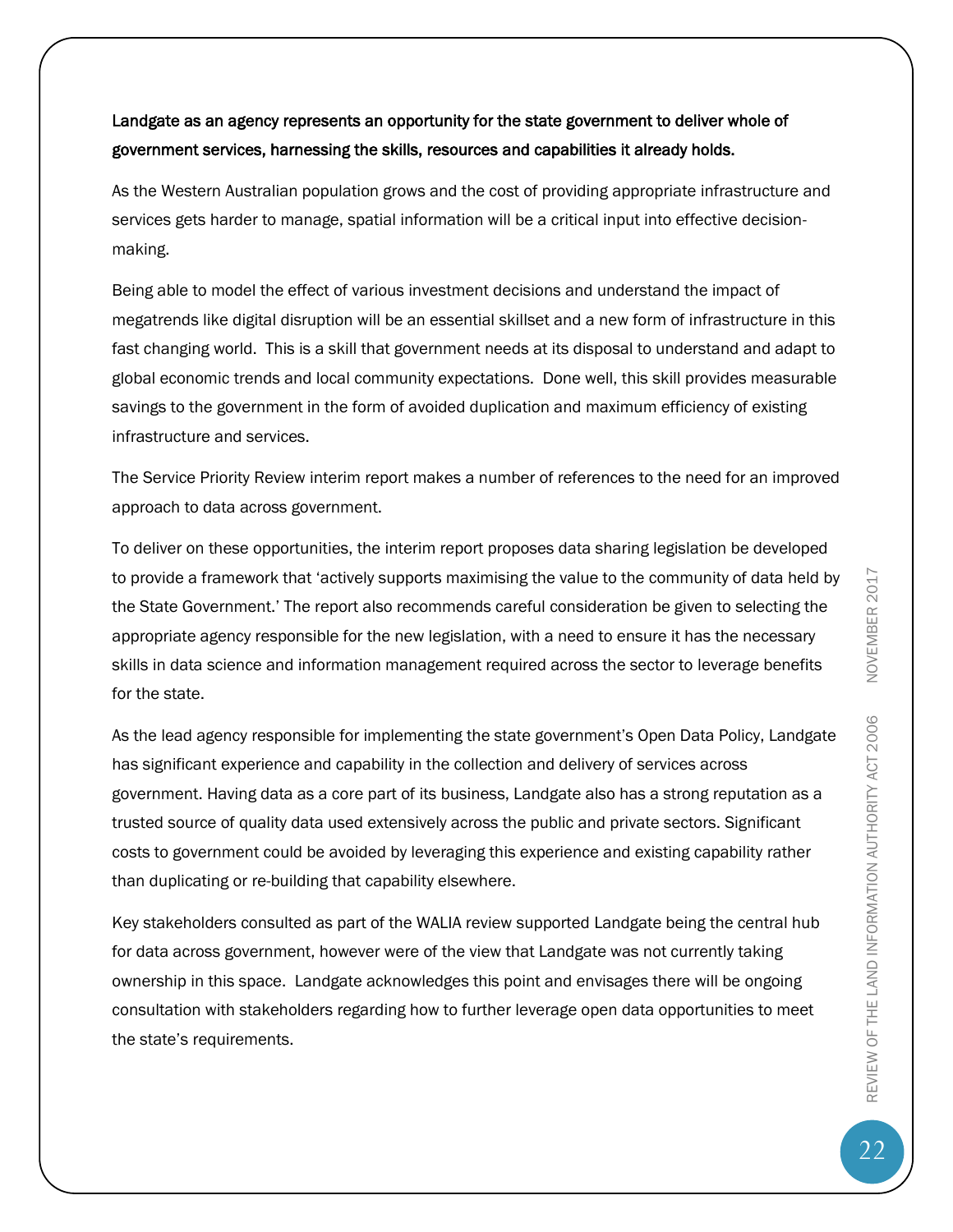**Landgate as an agency represents an opportunity for the state government to deliver whole of government services, harnessing the skills, resources and capabilities it already holds.**

As the Western Australian population grows and the cost of providing appropriate infrastructure and services gets harder to manage, spatial information will be a critical input into effective decision-making.

Being able to model the effect of various investment decisions and understand the impact of megatrends like digital disruption will be an essential skillset and a new form of infrastructure in this fast changing world. This is a skill that government needs at its disposal to understand and adapt to global economic trends and local community expectations. Done well, this skill provides measurable savings to the government in the form of avoided duplication and maximum efficiency of existing infrastructure and services.

The Service Priority Review interim report makes a number of references to the need for an improved approach to data across government.

To deliver on these opportunities, the interim report proposes data sharing legislation be developed to provide a framework that 'actively supports maximising the value to the community of data held by the State Government.' The report also recommends careful consideration be given to selecting the appropriate agency responsible for the new legislation, with a need to ensure it has the necessary skills in data science and information management required across the sector to leverage benefits for the state.

As the lead agency responsible for implementing the state government's Open Data Policy, Landgate has significant experience and capability in the collection and delivery of services across government. Having data as a core part of its business, Landgate also has a strong reputation as a trusted source of quality data used extensively across the public and private sectors. Significant costs to government could be avoided by leveraging this experience and existing capability rather than duplicating or re-building that capability elsewhere.

Key stakeholders consulted as part of the WALIA review supported Landgate being the central hub for data across government, however were of the view that Landgate was not currently taking ownership in this space. Landgate acknowledges this point and envisages there will be ongoing consultation with stakeholders regarding how to further leverage open data opportunities to meet the state's requirements.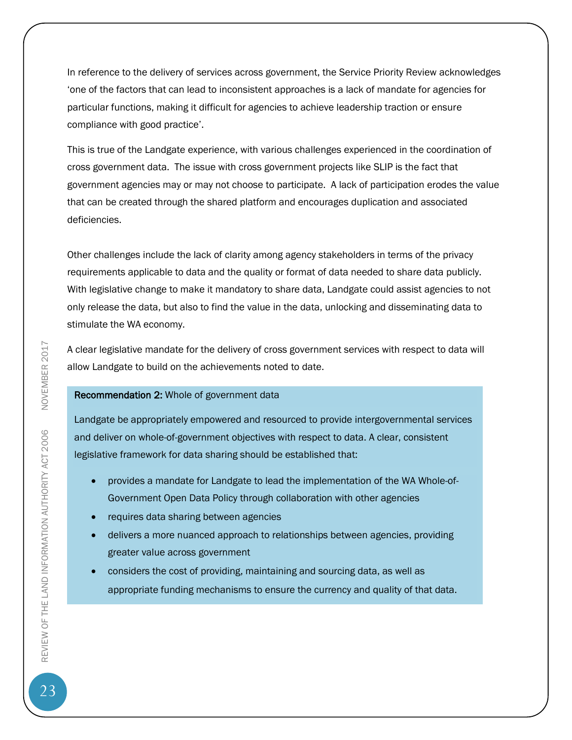In reference to the delivery of services across government, the Service Priority Review acknowledges 'one of the factors that can lead to inconsistent approaches is a lack of mandate for agencies for particular functions, making it difficult for agencies to achieve leadership traction or ensure compliance with good practice'.

This is true of the Landgate experience, with various challenges experienced in the coordination of cross government data. The issue with cross government projects like SLIP is the fact that government agencies may or may not choose to participate. A lack of participation erodes the value that can be created through the shared platform and encourages duplication and associated deficiencies.

Other challenges include the lack of clarity among agency stakeholders in terms of the privacy requirements applicable to data and the quality or format of data needed to share data publicly. With legislative change to make it mandatory to share data, Landgate could assist agencies to not only release the data, but also to find the value in the data, unlocking and disseminating data to stimulate the WA economy.

A clear legislative mandate for the delivery of cross government services with respect to data will allow Landgate to build on the achievements noted to date.

**Recommendation 2:** Whole of government data

Landgate be appropriately empowered and resourced to provide intergovernmental services and deliver on whole-of-government objectives with respect to data. A clear, consistent legislative framework for data sharing should be established that:

- provides a mandate for Landgate to lead the implementation of the WA Whole-of-Government Open Data Policy through collaboration with other agencies
- requires data sharing between agencies
- delivers a more nuanced approach to relationships between agencies, providing greater value across government
- considers the cost of providing, maintaining and sourcing data, as well as appropriate funding mechanisms to ensure the currency and quality of that data.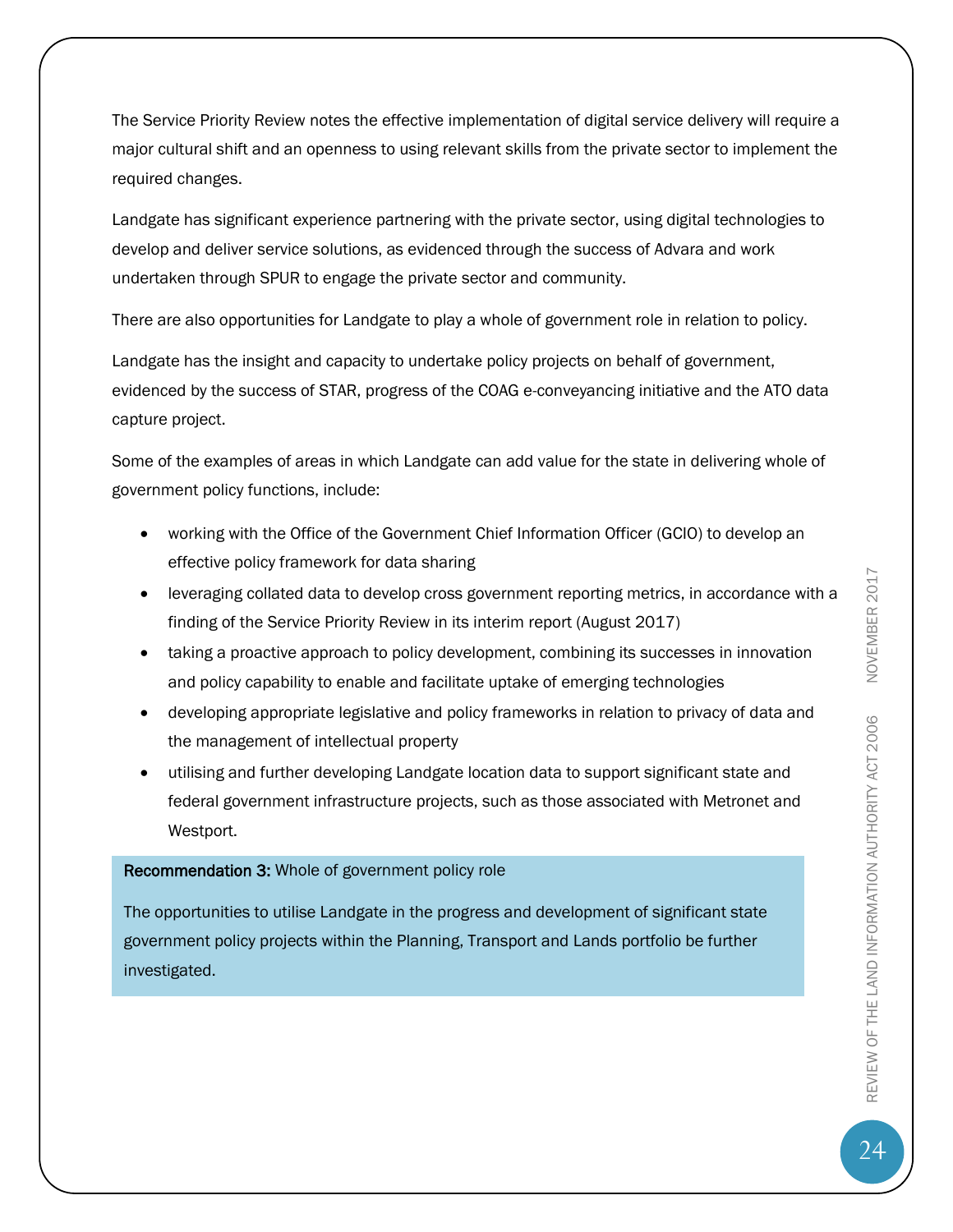The Service Priority Review notes the effective implementation of digital service delivery will require a major cultural shift and an openness to using relevant skills from the private sector to implement the required changes.

Landgate has significant experience partnering with the private sector, using digital technologies to develop and deliver service solutions, as evidenced through the success of Advara and work undertaken through SPUR to engage the private sector and community.

There are also opportunities for Landgate to play a whole of government role in relation to policy.

Landgate has the insight and capacity to undertake policy projects on behalf of government, evidenced by the success of STAR, progress of the COAG e-conveyancing initiative and the ATO data capture project.

Some of the examples of areas in which Landgate can add value for the state in delivering whole of government policy functions, include:

- working with the Office of the Government Chief Information Officer (GCIO) to develop an effective policy framework for data sharing
- leveraging collated data to develop cross government reporting metrics, in accordance with a finding of the Service Priority Review in its interim report (August 2017)
- taking a proactive approach to policy development, combining its successes in innovation and policy capability to enable and facilitate uptake of emerging technologies
- developing appropriate legislative and policy frameworks in relation to privacy of data and the management of intellectual property
- utilising and further developing Landgate location data to support significant state and federal government infrastructure projects, such as those associated with Metronet and Westport.

**Recommendation 3:** Whole of government policy role

The opportunities to utilise Landgate in the progress and development of significant state government policy projects within the Planning, Transport and Lands portfolio be further investigated.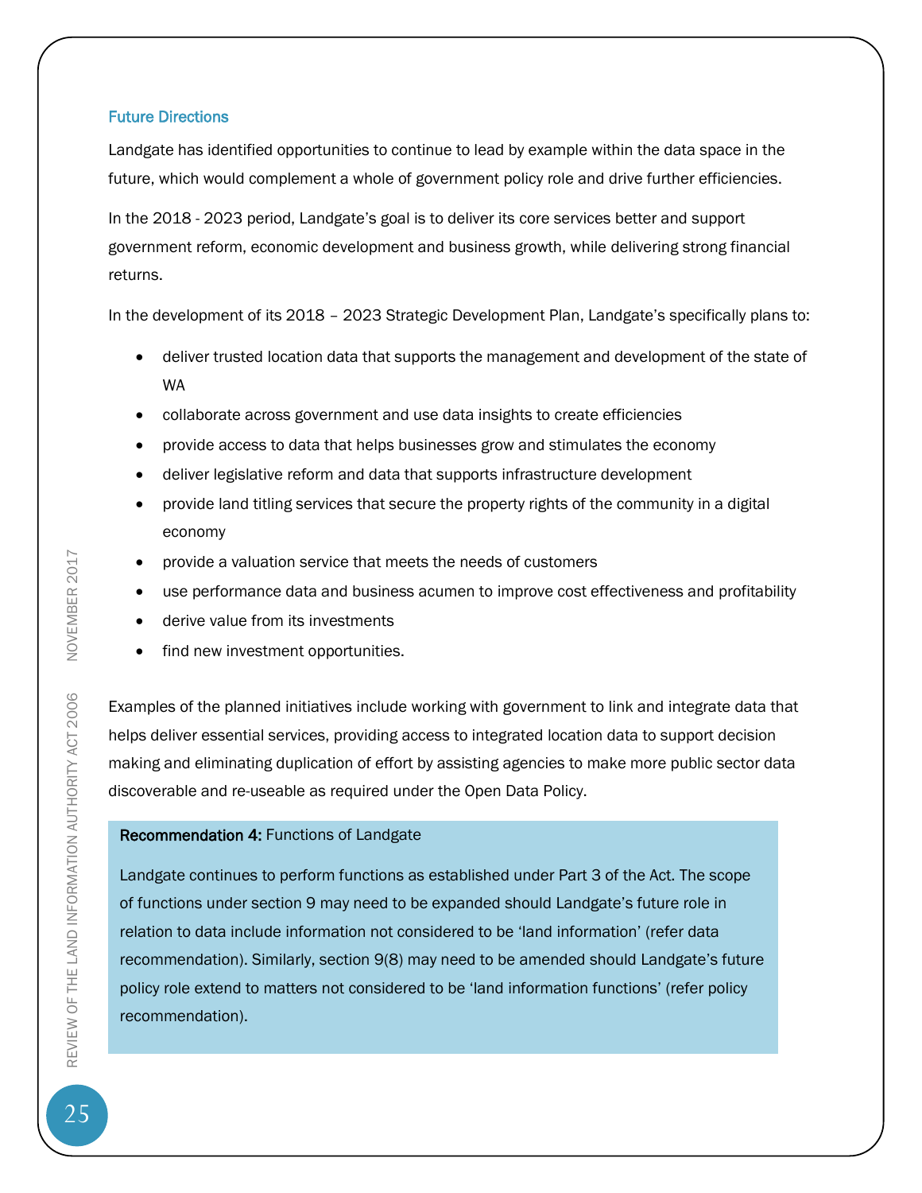### Future Directions

Landgate has identified opportunities to continue to lead by example within the data space in the future, which would complement a whole of government policy role and drive further efficiencies.

In the 2018 - 2023 period, Landgate's goal is to deliver its core services better and support government reform, economic development and business growth, while delivering strong financial returns.

In the development of its 2018 – 2023 Strategic Development Plan, Landgate's specifically plans to:

- deliver trusted location data that supports the management and development of the state of WA
- collaborate across government and use data insights to create efficiencies
- provide access to data that helps businesses grow and stimulates the economy
- deliver legislative reform and data that supports infrastructure development
- provide land titling services that secure the property rights of the community in a digital economy
- provide a valuation service that meets the needs of customers
- use performance data and business acumen to improve cost effectiveness and profitability
- derive value from its investments
- find new investment opportunities.

Examples of the planned initiatives include working with government to link and integrate data that helps deliver essential services, providing access to integrated location data to support decision making and eliminating duplication of effort by assisting agencies to make more public sector data discoverable and re-useable as required under the Open Data Policy.

> **Recommendation 4:** Functions of Landgate
>
> Landgate continues to perform functions as established under Part 3 of the Act. The scope of functions under section 9 may need to be expanded should Landgate's future role in relation to data include information not considered to be 'land information' (refer data recommendation). Similarly, section 9(8) may need to be amended should Landgate's future policy role extend to matters not considered to be 'land information functions' (refer policy recommendation).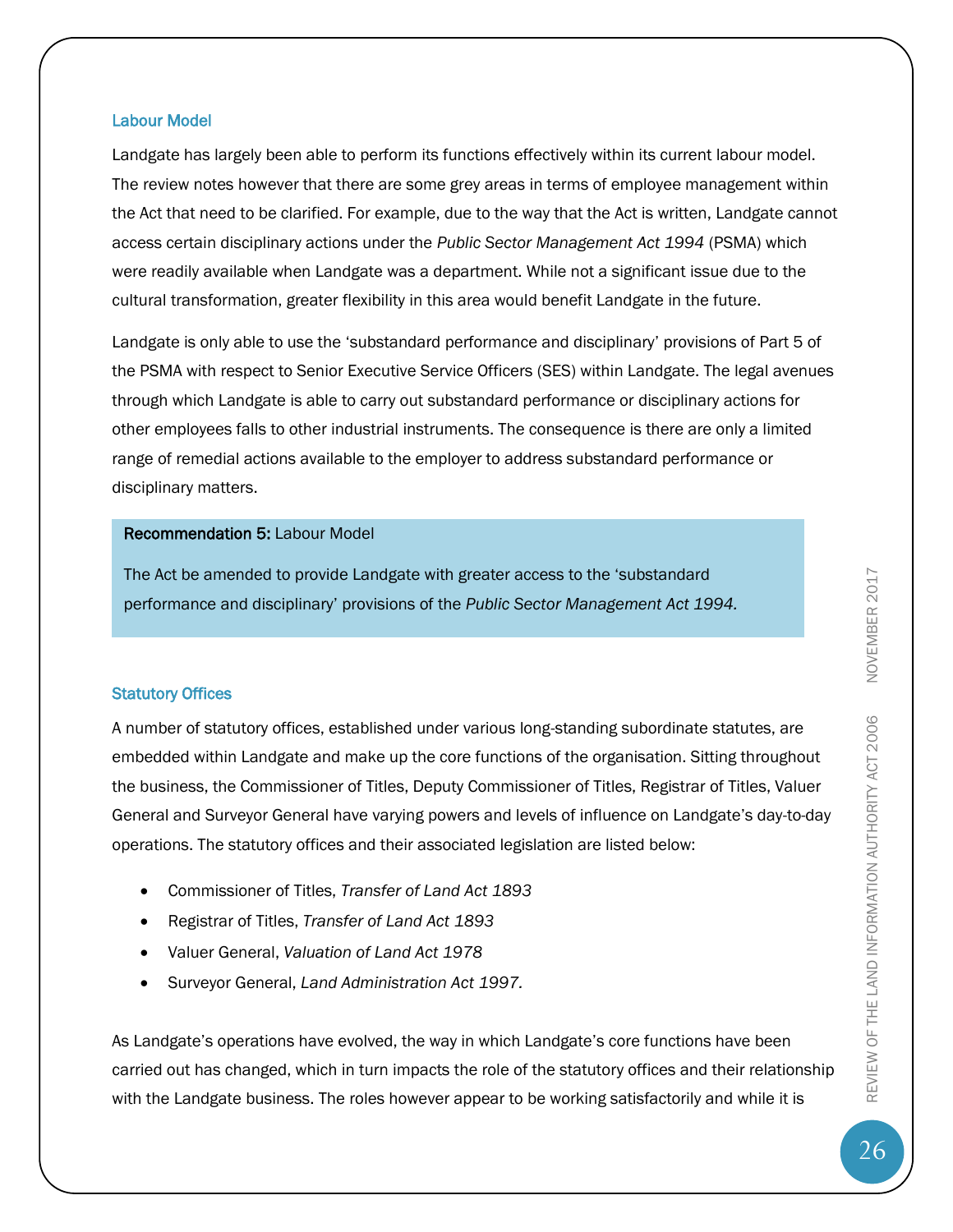### Labour Model

Landgate has largely been able to perform its functions effectively within its current labour model. The review notes however that there are some grey areas in terms of employee management within the Act that need to be clarified. For example, due to the way that the Act is written, Landgate cannot access certain disciplinary actions under the *Public Sector Management Act 1994* (PSMA) which were readily available when Landgate was a department. While not a significant issue due to the cultural transformation, greater flexibility in this area would benefit Landgate in the future.

Landgate is only able to use the 'substandard performance and disciplinary' provisions of Part 5 of the PSMA with respect to Senior Executive Service Officers (SES) within Landgate. The legal avenues through which Landgate is able to carry out substandard performance or disciplinary actions for other employees falls to other industrial instruments. The consequence is there are only a limited range of remedial actions available to the employer to address substandard performance or disciplinary matters.

> **Recommendation 5:** Labour Model
>
> The Act be amended to provide Landgate with greater access to the 'substandard performance and disciplinary' provisions of the *Public Sector Management Act 1994.*

### Statutory Offices

A number of statutory offices, established under various long-standing subordinate statutes, are embedded within Landgate and make up the core functions of the organisation. Sitting throughout the business, the Commissioner of Titles, Deputy Commissioner of Titles, Registrar of Titles, Valuer General and Surveyor General have varying powers and levels of influence on Landgate's day-to-day operations. The statutory offices and their associated legislation are listed below:

- Commissioner of Titles, *Transfer of Land Act 1893*
- Registrar of Titles, *Transfer of Land Act 1893*
- Valuer General, *Valuation of Land Act 1978*
- Surveyor General, *Land Administration Act 1997.*

As Landgate's operations have evolved, the way in which Landgate's core functions have been carried out has changed, which in turn impacts the role of the statutory offices and their relationship with the Landgate business. The roles however appear to be working satisfactorily and while it is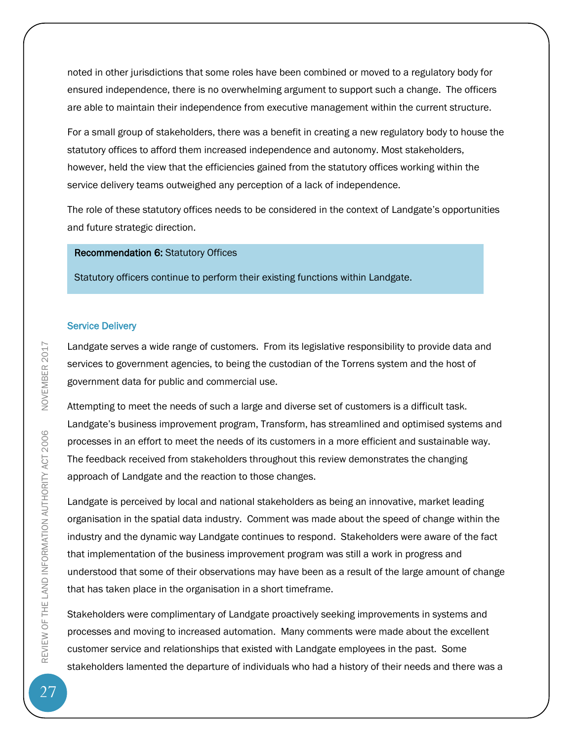noted in other jurisdictions that some roles have been combined or moved to a regulatory body for ensured independence, there is no overwhelming argument to support such a change. The officers are able to maintain their independence from executive management within the current structure.

For a small group of stakeholders, there was a benefit in creating a new regulatory body to house the statutory offices to afford them increased independence and autonomy. Most stakeholders, however, held the view that the efficiencies gained from the statutory offices working within the service delivery teams outweighed any perception of a lack of independence.

The role of these statutory offices needs to be considered in the context of Landgate's opportunities and future strategic direction.

> **Recommendation 6:** Statutory Offices
>
> Statutory officers continue to perform their existing functions within Landgate.

### Service Delivery

Landgate serves a wide range of customers. From its legislative responsibility to provide data and services to government agencies, to being the custodian of the Torrens system and the host of government data for public and commercial use.

Attempting to meet the needs of such a large and diverse set of customers is a difficult task. Landgate's business improvement program, Transform, has streamlined and optimised systems and processes in an effort to meet the needs of its customers in a more efficient and sustainable way. The feedback received from stakeholders throughout this review demonstrates the changing approach of Landgate and the reaction to those changes.

Landgate is perceived by local and national stakeholders as being an innovative, market leading organisation in the spatial data industry. Comment was made about the speed of change within the industry and the dynamic way Landgate continues to respond. Stakeholders were aware of the fact that implementation of the business improvement program was still a work in progress and understood that some of their observations may have been as a result of the large amount of change that has taken place in the organisation in a short timeframe.

Stakeholders were complimentary of Landgate proactively seeking improvements in systems and processes and moving to increased automation. Many comments were made about the excellent customer service and relationships that existed with Landgate employees in the past. Some stakeholders lamented the departure of individuals who had a history of their needs and there was a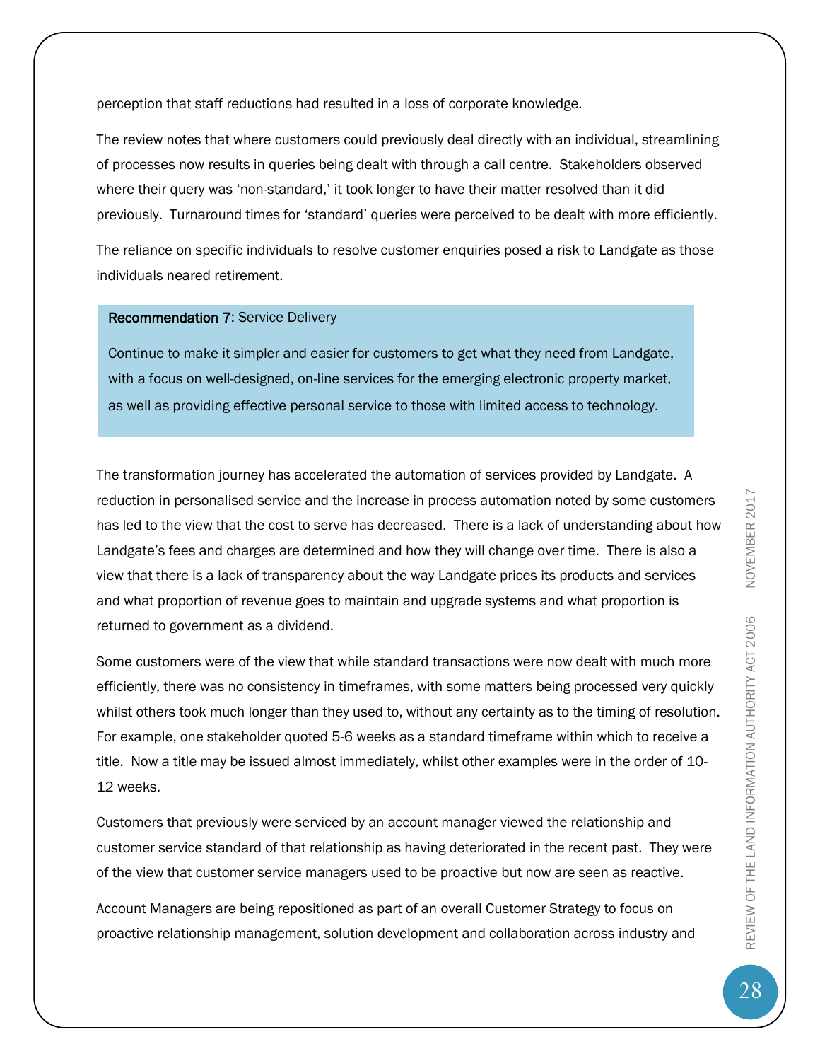perception that staff reductions had resulted in a loss of corporate knowledge.

The review notes that where customers could previously deal directly with an individual, streamlining of processes now results in queries being dealt with through a call centre. Stakeholders observed where their query was 'non-standard,' it took longer to have their matter resolved than it did previously. Turnaround times for 'standard' queries were perceived to be dealt with more efficiently.

The reliance on specific individuals to resolve customer enquiries posed a risk to Landgate as those individuals neared retirement.

> **Recommendation 7**: Service Delivery
>
> Continue to make it simpler and easier for customers to get what they need from Landgate, with a focus on well-designed, on-line services for the emerging electronic property market, as well as providing effective personal service to those with limited access to technology.

The transformation journey has accelerated the automation of services provided by Landgate. A reduction in personalised service and the increase in process automation noted by some customers has led to the view that the cost to serve has decreased. There is a lack of understanding about how Landgate's fees and charges are determined and how they will change over time. There is also a view that there is a lack of transparency about the way Landgate prices its products and services and what proportion of revenue goes to maintain and upgrade systems and what proportion is returned to government as a dividend.

Some customers were of the view that while standard transactions were now dealt with much more efficiently, there was no consistency in timeframes, with some matters being processed very quickly whilst others took much longer than they used to, without any certainty as to the timing of resolution. For example, one stakeholder quoted 5-6 weeks as a standard timeframe within which to receive a title. Now a title may be issued almost immediately, whilst other examples were in the order of 10-12 weeks.

Customers that previously were serviced by an account manager viewed the relationship and customer service standard of that relationship as having deteriorated in the recent past. They were of the view that customer service managers used to be proactive but now are seen as reactive.

Account Managers are being repositioned as part of an overall Customer Strategy to focus on proactive relationship management, solution development and collaboration across industry and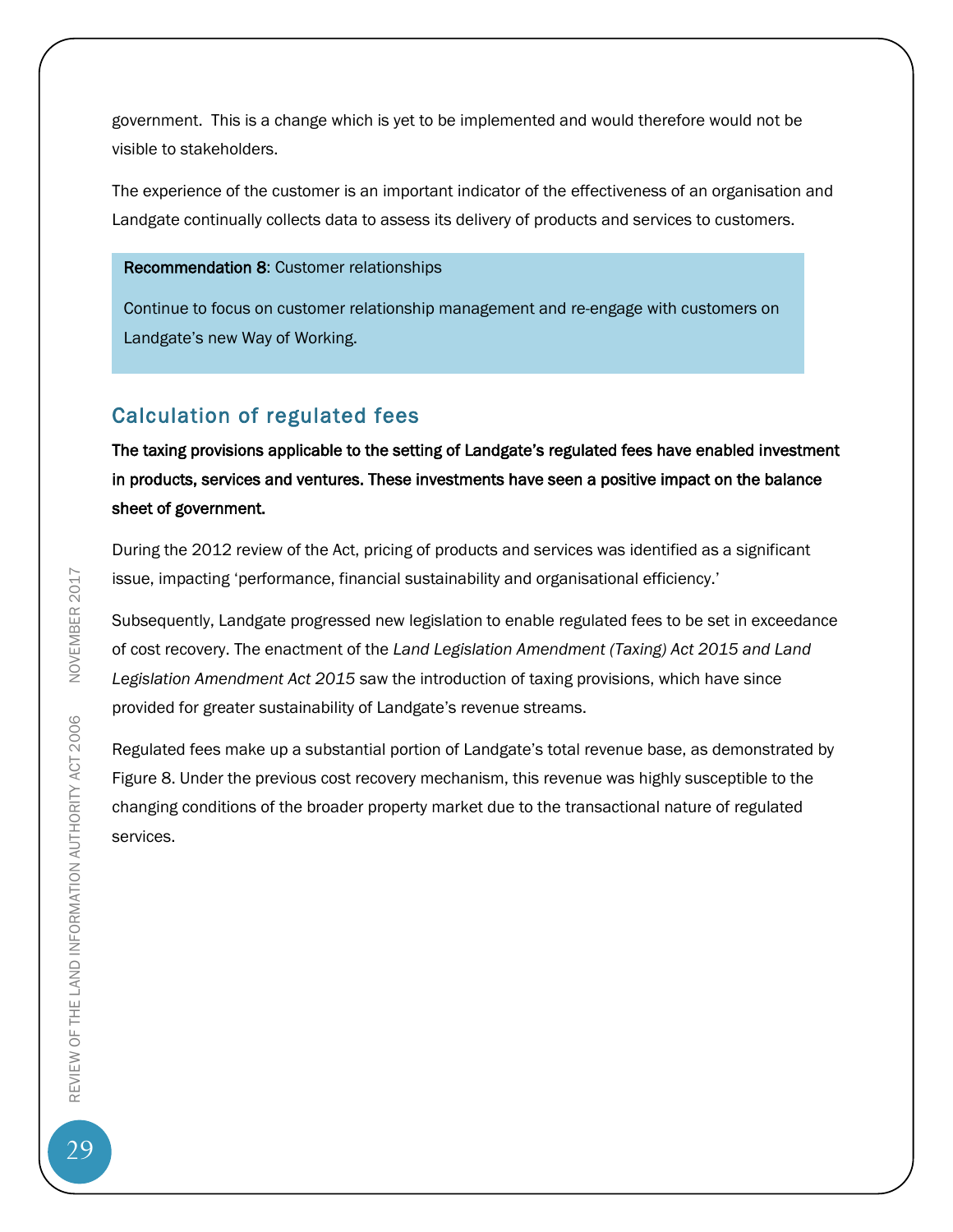government. This is a change which is yet to be implemented and would therefore would not be visible to stakeholders.

The experience of the customer is an important indicator of the effectiveness of an organisation and Landgate continually collects data to assess its delivery of products and services to customers.

> **Recommendation 8**: Customer relationships
>
> Continue to focus on customer relationship management and re-engage with customers on Landgate's new Way of Working.

## Calculation of regulated fees

**The taxing provisions applicable to the setting of Landgate's regulated fees have enabled investment in products, services and ventures. These investments have seen a positive impact on the balance sheet of government.**

During the 2012 review of the Act, pricing of products and services was identified as a significant issue, impacting 'performance, financial sustainability and organisational efficiency.'

Subsequently, Landgate progressed new legislation to enable regulated fees to be set in exceedance of cost recovery. The enactment of the *Land Legislation Amendment (Taxing) Act 2015 and Land Legislation Amendment Act 2015* saw the introduction of taxing provisions, which have since provided for greater sustainability of Landgate's revenue streams.

Regulated fees make up a substantial portion of Landgate's total revenue base, as demonstrated by Figure 8. Under the previous cost recovery mechanism, this revenue was highly susceptible to the changing conditions of the broader property market due to the transactional nature of regulated services.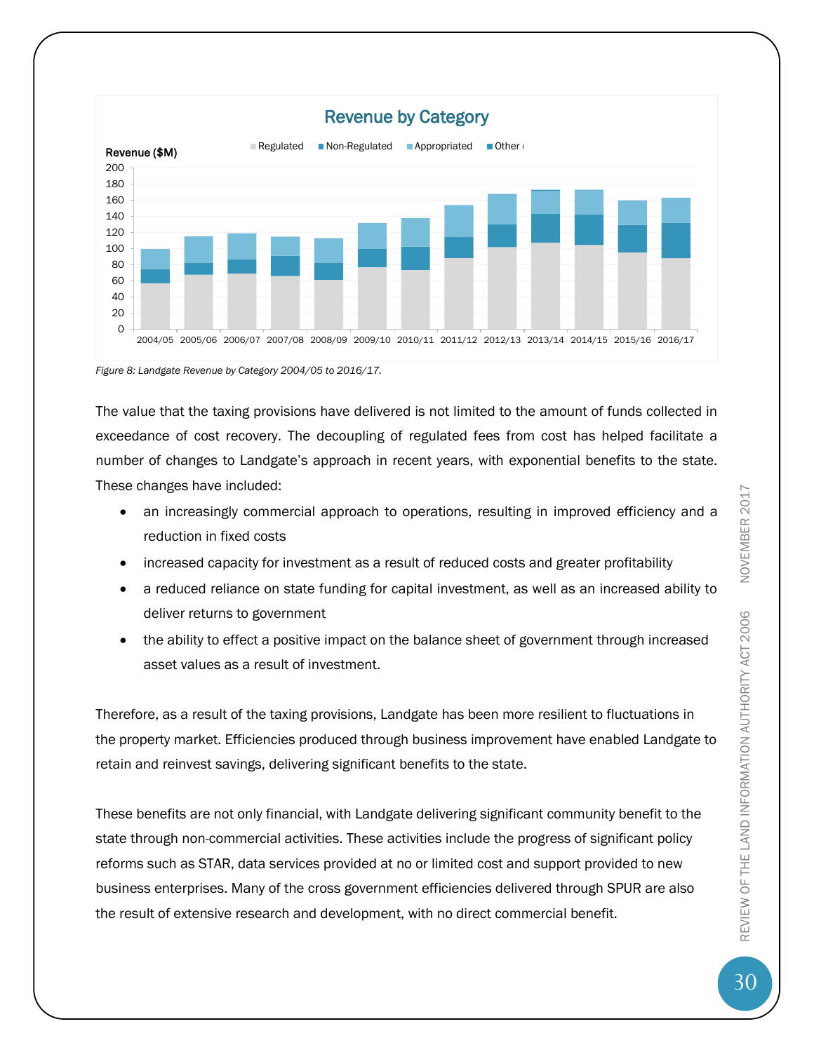Figure 8: Landgate Revenue by Category 2004/05 to 2016/17.

The value that the taxing provisions have delivered is not limited to the amount of funds collected in exceedance of cost recovery. The decoupling of regulated fees from cost has helped facilitate a number of changes to Landgate's approach in recent years, with exponential benefits to the state. These changes have included:

- an increasingly commercial approach to operations, resulting in improved efficiency and a reduction in fixed costs
- increased capacity for investment as a result of reduced costs and greater profitability
- a reduced reliance on state funding for capital investment, as well as an increased ability to deliver returns to government
- the ability to effect a positive impact on the balance sheet of government through increased asset values as a result of investment.

Therefore, as a result of the taxing provisions, Landgate has been more resilient to fluctuations in the property market. Efficiencies produced through business improvement have enabled Landgate to retain and reinvest savings, delivering significant benefits to the state.

These benefits are not only financial, with Landgate delivering significant community benefit to the state through non-commercial activities. These activities include the progress of significant policy reforms such as STAR, data services provided at no or limited cost and support provided to new business enterprises. Many of the cross government efficiencies delivered through SPUR are also the result of extensive research and development, with no direct commercial benefit.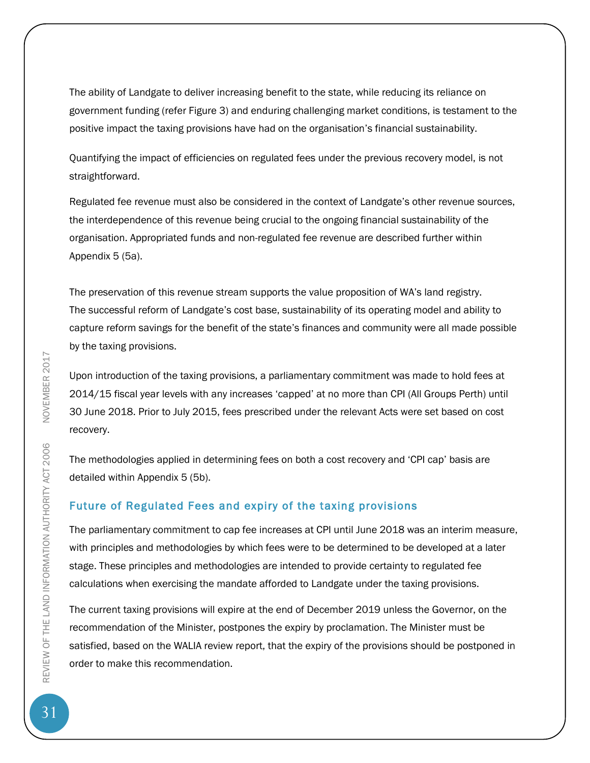The ability of Landgate to deliver increasing benefit to the state, while reducing its reliance on government funding (refer Figure 3) and enduring challenging market conditions, is testament to the positive impact the taxing provisions have had on the organisation's financial sustainability.

Quantifying the impact of efficiencies on regulated fees under the previous recovery model, is not straightforward.

Regulated fee revenue must also be considered in the context of Landgate's other revenue sources, the interdependence of this revenue being crucial to the ongoing financial sustainability of the organisation. Appropriated funds and non-regulated fee revenue are described further within Appendix 5 (5a).

The preservation of this revenue stream supports the value proposition of WA's land registry. The successful reform of Landgate's cost base, sustainability of its operating model and ability to capture reform savings for the benefit of the state's finances and community were all made possible by the taxing provisions.

Upon introduction of the taxing provisions, a parliamentary commitment was made to hold fees at 2014/15 fiscal year levels with any increases 'capped' at no more than CPI (All Groups Perth) until 30 June 2018. Prior to July 2015, fees prescribed under the relevant Acts were set based on cost recovery.

The methodologies applied in determining fees on both a cost recovery and 'CPI cap' basis are detailed within Appendix 5 (5b).

## Future of Regulated Fees and expiry of the taxing provisions

The parliamentary commitment to cap fee increases at CPI until June 2018 was an interim measure, with principles and methodologies by which fees were to be determined to be developed at a later stage. These principles and methodologies are intended to provide certainty to regulated fee calculations when exercising the mandate afforded to Landgate under the taxing provisions.

The current taxing provisions will expire at the end of December 2019 unless the Governor, on the recommendation of the Minister, postpones the expiry by proclamation. The Minister must be satisfied, based on the WALIA review report, that the expiry of the provisions should be postponed in order to make this recommendation.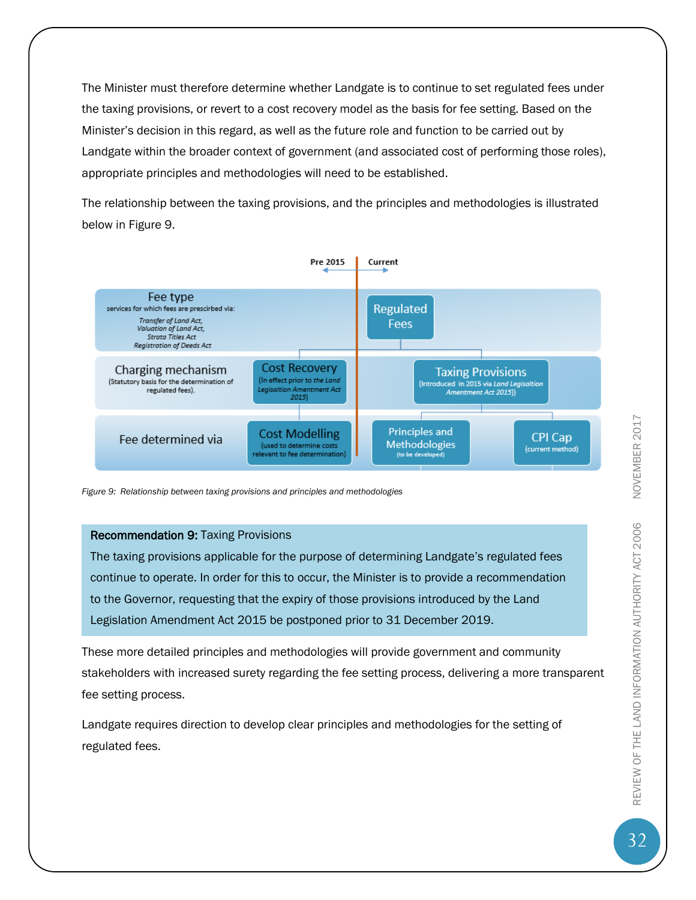The Minister must therefore determine whether Landgate is to continue to set regulated fees under the taxing provisions, or revert to a cost recovery model as the basis for fee setting. Based on the Minister's decision in this regard, as well as the future role and function to be carried out by Landgate within the broader context of government (and associated cost of performing those roles), appropriate principles and methodologies will need to be established.

The relationship between the taxing provisions, and the principles and methodologies is illustrated below in Figure 9.

| | Pre 2015 | Current | | |
|---|---|---|---|---|
| **Fee type** (services for which fees are prescirbed via: *Transfer of Land Act, Valuation of Land Act, Strata Titles Act, Registration of Deeds Act*) | | Regulated Fees | | |
| **Charging mechanism** (Statutory basis for the determination of regulated fees). | Cost Recovery (In effect prior to *the Land Legisaltion Amentment Act 2015*) | Taxing Provisions (Introduced in 2015 via *Land Legisaltion Amentment Act 2015*) | | |
| **Fee determined via** | Cost Modelling (used to determine costs relevant to fee determination) | Principles and Methodologies (to be developed) | CPI Cap (current method) | |

*Figure 9: Relationship between taxing provisions and principles and methodologies*

> **Recommendation 9:** Taxing Provisions
>
> The taxing provisions applicable for the purpose of determining Landgate's regulated fees continue to operate. In order for this to occur, the Minister is to provide a recommendation to the Governor, requesting that the expiry of those provisions introduced by the Land Legislation Amendment Act 2015 be postponed prior to 31 December 2019.

These more detailed principles and methodologies will provide government and community stakeholders with increased surety regarding the fee setting process, delivering a more transparent fee setting process.

Landgate requires direction to develop clear principles and methodologies for the setting of regulated fees.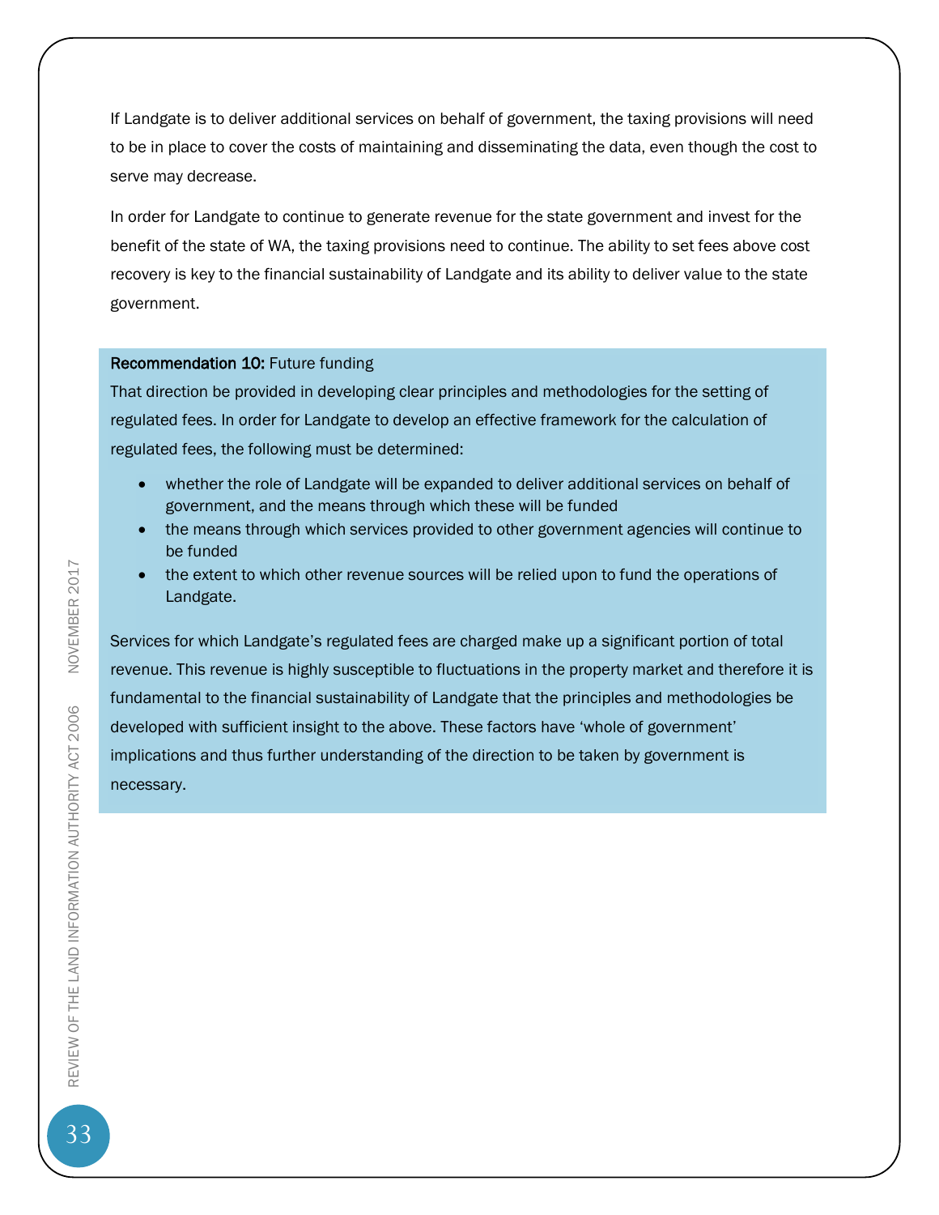If Landgate is to deliver additional services on behalf of government, the taxing provisions will need to be in place to cover the costs of maintaining and disseminating the data, even though the cost to serve may decrease.

In order for Landgate to continue to generate revenue for the state government and invest for the benefit of the state of WA, the taxing provisions need to continue. The ability to set fees above cost recovery is key to the financial sustainability of Landgate and its ability to deliver value to the state government.

**Recommendation 10:** Future funding

That direction be provided in developing clear principles and methodologies for the setting of regulated fees. In order for Landgate to develop an effective framework for the calculation of regulated fees, the following must be determined:

- whether the role of Landgate will be expanded to deliver additional services on behalf of government, and the means through which these will be funded
- the means through which services provided to other government agencies will continue to be funded
- the extent to which other revenue sources will be relied upon to fund the operations of Landgate.

Services for which Landgate's regulated fees are charged make up a significant portion of total revenue. This revenue is highly susceptible to fluctuations in the property market and therefore it is fundamental to the financial sustainability of Landgate that the principles and methodologies be developed with sufficient insight to the above. These factors have 'whole of government' implications and thus further understanding of the direction to be taken by government is necessary.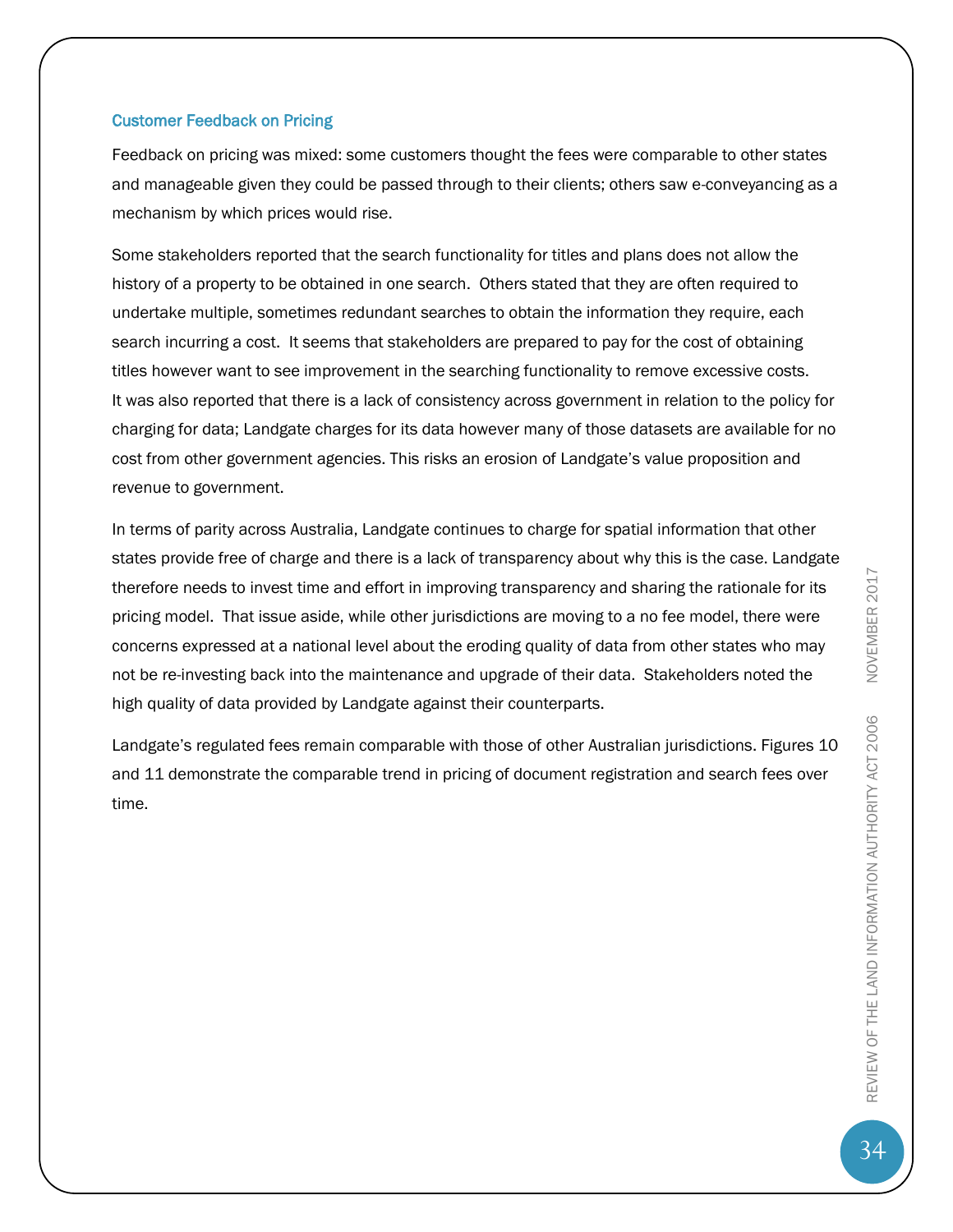### Customer Feedback on Pricing

Feedback on pricing was mixed: some customers thought the fees were comparable to other states and manageable given they could be passed through to their clients; others saw e-conveyancing as a mechanism by which prices would rise.

Some stakeholders reported that the search functionality for titles and plans does not allow the history of a property to be obtained in one search. Others stated that they are often required to undertake multiple, sometimes redundant searches to obtain the information they require, each search incurring a cost. It seems that stakeholders are prepared to pay for the cost of obtaining titles however want to see improvement in the searching functionality to remove excessive costs. It was also reported that there is a lack of consistency across government in relation to the policy for charging for data; Landgate charges for its data however many of those datasets are available for no cost from other government agencies. This risks an erosion of Landgate's value proposition and revenue to government.

In terms of parity across Australia, Landgate continues to charge for spatial information that other states provide free of charge and there is a lack of transparency about why this is the case. Landgate therefore needs to invest time and effort in improving transparency and sharing the rationale for its pricing model. That issue aside, while other jurisdictions are moving to a no fee model, there were concerns expressed at a national level about the eroding quality of data from other states who may not be re-investing back into the maintenance and upgrade of their data. Stakeholders noted the high quality of data provided by Landgate against their counterparts.

Landgate's regulated fees remain comparable with those of other Australian jurisdictions. Figures 10 and 11 demonstrate the comparable trend in pricing of document registration and search fees over time.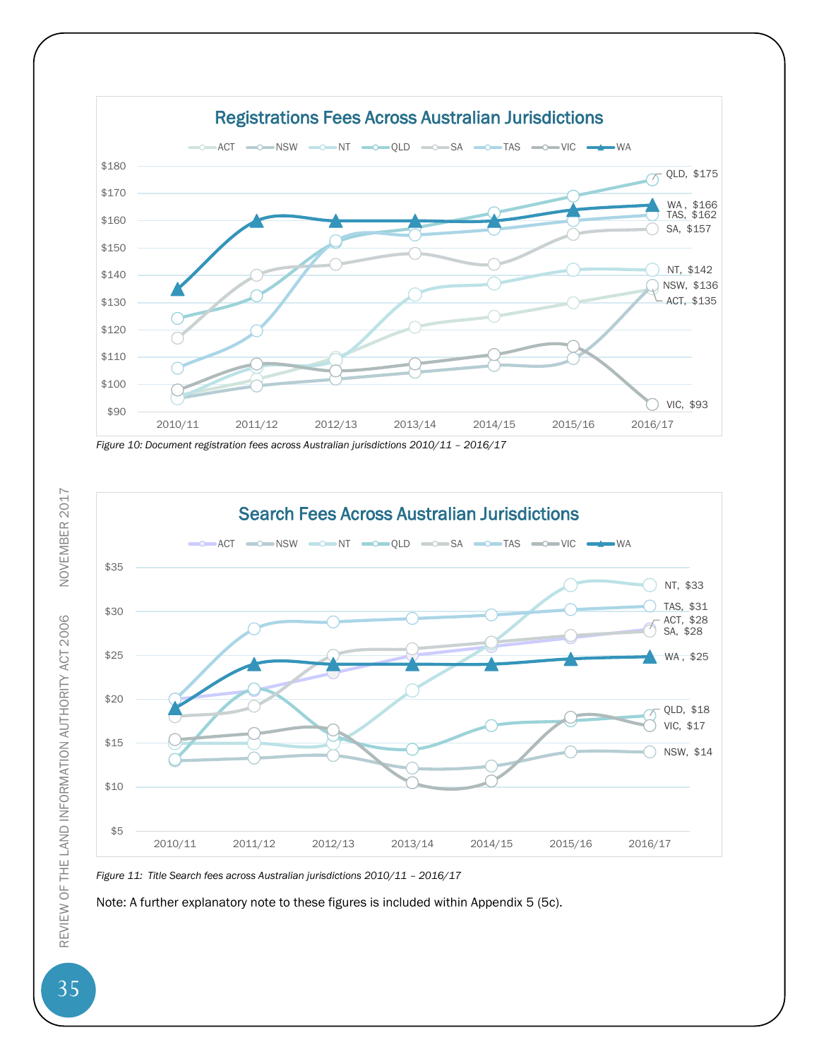## Registrations Fees Across Australian Jurisdictions

ACT, NSW, NT, QLD, SA, TAS, VIC, WA

QLD, $175
WA, $166
TAS, $162
SA, $157
NT, $142
NSW, $136
ACT, $135
VIC, $93

*Figure 10: Document registration fees across Australian jurisdictions 2010/11 – 2016/17*

## Search Fees Across Australian Jurisdictions

ACT, NSW, NT, QLD, SA, TAS, VIC, WA

NT, $33
TAS, $31
ACT, $28
SA, $28
WA, $25
QLD, $18
VIC, $17
NSW, $14

*Figure 11: Title Search fees across Australian jurisdictions 2010/11 – 2016/17*

Note: A further explanatory note to these figures is included within Appendix 5 (5c).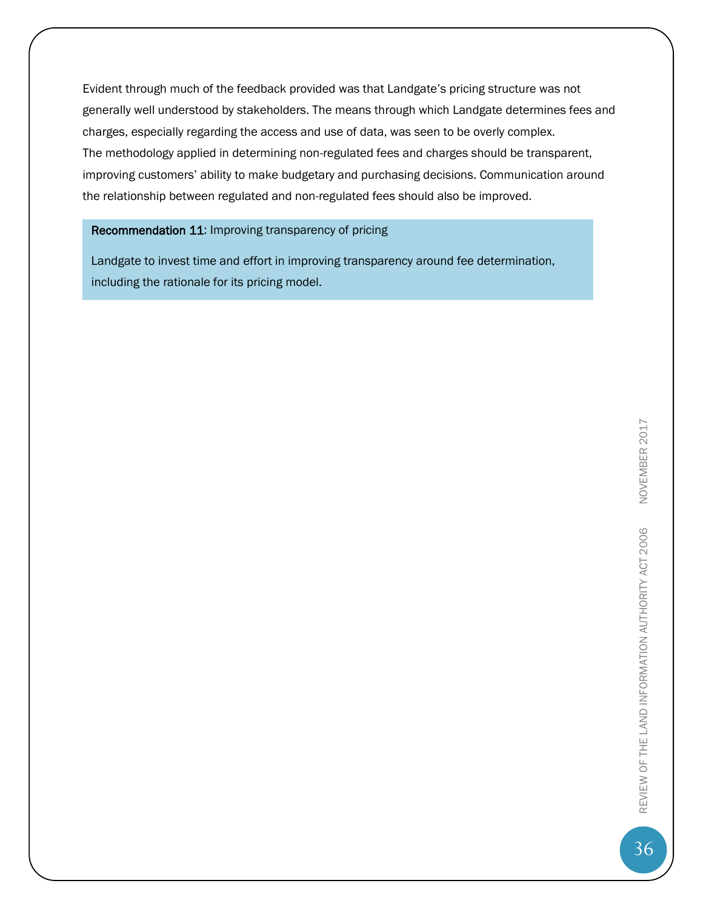Evident through much of the feedback provided was that Landgate's pricing structure was not generally well understood by stakeholders. The means through which Landgate determines fees and charges, especially regarding the access and use of data, was seen to be overly complex.
The methodology applied in determining non-regulated fees and charges should be transparent, improving customers' ability to make budgetary and purchasing decisions. Communication around the relationship between regulated and non-regulated fees should also be improved.

> **Recommendation 11**: Improving transparency of pricing
>
> Landgate to invest time and effort in improving transparency around fee determination, including the rationale for its pricing model.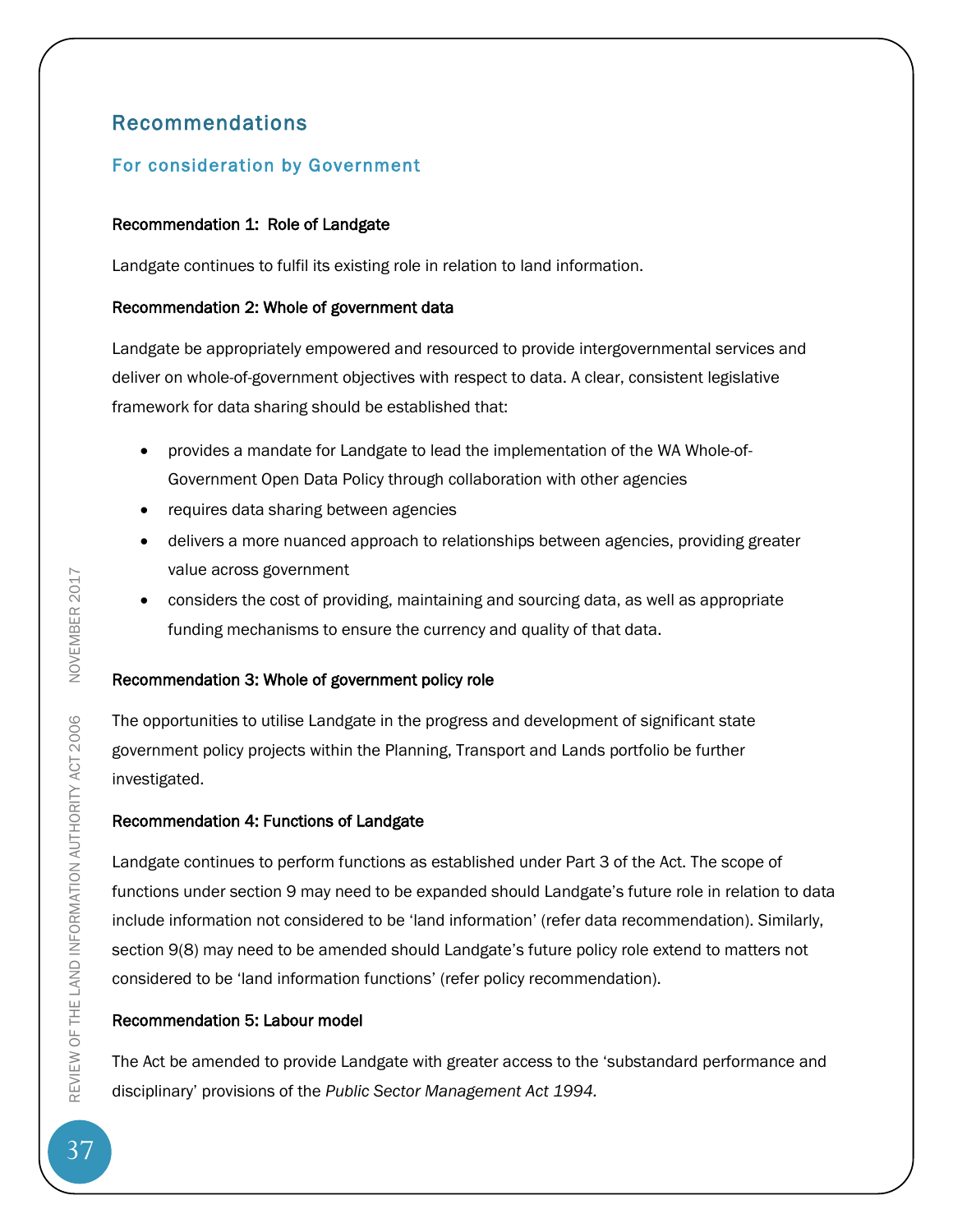## Recommendations

### For consideration by Government

**Recommendation 1: Role of Landgate**

Landgate continues to fulfil its existing role in relation to land information.

**Recommendation 2: Whole of government data**

Landgate be appropriately empowered and resourced to provide intergovernmental services and deliver on whole-of-government objectives with respect to data. A clear, consistent legislative framework for data sharing should be established that:

- provides a mandate for Landgate to lead the implementation of the WA Whole-of-Government Open Data Policy through collaboration with other agencies
- requires data sharing between agencies
- delivers a more nuanced approach to relationships between agencies, providing greater value across government
- considers the cost of providing, maintaining and sourcing data, as well as appropriate funding mechanisms to ensure the currency and quality of that data.

**Recommendation 3: Whole of government policy role**

The opportunities to utilise Landgate in the progress and development of significant state government policy projects within the Planning, Transport and Lands portfolio be further investigated.

**Recommendation 4: Functions of Landgate**

Landgate continues to perform functions as established under Part 3 of the Act. The scope of functions under section 9 may need to be expanded should Landgate's future role in relation to data include information not considered to be 'land information' (refer data recommendation). Similarly, section 9(8) may need to be amended should Landgate's future policy role extend to matters not considered to be 'land information functions' (refer policy recommendation).

**Recommendation 5: Labour model**

The Act be amended to provide Landgate with greater access to the 'substandard performance and disciplinary' provisions of the *Public Sector Management Act 1994.*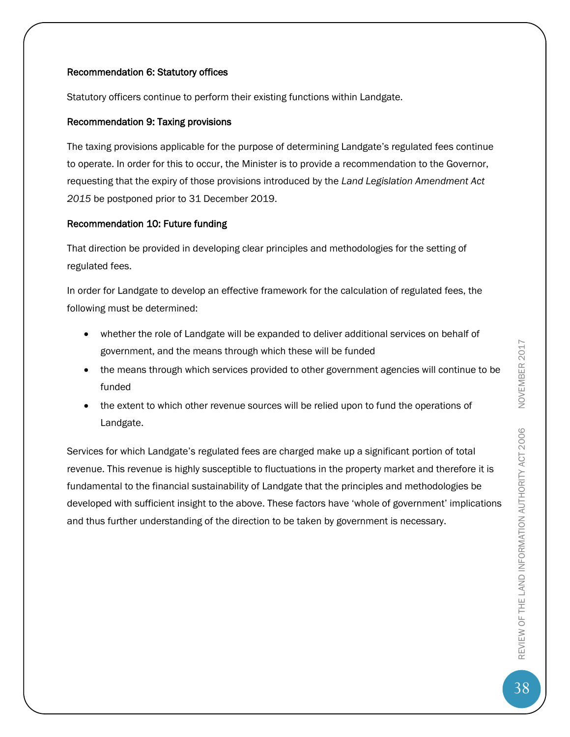**Recommendation 6: Statutory offices**

Statutory officers continue to perform their existing functions within Landgate.

**Recommendation 9: Taxing provisions**

The taxing provisions applicable for the purpose of determining Landgate's regulated fees continue to operate. In order for this to occur, the Minister is to provide a recommendation to the Governor, requesting that the expiry of those provisions introduced by the *Land Legislation Amendment Act 2015* be postponed prior to 31 December 2019.

**Recommendation 10: Future funding**

That direction be provided in developing clear principles and methodologies for the setting of regulated fees.

In order for Landgate to develop an effective framework for the calculation of regulated fees, the following must be determined:

- whether the role of Landgate will be expanded to deliver additional services on behalf of government, and the means through which these will be funded
- the means through which services provided to other government agencies will continue to be funded
- the extent to which other revenue sources will be relied upon to fund the operations of Landgate.

Services for which Landgate's regulated fees are charged make up a significant portion of total revenue. This revenue is highly susceptible to fluctuations in the property market and therefore it is fundamental to the financial sustainability of Landgate that the principles and methodologies be developed with sufficient insight to the above. These factors have 'whole of government' implications and thus further understanding of the direction to be taken by government is necessary.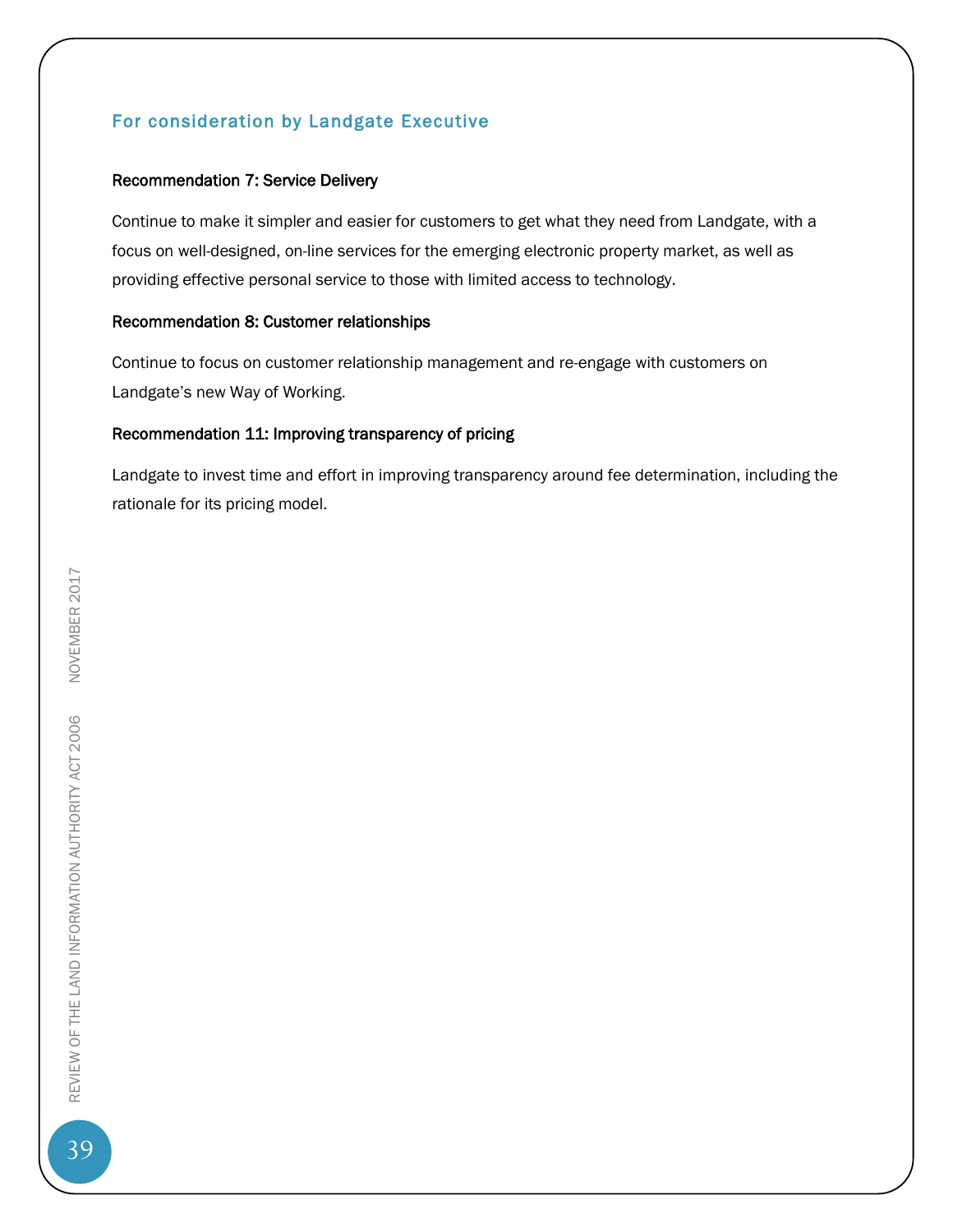## For consideration by Landgate Executive

**Recommendation 7: Service Delivery**

Continue to make it simpler and easier for customers to get what they need from Landgate, with a focus on well-designed, on-line services for the emerging electronic property market, as well as providing effective personal service to those with limited access to technology.

**Recommendation 8: Customer relationships**

Continue to focus on customer relationship management and re-engage with customers on Landgate's new Way of Working.

**Recommendation 11: Improving transparency of pricing**

Landgate to invest time and effort in improving transparency around fee determination, including the rationale for its pricing model.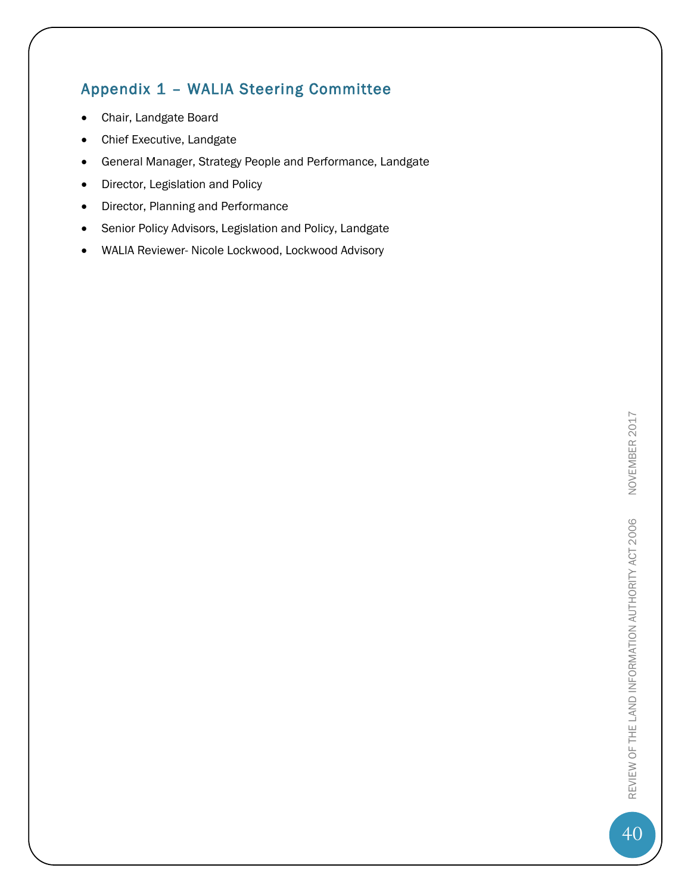## Appendix 1 – WALIA Steering Committee

- Chair, Landgate Board
- Chief Executive, Landgate
- General Manager, Strategy People and Performance, Landgate
- Director, Legislation and Policy
- Director, Planning and Performance
- Senior Policy Advisors, Legislation and Policy, Landgate
- WALIA Reviewer- Nicole Lockwood, Lockwood Advisory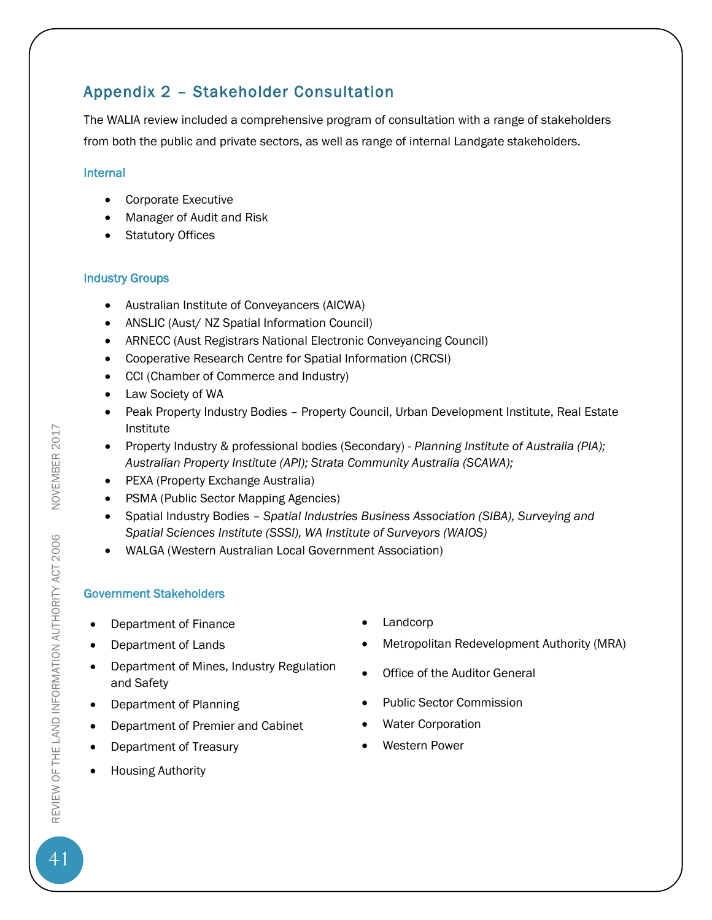## Appendix 2 – Stakeholder Consultation

The WALIA review included a comprehensive program of consultation with a range of stakeholders from both the public and private sectors, as well as range of internal Landgate stakeholders.

### Internal

- Corporate Executive
- Manager of Audit and Risk
- Statutory Offices

### Industry Groups

- Australian Institute of Conveyancers (AICWA)
- ANSLIC (Aust/ NZ Spatial Information Council)
- ARNECC (Aust Registrars National Electronic Conveyancing Council)
- Cooperative Research Centre for Spatial Information (CRCSI)
- CCI (Chamber of Commerce and Industry)
- Law Society of WA
- Peak Property Industry Bodies – Property Council, Urban Development Institute, Real Estate Institute
- Property Industry & professional bodies (Secondary) - *Planning Institute of Australia (PIA); Australian Property Institute (API); Strata Community Australia (SCAWA);*
- PEXA (Property Exchange Australia)
- PSMA (Public Sector Mapping Agencies)
- Spatial Industry Bodies – *Spatial Industries Business Association (SIBA), Surveying and Spatial Sciences Institute (SSSI), WA Institute of Surveyors (WAIOS)*
- WALGA (Western Australian Local Government Association)

### Government Stakeholders

- Department of Finance
- Department of Lands
- Department of Mines, Industry Regulation and Safety
- Department of Planning
- Department of Premier and Cabinet
- Department of Treasury
- Housing Authority
- Landcorp
- Metropolitan Redevelopment Authority (MRA)
- Office of the Auditor General
- Public Sector Commission
- Water Corporation
- Western Power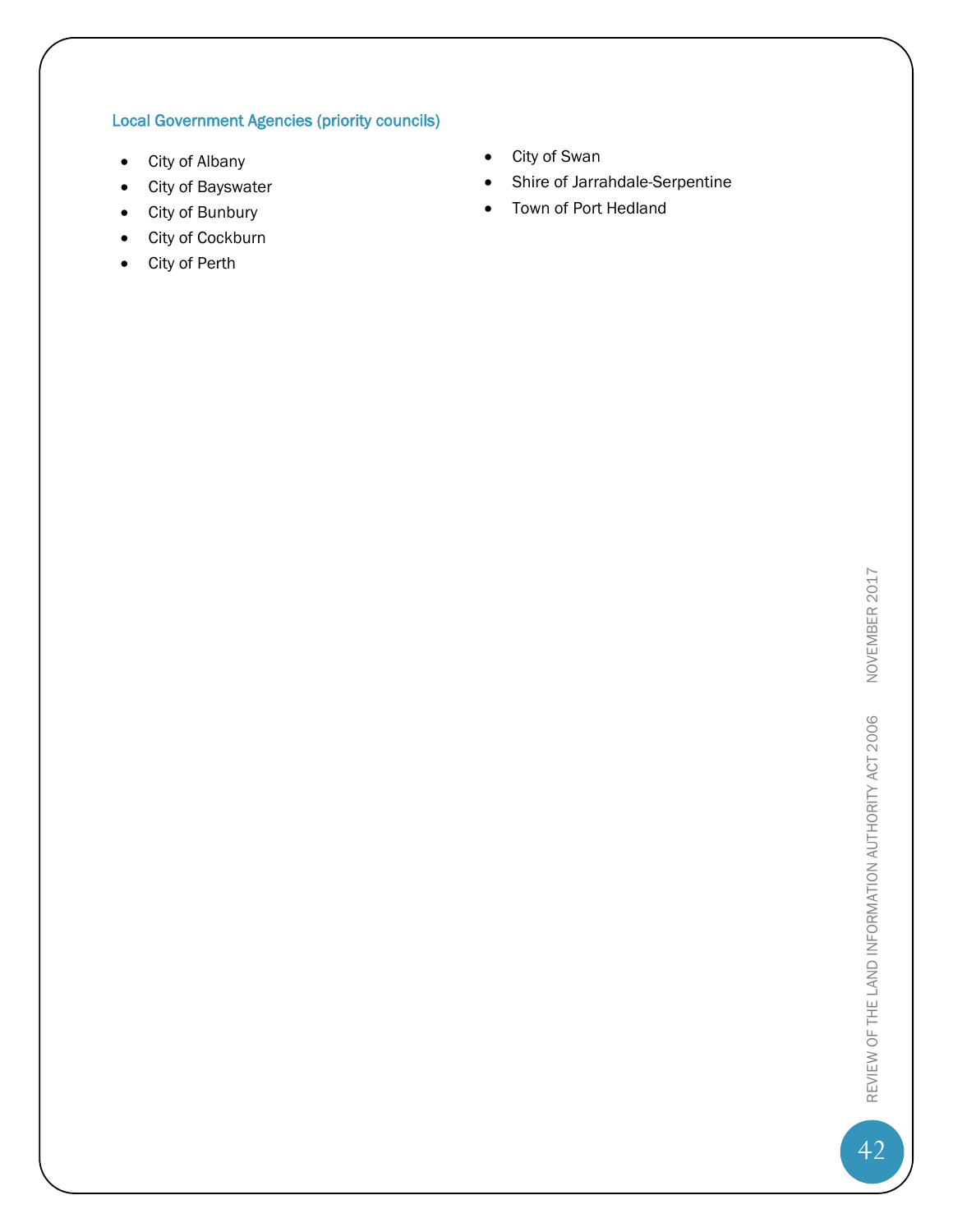### Local Government Agencies (priority councils)

- City of Albany
- City of Bayswater
- City of Bunbury
- City of Cockburn
- City of Perth
- City of Swan
- Shire of Jarrahdale-Serpentine
- Town of Port Hedland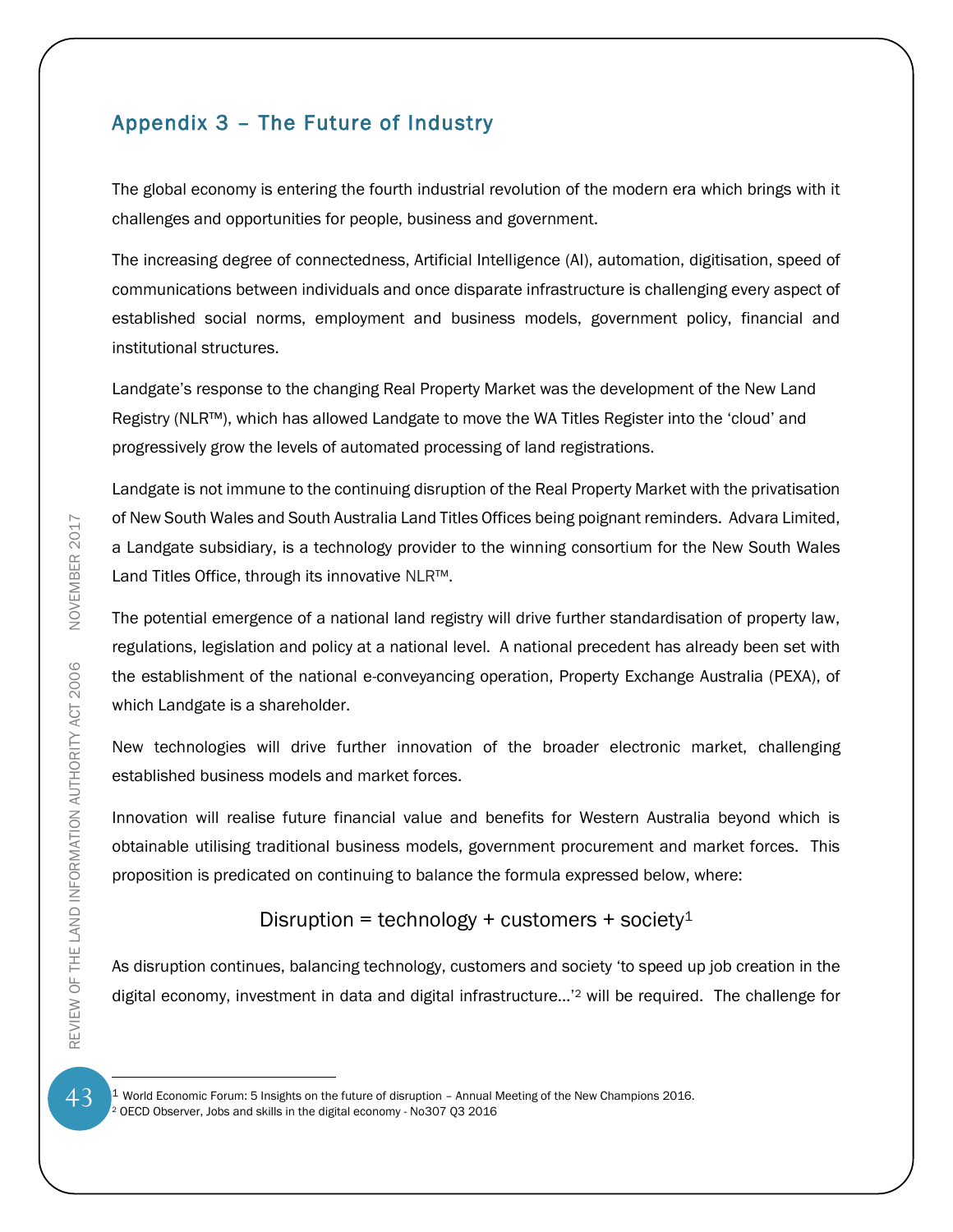## Appendix 3 – The Future of Industry

The global economy is entering the fourth industrial revolution of the modern era which brings with it challenges and opportunities for people, business and government.

The increasing degree of connectedness, Artificial Intelligence (AI), automation, digitisation, speed of communications between individuals and once disparate infrastructure is challenging every aspect of established social norms, employment and business models, government policy, financial and institutional structures.

Landgate's response to the changing Real Property Market was the development of the New Land Registry (NLR™), which has allowed Landgate to move the WA Titles Register into the 'cloud' and progressively grow the levels of automated processing of land registrations.

Landgate is not immune to the continuing disruption of the Real Property Market with the privatisation of New South Wales and South Australia Land Titles Offices being poignant reminders. Advara Limited, a Landgate subsidiary, is a technology provider to the winning consortium for the New South Wales Land Titles Office, through its innovative NLR™.

The potential emergence of a national land registry will drive further standardisation of property law, regulations, legislation and policy at a national level. A national precedent has already been set with the establishment of the national e-conveyancing operation, Property Exchange Australia (PEXA), of which Landgate is a shareholder.

New technologies will drive further innovation of the broader electronic market, challenging established business models and market forces.

Innovation will realise future financial value and benefits for Western Australia beyond which is obtainable utilising traditional business models, government procurement and market forces. This proposition is predicated on continuing to balance the formula expressed below, where:

Disruption = technology + customers + society[1]

As disruption continues, balancing technology, customers and society 'to speed up job creation in the digital economy, investment in data and digital infrastructure…'[2] will be required. The challenge for

---

[1] World Economic Forum: 5 Insights on the future of disruption – Annual Meeting of the New Champions 2016.

[2] OECD Observer, Jobs and skills in the digital economy - No307 Q3 2016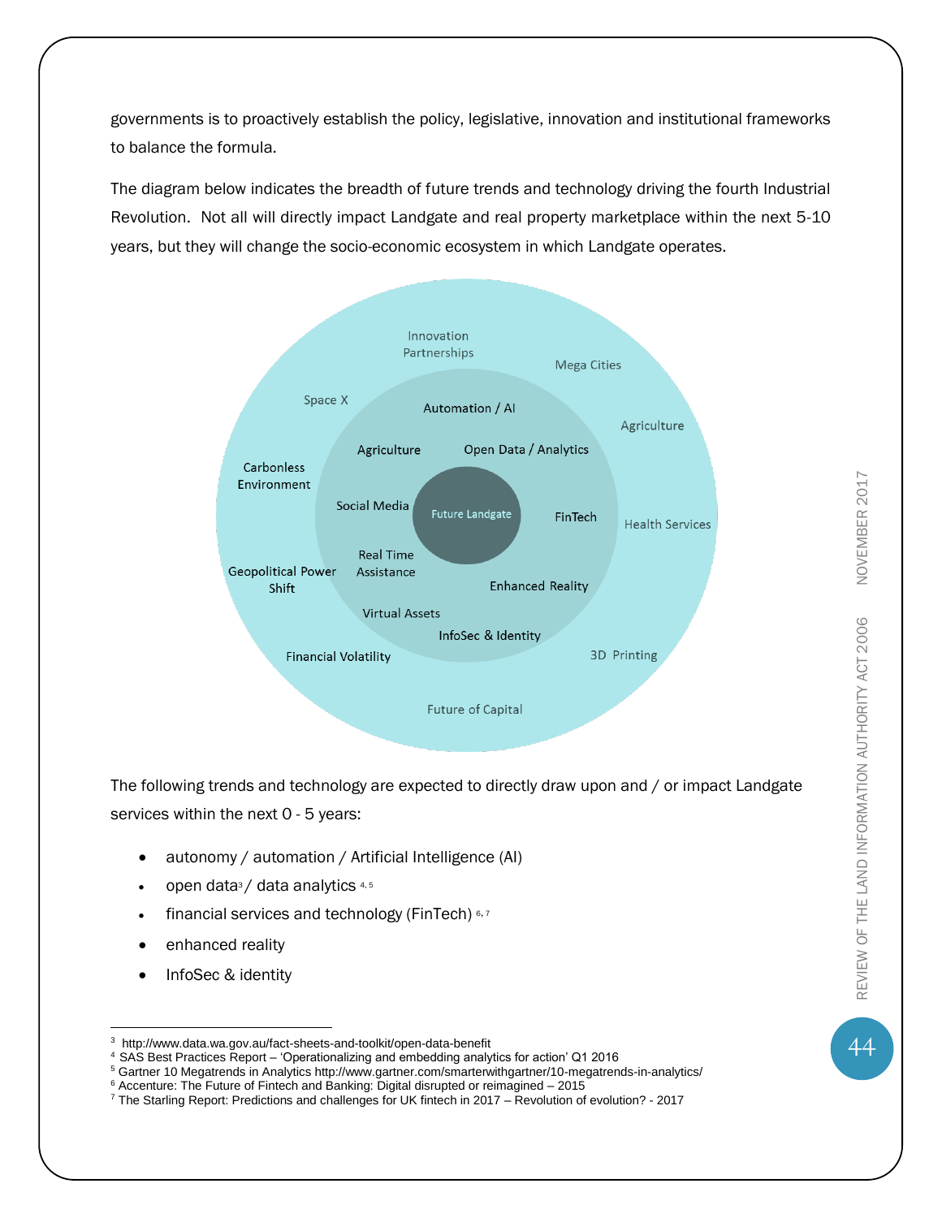governments is to proactively establish the policy, legislative, innovation and institutional frameworks to balance the formula.

The diagram below indicates the breadth of future trends and technology driving the fourth Industrial Revolution. Not all will directly impact Landgate and real property marketplace within the next 5-10 years, but they will change the socio-economic ecosystem in which Landgate operates.

Future Landgate

Automation / AI
Agriculture
Open Data / Analytics
Social Media
FinTech
Real Time Assistance
Enhanced Reality
Virtual Assets
InfoSec & Identity

Innovation Partnerships
Mega Cities
Space X
Agriculture
Carbonless Environment
Health Services
Geopolitical Power Shift
Financial Volatility
3D Printing
Future of Capital

The following trends and technology are expected to directly draw upon and / or impact Landgate services within the next 0 - 5 years:

- autonomy / automation / Artificial Intelligence (AI)
- open data[3] / data analytics [4, 5]
- financial services and technology (FinTech) [6, 7]
- enhanced reality
- InfoSec & identity

---

[3] http://www.data.wa.gov.au/fact-sheets-and-toolkit/open-data-benefit
[4] SAS Best Practices Report – 'Operationalizing and embedding analytics for action' Q1 2016
[5] Gartner 10 Megatrends in Analytics http://www.gartner.com/smarterwithgartner/10-megatrends-in-analytics/
[6] Accenture: The Future of Fintech and Banking: Digital disrupted or reimagined – 2015
[7] The Starling Report: Predictions and challenges for UK fintech in 2017 – Revolution of evolution? - 2017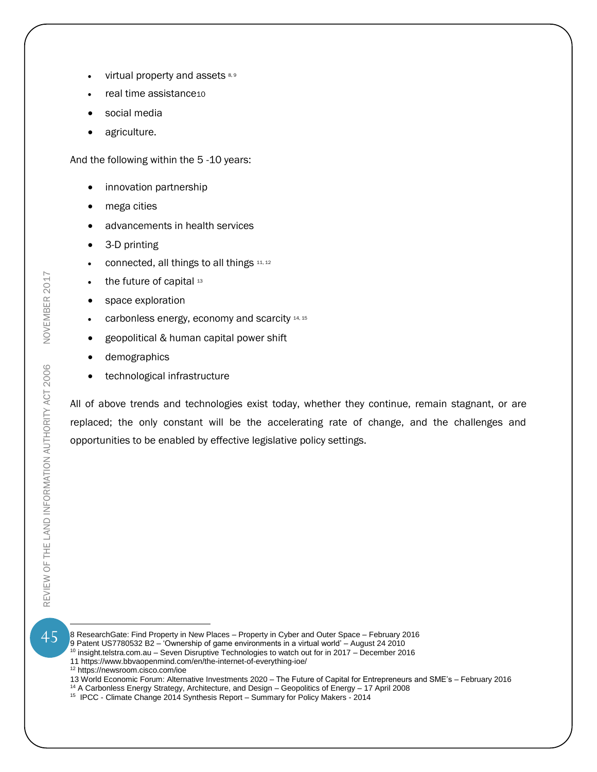- virtual property and assets [8, 9]
- real time assistance[10]
- social media
- agriculture.

And the following within the 5 -10 years:

- innovation partnership
- mega cities
- advancements in health services
- 3-D printing
- connected, all things to all things [11, 12]
- the future of capital [13]
- space exploration
- carbonless energy, economy and scarcity [14, 15]
- geopolitical & human capital power shift
- demographics
- technological infrastructure

All of above trends and technologies exist today, whether they continue, remain stagnant, or are replaced; the only constant will be the accelerating rate of change, and the challenges and opportunities to be enabled by effective legislative policy settings.

---

8 ResearchGate: Find Property in New Places – Property in Cyber and Outer Space – February 2016
9 Patent US7780532 B2 – 'Ownership of game environments in a virtual world' – August 24 2010
10 insight.telstra.com.au – Seven Disruptive Technologies to watch out for in 2017 – December 2016
11 https://www.bbvaopenmind.com/en/the-internet-of-everything-ioe/
12 https://newsroom.cisco.com/ioe
13 World Economic Forum: Alternative Investments 2020 – The Future of Capital for Entrepreneurs and SME's – February 2016
14 A Carbonless Energy Strategy, Architecture, and Design – Geopolitics of Energy – 17 April 2008
15 IPCC - Climate Change 2014 Synthesis Report – Summary for Policy Makers - 2014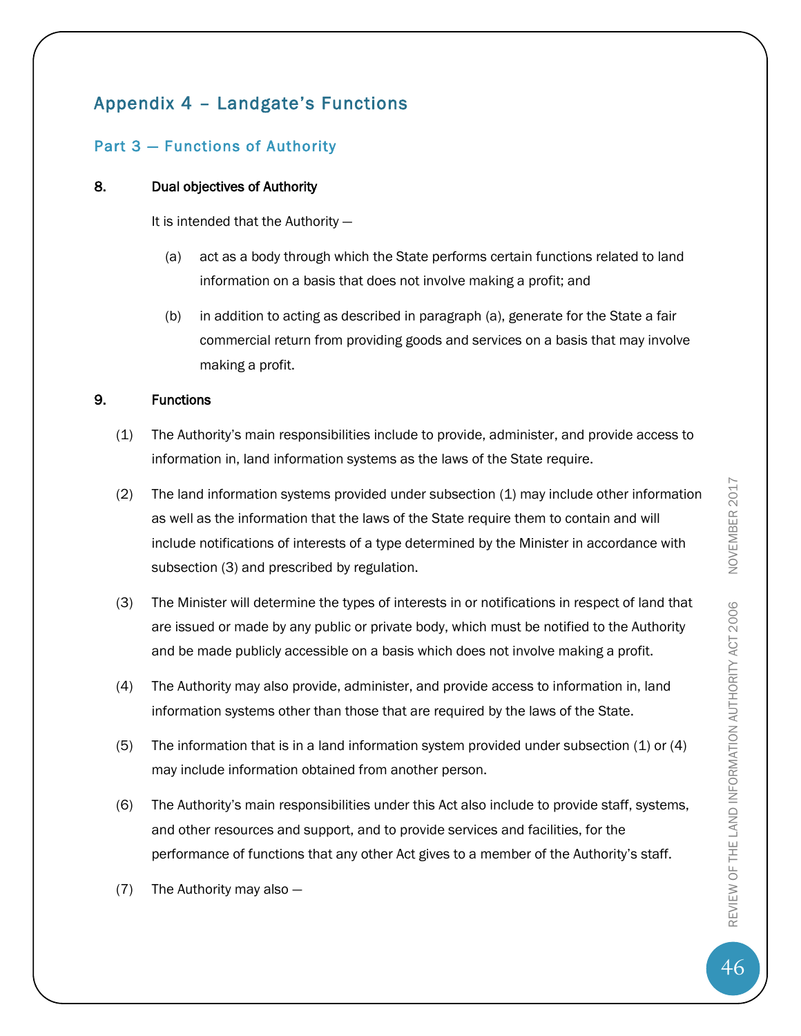## Appendix 4 – Landgate's Functions

### Part 3 — Functions of Authority

**8. Dual objectives of Authority**

It is intended that the Authority —

(a) act as a body through which the State performs certain functions related to land information on a basis that does not involve making a profit; and

(b) in addition to acting as described in paragraph (a), generate for the State a fair commercial return from providing goods and services on a basis that may involve making a profit.

**9. Functions**

(1) The Authority's main responsibilities include to provide, administer, and provide access to information in, land information systems as the laws of the State require.

(2) The land information systems provided under subsection (1) may include other information as well as the information that the laws of the State require them to contain and will include notifications of interests of a type determined by the Minister in accordance with subsection (3) and prescribed by regulation.

(3) The Minister will determine the types of interests in or notifications in respect of land that are issued or made by any public or private body, which must be notified to the Authority and be made publicly accessible on a basis which does not involve making a profit.

(4) The Authority may also provide, administer, and provide access to information in, land information systems other than those that are required by the laws of the State.

(5) The information that is in a land information system provided under subsection (1) or (4) may include information obtained from another person.

(6) The Authority's main responsibilities under this Act also include to provide staff, systems, and other resources and support, and to provide services and facilities, for the performance of functions that any other Act gives to a member of the Authority's staff.

(7) The Authority may also —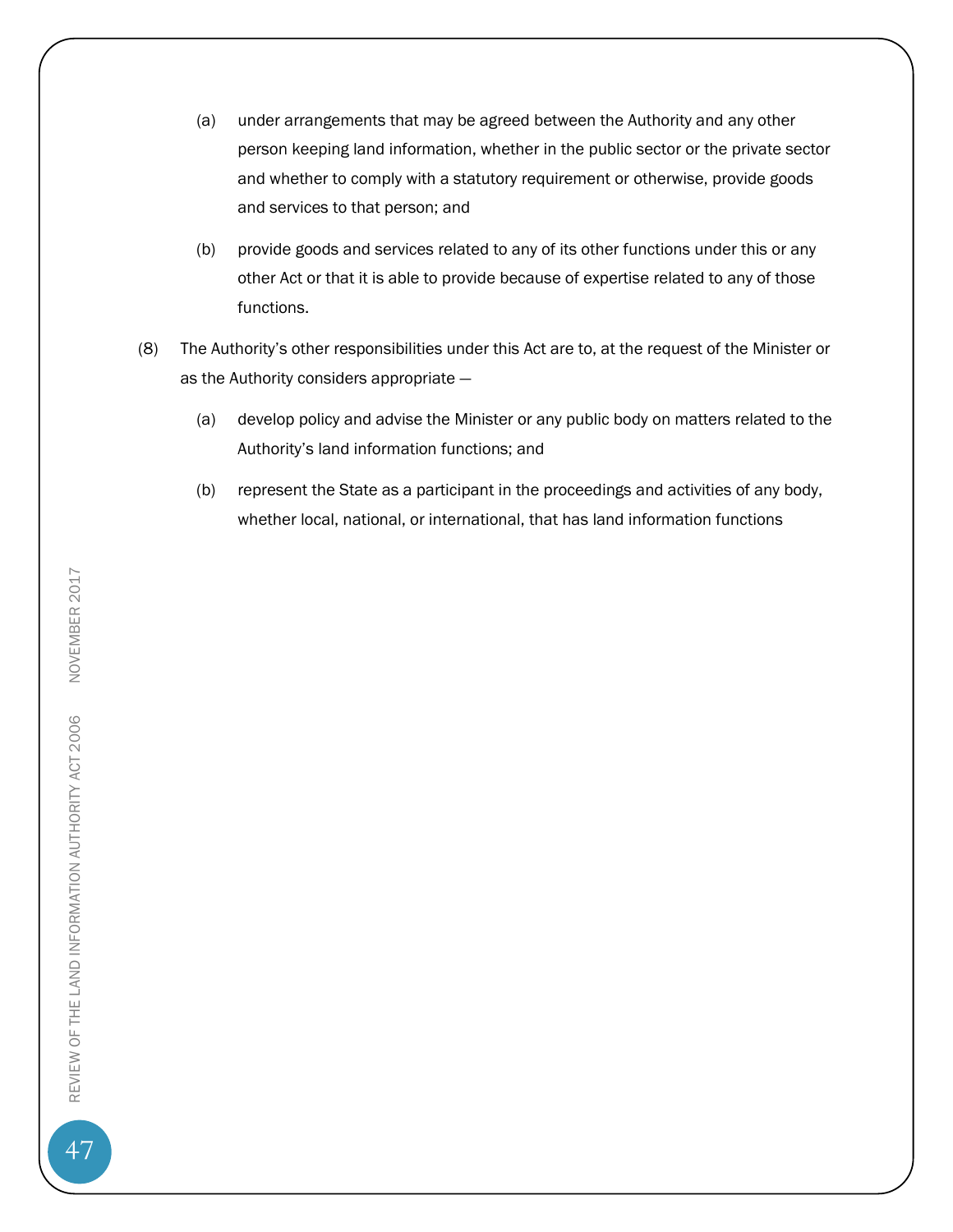(a) under arrangements that may be agreed between the Authority and any other person keeping land information, whether in the public sector or the private sector and whether to comply with a statutory requirement or otherwise, provide goods and services to that person; and

(b) provide goods and services related to any of its other functions under this or any other Act or that it is able to provide because of expertise related to any of those functions.

(8) The Authority's other responsibilities under this Act are to, at the request of the Minister or as the Authority considers appropriate —

(a) develop policy and advise the Minister or any public body on matters related to the Authority's land information functions; and

(b) represent the State as a participant in the proceedings and activities of any body, whether local, national, or international, that has land information functions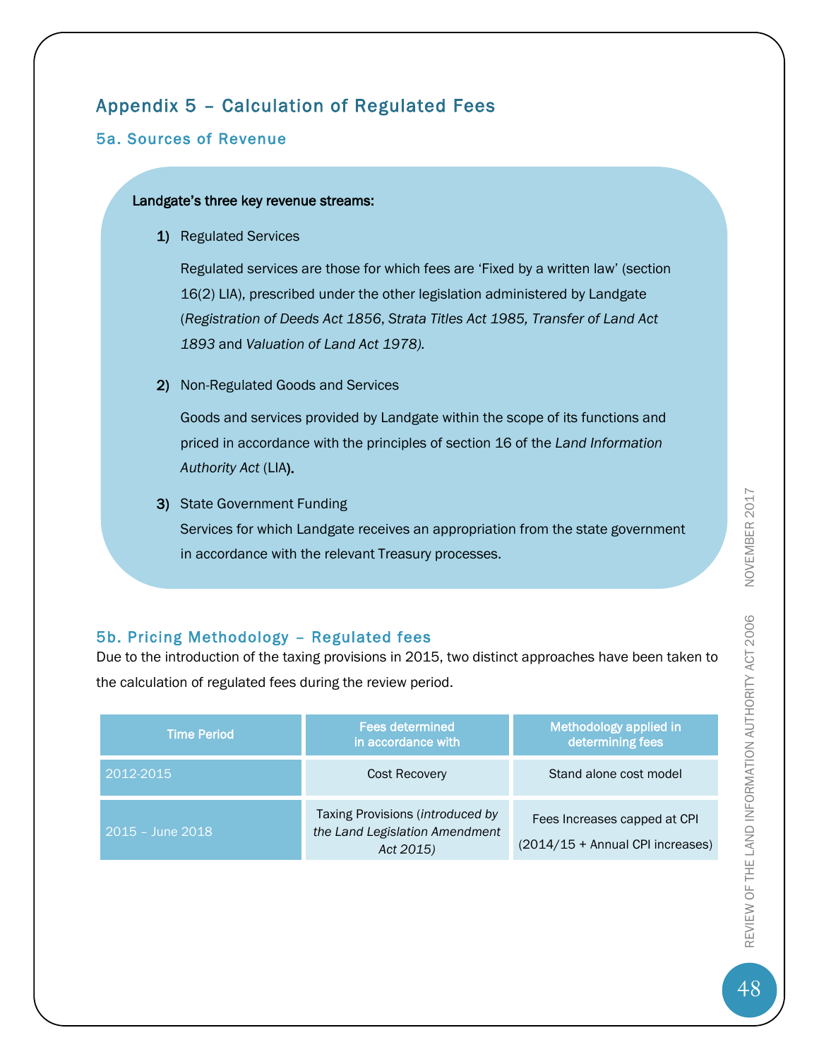## Appendix 5 – Calculation of Regulated Fees

### 5a. Sources of Revenue

**Landgate's three key revenue streams:**

**1)** Regulated Services

Regulated services are those for which fees are 'Fixed by a written law' (section 16(2) LIA), prescribed under the other legislation administered by Landgate (*Registration of Deeds Act 1856*, *Strata Titles Act 1985, Transfer of Land Act 1893* and *Valuation of Land Act 1978).*

**2)** Non-Regulated Goods and Services

Goods and services provided by Landgate within the scope of its functions and priced in accordance with the principles of section 16 of the *Land Information Authority Act* (LIA**).**

**3)** State Government Funding

Services for which Landgate receives an appropriation from the state government in accordance with the relevant Treasury processes.

### 5b. Pricing Methodology – Regulated fees

Due to the introduction of the taxing provisions in 2015, two distinct approaches have been taken to the calculation of regulated fees during the review period.

| Time Period | Fees determined in accordance with | Methodology applied in determining fees |
|---|---|---|
| 2012-2015 | Cost Recovery | Stand alone cost model |
| 2015 – June 2018 | Taxing Provisions (*introduced by the Land Legislation Amendment Act 2015)* | Fees Increases capped at CPI (2014/15 + Annual CPI increases) |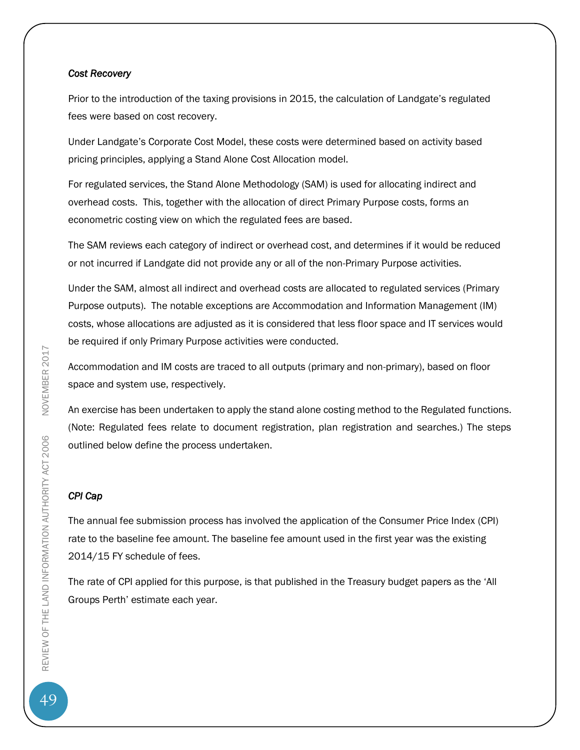***Cost Recovery***

Prior to the introduction of the taxing provisions in 2015, the calculation of Landgate's regulated fees were based on cost recovery.

Under Landgate's Corporate Cost Model, these costs were determined based on activity based pricing principles, applying a Stand Alone Cost Allocation model.

For regulated services, the Stand Alone Methodology (SAM) is used for allocating indirect and overhead costs. This, together with the allocation of direct Primary Purpose costs, forms an econometric costing view on which the regulated fees are based.

The SAM reviews each category of indirect or overhead cost, and determines if it would be reduced or not incurred if Landgate did not provide any or all of the non-Primary Purpose activities.

Under the SAM, almost all indirect and overhead costs are allocated to regulated services (Primary Purpose outputs). The notable exceptions are Accommodation and Information Management (IM) costs, whose allocations are adjusted as it is considered that less floor space and IT services would be required if only Primary Purpose activities were conducted.

Accommodation and IM costs are traced to all outputs (primary and non-primary), based on floor space and system use, respectively.

An exercise has been undertaken to apply the stand alone costing method to the Regulated functions. (Note: Regulated fees relate to document registration, plan registration and searches.) The steps outlined below define the process undertaken.

***CPI Cap***

The annual fee submission process has involved the application of the Consumer Price Index (CPI) rate to the baseline fee amount. The baseline fee amount used in the first year was the existing 2014/15 FY schedule of fees.

The rate of CPI applied for this purpose, is that published in the Treasury budget papers as the 'All Groups Perth' estimate each year.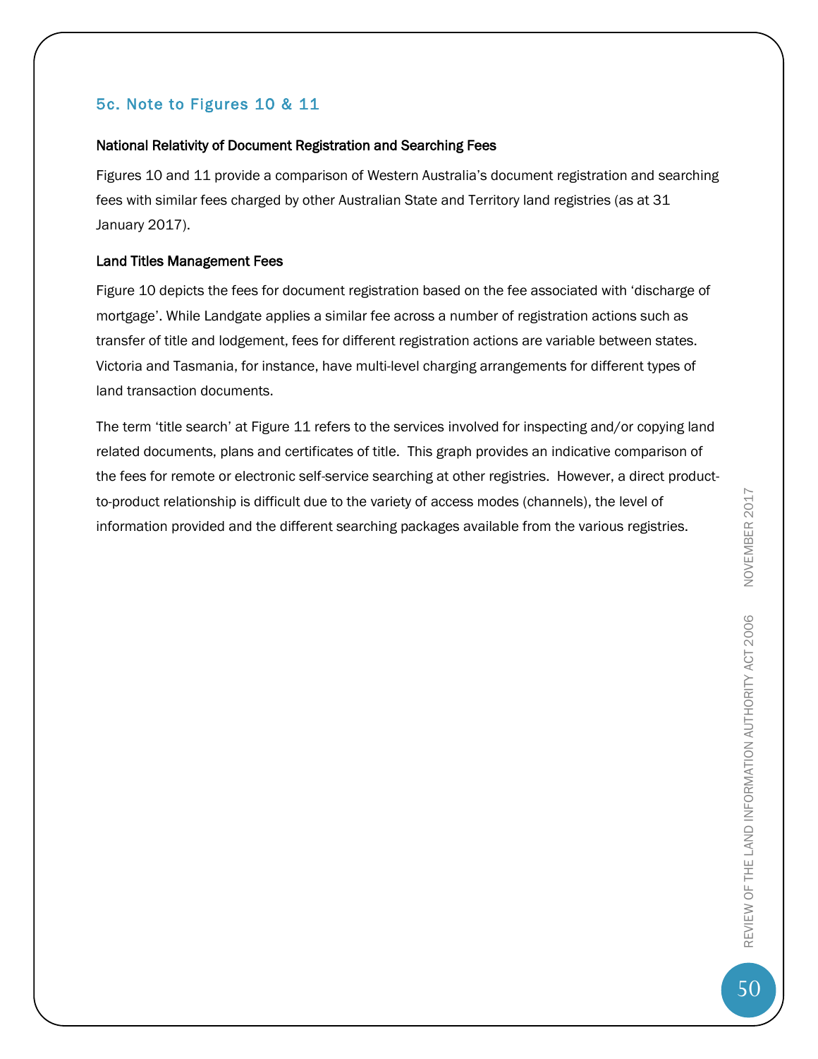## 5c. Note to Figures 10 & 11

**National Relativity of Document Registration and Searching Fees**

Figures 10 and 11 provide a comparison of Western Australia's document registration and searching fees with similar fees charged by other Australian State and Territory land registries (as at 31 January 2017).

**Land Titles Management Fees**

Figure 10 depicts the fees for document registration based on the fee associated with 'discharge of mortgage'. While Landgate applies a similar fee across a number of registration actions such as transfer of title and lodgement, fees for different registration actions are variable between states. Victoria and Tasmania, for instance, have multi-level charging arrangements for different types of land transaction documents.

The term 'title search' at Figure 11 refers to the services involved for inspecting and/or copying land related documents, plans and certificates of title. This graph provides an indicative comparison of the fees for remote or electronic self-service searching at other registries. However, a direct product-to-product relationship is difficult due to the variety of access modes (channels), the level of information provided and the different searching packages available from the various registries.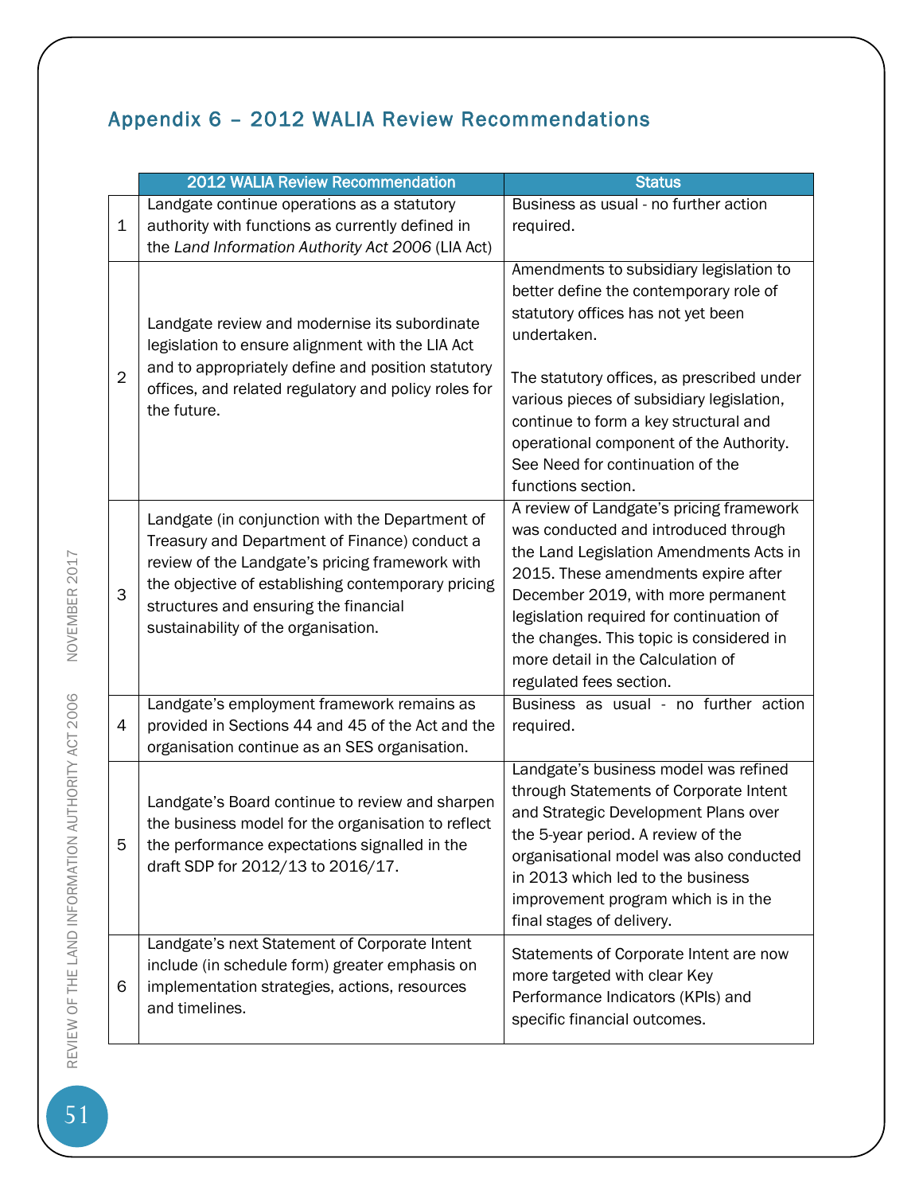## Appendix 6 – 2012 WALIA Review Recommendations

| | 2012 WALIA Review Recommendation | Status |
|---|---|---|
| 1 | Landgate continue operations as a statutory authority with functions as currently defined in the *Land Information Authority Act 2006* (LIA Act) | Business as usual - no further action required. |
| 2 | Landgate review and modernise its subordinate legislation to ensure alignment with the LIA Act and to appropriately define and position statutory offices, and related regulatory and policy roles for the future. | Amendments to subsidiary legislation to better define the contemporary role of statutory offices has not yet been undertaken.<br><br>The statutory offices, as prescribed under various pieces of subsidiary legislation, continue to form a key structural and operational component of the Authority. See Need for continuation of the functions section. |
| 3 | Landgate (in conjunction with the Department of Treasury and Department of Finance) conduct a review of the Landgate's pricing framework with the objective of establishing contemporary pricing structures and ensuring the financial sustainability of the organisation. | A review of Landgate's pricing framework was conducted and introduced through the Land Legislation Amendments Acts in 2015. These amendments expire after December 2019, with more permanent legislation required for continuation of the changes. This topic is considered in more detail in the Calculation of regulated fees section. |
| 4 | Landgate's employment framework remains as provided in Sections 44 and 45 of the Act and the organisation continue as an SES organisation. | Business as usual - no further action required. |
| 5 | Landgate's Board continue to review and sharpen the business model for the organisation to reflect the performance expectations signalled in the draft SDP for 2012/13 to 2016/17. | Landgate's business model was refined through Statements of Corporate Intent and Strategic Development Plans over the 5-year period. A review of the organisational model was also conducted in 2013 which led to the business improvement program which is in the final stages of delivery. |
| 6 | Landgate's next Statement of Corporate Intent include (in schedule form) greater emphasis on implementation strategies, actions, resources and timelines. | Statements of Corporate Intent are now more targeted with clear Key Performance Indicators (KPIs) and specific financial outcomes. |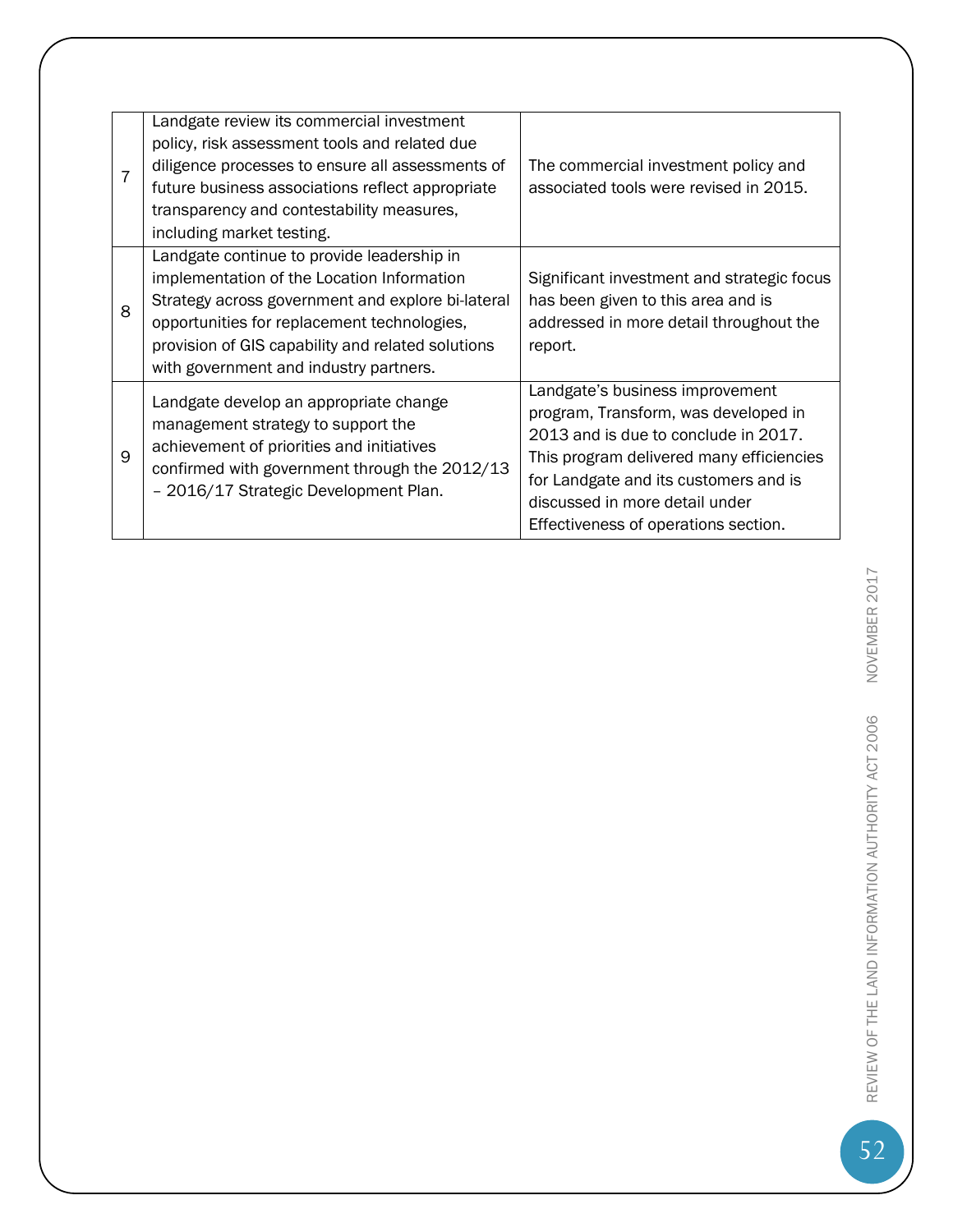| | | |
|---|---|---|
| 7 | Landgate review its commercial investment policy, risk assessment tools and related due diligence processes to ensure all assessments of future business associations reflect appropriate transparency and contestability measures, including market testing. | The commercial investment policy and associated tools were revised in 2015. |
| 8 | Landgate continue to provide leadership in implementation of the Location Information Strategy across government and explore bi-lateral opportunities for replacement technologies, provision of GIS capability and related solutions with government and industry partners. | Significant investment and strategic focus has been given to this area and is addressed in more detail throughout the report. |
| 9 | Landgate develop an appropriate change management strategy to support the achievement of priorities and initiatives confirmed with government through the 2012/13 – 2016/17 Strategic Development Plan. | Landgate's business improvement program, Transform, was developed in 2013 and is due to conclude in 2017. This program delivered many efficiencies for Landgate and its customers and is discussed in more detail under Effectiveness of operations section. |